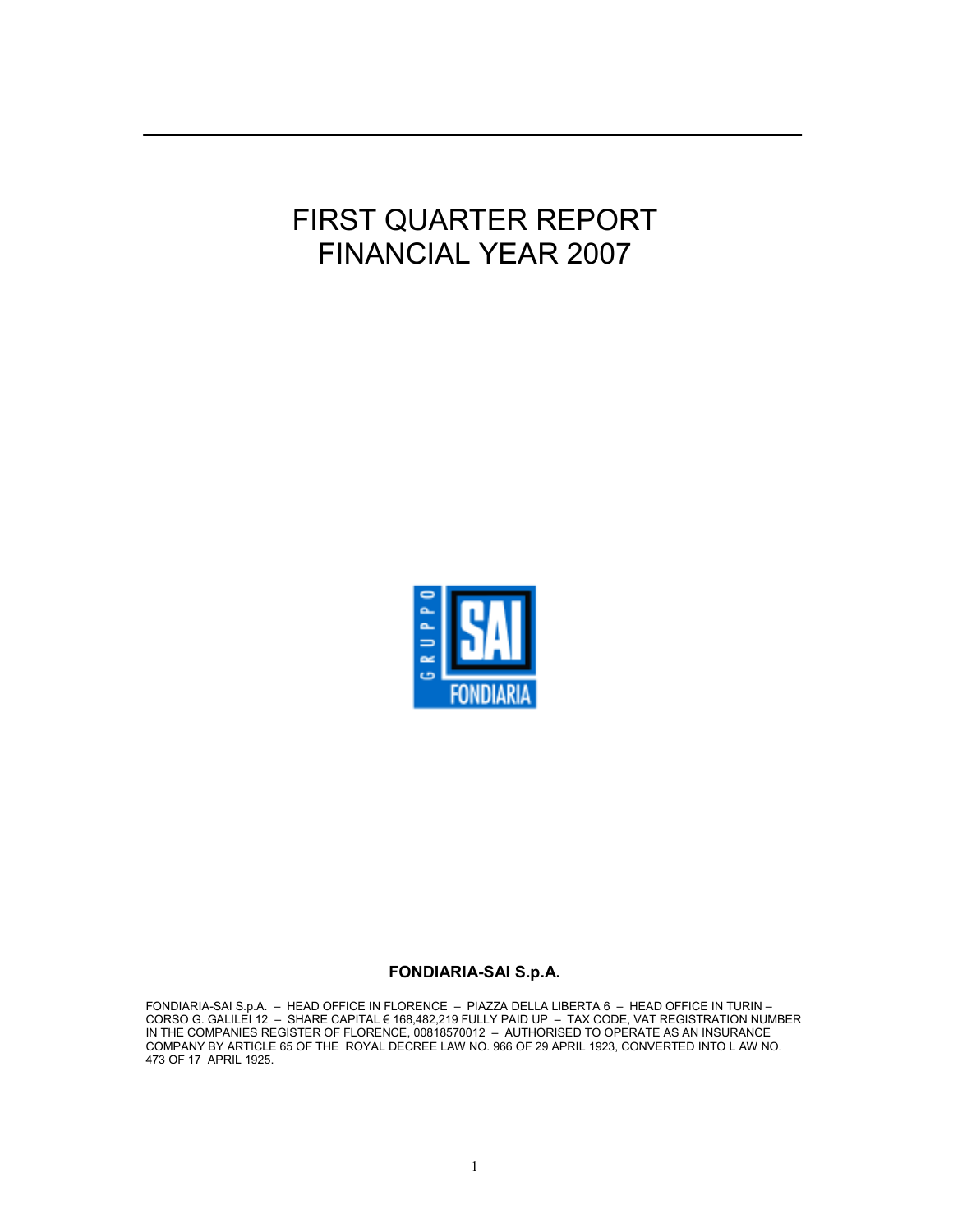# FIRST QUARTER REPORT FINANCIAL YEAR 2007

**FONDIARIA-SAI S.p.A.**

FONDIARIA-SAI S.p.A. – HEAD OFFICE IN FLORENCE – PIAZZA DELLA LIBERTA 6 – HEAD OFFICE IN TURIN – CORSO G. GALILEI 12 – SHARE CAPITAL € 168,482,219 FULLY PAID UP – TAX CODE, VAT REGISTRATION NUMBER IN THE COMPANIES REGISTER OF FLORENCE, 00818570012 – AUTHORISED TO OPERATE AS AN INSURANCE COMPANY BY ARTICLE 65 OF THE ROYAL DECREE LAW NO. 966 OF 29 APRIL 1923, CONVERTED INTO L AW NO. 473 OF 17 APRIL 1925.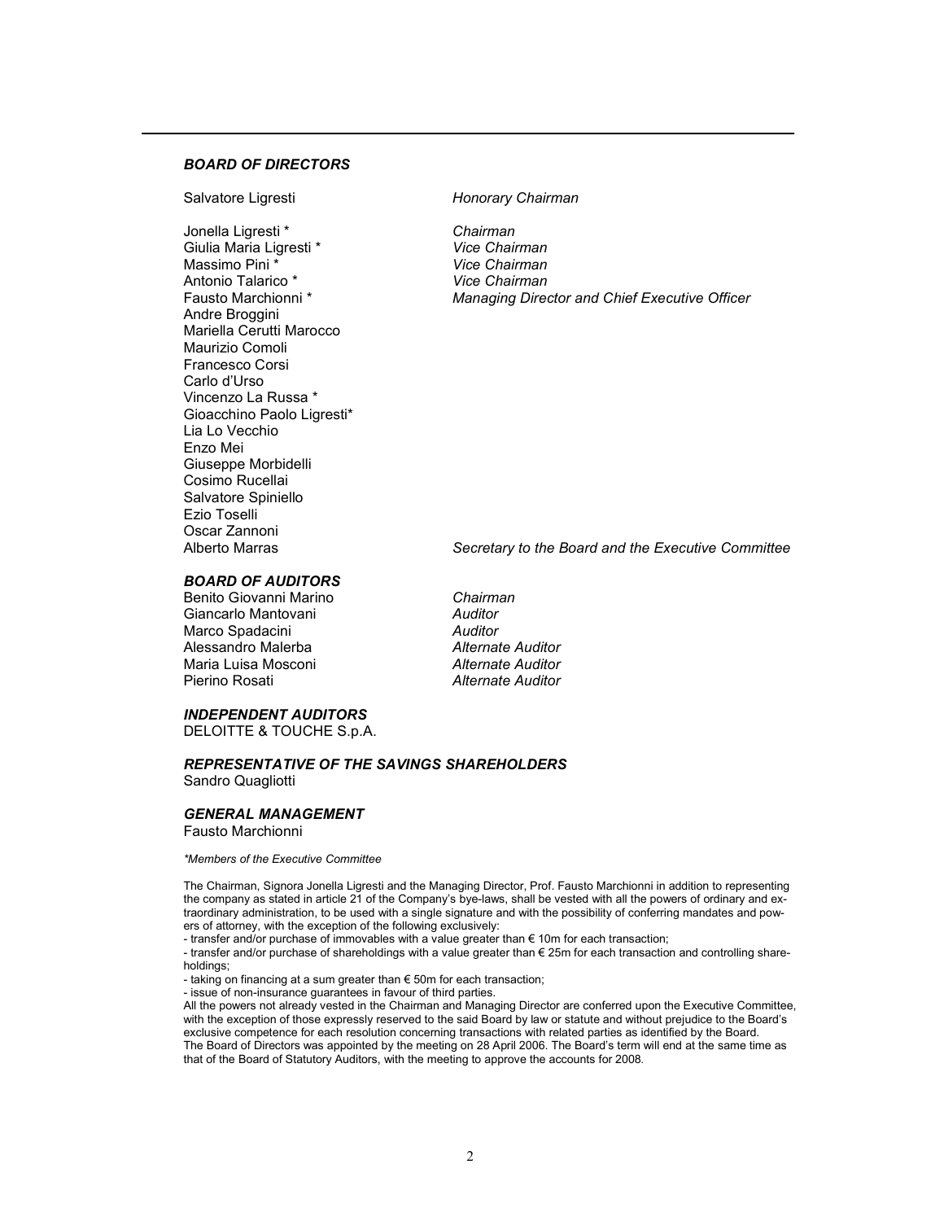### *BOARD OF DIRECTORS*

| | |
|---|---|
| Salvatore Ligresti | *Honorary Chairman* |
| Jonella Ligresti * | *Chairman* |
| Giulia Maria Ligresti * | *Vice Chairman* |
| Massimo Pini * | *Vice Chairman* |
| Antonio Talarico * | *Vice Chairman* |
| Fausto Marchionni * | *Managing Director and Chief Executive Officer* |
| Andre Broggini | |
| Mariella Cerutti Marocco | |
| Maurizio Comoli | |
| Francesco Corsi | |
| Carlo d'Urso | |
| Vincenzo La Russa * | |
| Gioacchino Paolo Ligresti* | |
| Lia Lo Vecchio | |
| Enzo Mei | |
| Giuseppe Morbidelli | |
| Cosimo Rucellai | |
| Salvatore Spiniello | |
| Ezio Toselli | |
| Oscar Zannoni | |
| Alberto Marras | *Secretary to the Board and the Executive Committee* |

### *BOARD OF AUDITORS*

| | |
|---|---|
| Benito Giovanni Marino | *Chairman* |
| Giancarlo Mantovani | *Auditor* |
| Marco Spadacini | *Auditor* |
| Alessandro Malerba | *Alternate Auditor* |
| Maria Luisa Mosconi | *Alternate Auditor* |
| Pierino Rosati | *Alternate Auditor* |

### *INDEPENDENT AUDITORS*

DELOITTE & TOUCHE S.p.A.

### *REPRESENTATIVE OF THE SAVINGS SHAREHOLDERS*

Sandro Quagliotti

### *GENERAL MANAGEMENT*

Fausto Marchionni

*\*Members of the Executive Committee*

The Chairman, Signora Jonella Ligresti and the Managing Director, Prof. Fausto Marchionni in addition to representing the company as stated in article 21 of the Company's bye-laws, shall be vested with all the powers of ordinary and extraordinary administration, to be used with a single signature and with the possibility of conferring mandates and powers of attorney, with the exception of the following exclusively:

- transfer and/or purchase of immovables with a value greater than € 10m for each transaction;
- transfer and/or purchase of shareholdings with a value greater than € 25m for each transaction and controlling shareholdings;
- taking on financing at a sum greater than € 50m for each transaction;
- issue of non-insurance guarantees in favour of third parties.

All the powers not already vested in the Chairman and Managing Director are conferred upon the Executive Committee, with the exception of those expressly reserved to the said Board by law or statute and without prejudice to the Board's exclusive competence for each resolution concerning transactions with related parties as identified by the Board.
The Board of Directors was appointed by the meeting on 28 April 2006. The Board's term will end at the same time as that of the Board of Statutory Auditors, with the meeting to approve the accounts for 2008.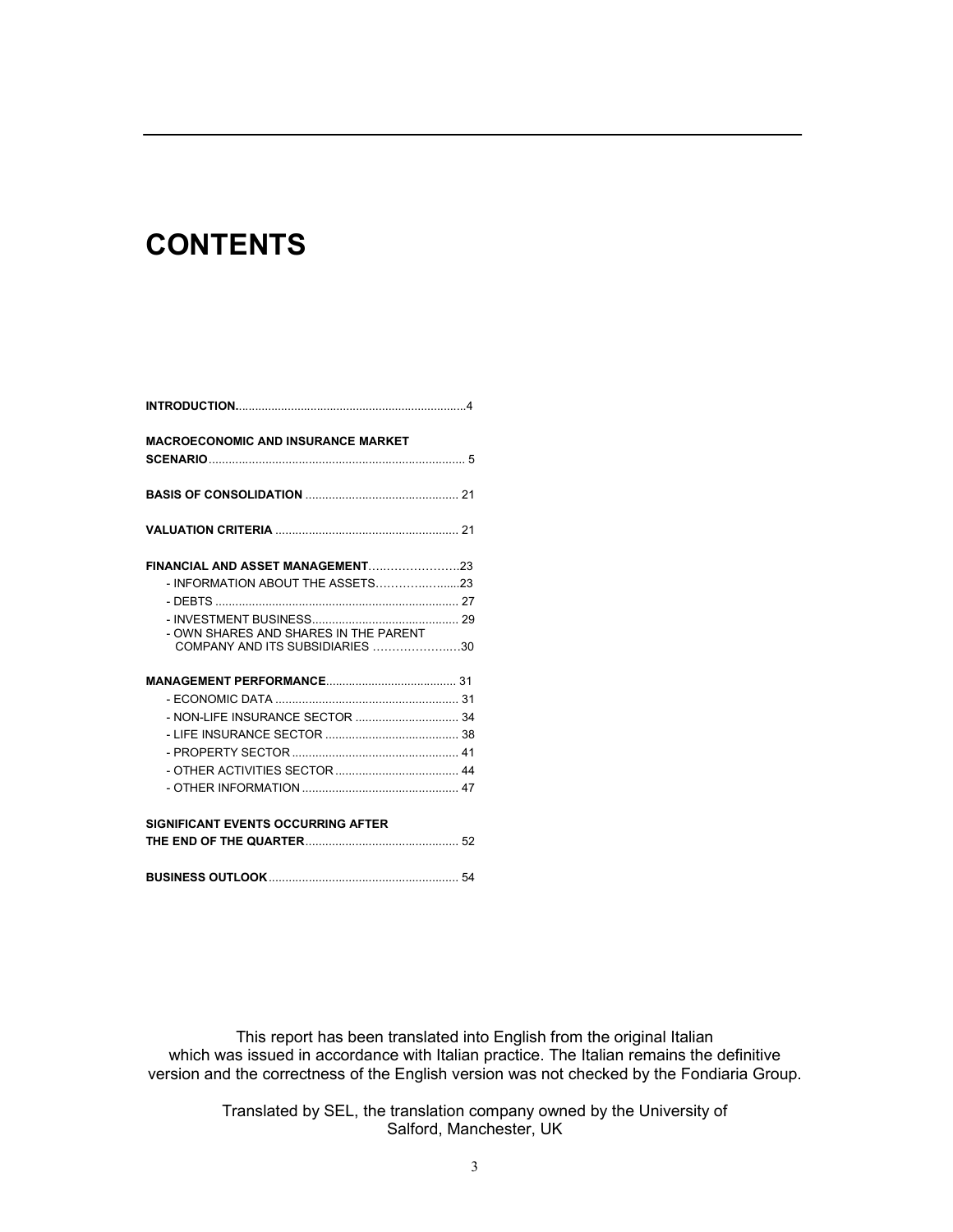# CONTENTS

| | |
|---|---|
| **INTRODUCTION** | 4 |
| **MACROECONOMIC AND INSURANCE MARKET SCENARIO** | 5 |
| **BASIS OF CONSOLIDATION** | 21 |
| **VALUATION CRITERIA** | 21 |
| **FINANCIAL AND ASSET MANAGEMENT** | 23 |
| - INFORMATION ABOUT THE ASSETS | 23 |
| - DEBTS | 27 |
| - INVESTMENT BUSINESS | 29 |
| - OWN SHARES AND SHARES IN THE PARENT COMPANY AND ITS SUBSIDIARIES | 30 |
| **MANAGEMENT PERFORMANCE** | 31 |
| - ECONOMIC DATA | 31 |
| - NON-LIFE INSURANCE SECTOR | 34 |
| - LIFE INSURANCE SECTOR | 38 |
| - PROPERTY SECTOR | 41 |
| - OTHER ACTIVITIES SECTOR | 44 |
| - OTHER INFORMATION | 47 |
| **SIGNIFICANT EVENTS OCCURRING AFTER THE END OF THE QUARTER** | 52 |
| **BUSINESS OUTLOOK** | 54 |

This report has been translated into English from the original Italian which was issued in accordance with Italian practice. The Italian remains the definitive version and the correctness of the English version was not checked by the Fondiaria Group.

Translated by SEL, the translation company owned by the University of Salford, Manchester, UK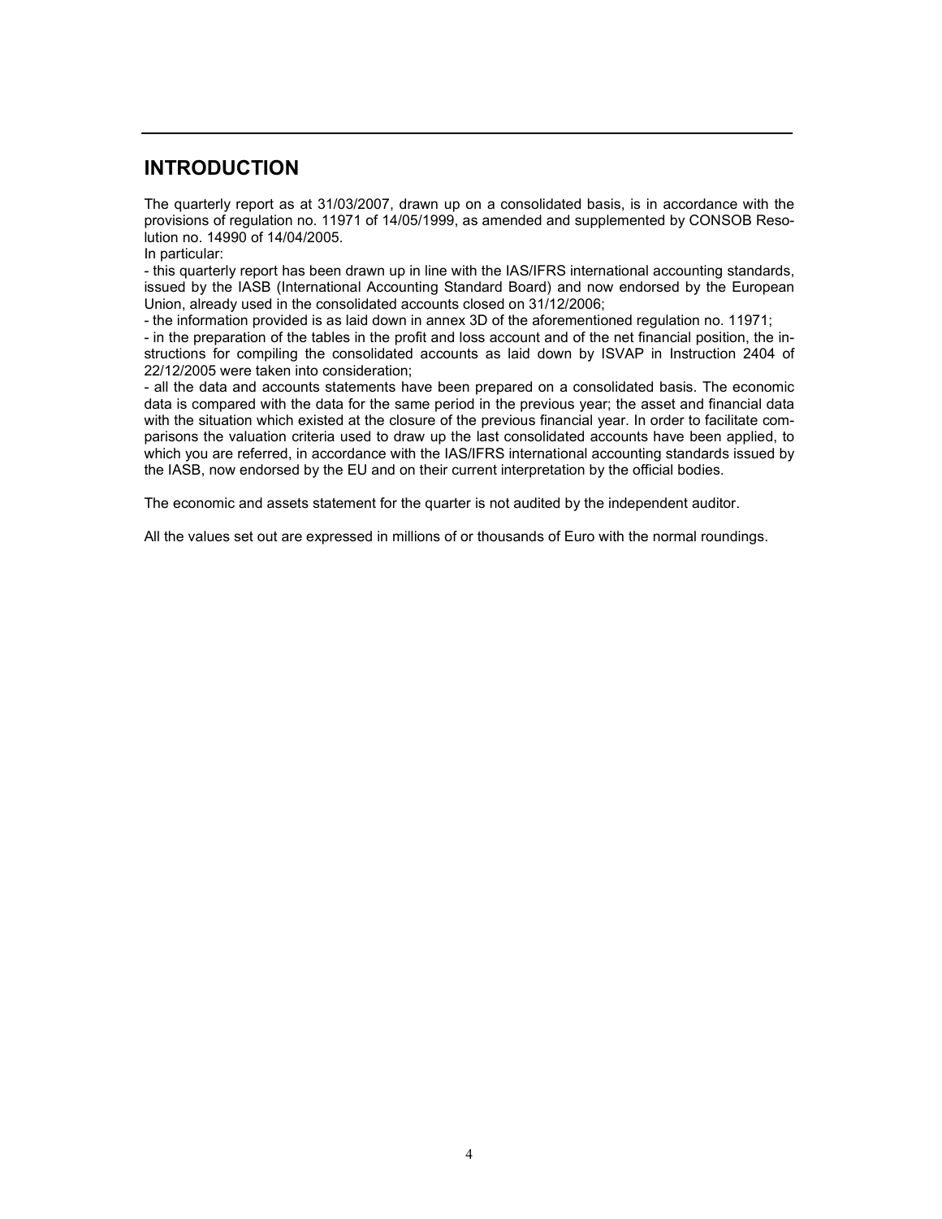## INTRODUCTION

The quarterly report as at 31/03/2007, drawn up on a consolidated basis, is in accordance with the provisions of regulation no. 11971 of 14/05/1999, as amended and supplemented by CONSOB Resolution no. 14990 of 14/04/2005.

In particular:

- this quarterly report has been drawn up in line with the IAS/IFRS international accounting standards, issued by the IASB (International Accounting Standard Board) and now endorsed by the European Union, already used in the consolidated accounts closed on 31/12/2006;
- the information provided is as laid down in annex 3D of the aforementioned regulation no. 11971;
- in the preparation of the tables in the profit and loss account and of the net financial position, the instructions for compiling the consolidated accounts as laid down by ISVAP in Instruction 2404 of 22/12/2005 were taken into consideration;
- all the data and accounts statements have been prepared on a consolidated basis. The economic data is compared with the data for the same period in the previous year; the asset and financial data with the situation which existed at the closure of the previous financial year. In order to facilitate comparisons the valuation criteria used to draw up the last consolidated accounts have been applied, to which you are referred, in accordance with the IAS/IFRS international accounting standards issued by the IASB, now endorsed by the EU and on their current interpretation by the official bodies.

The economic and assets statement for the quarter is not audited by the independent auditor.

All the values set out are expressed in millions of or thousands of Euro with the normal roundings.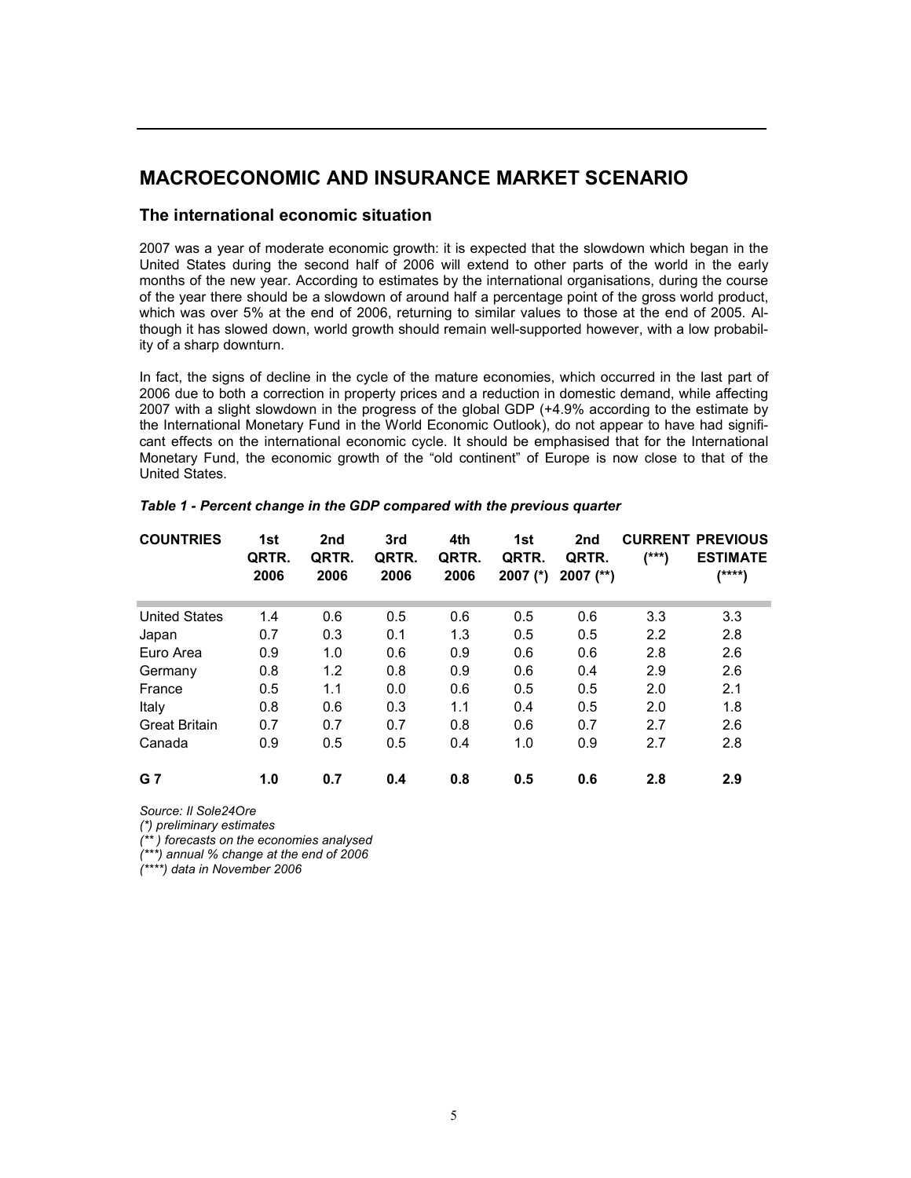# MACROECONOMIC AND INSURANCE MARKET SCENARIO

## The international economic situation

2007 was a year of moderate economic growth: it is expected that the slowdown which began in the United States during the second half of 2006 will extend to other parts of the world in the early months of the new year. According to estimates by the international organisations, during the course of the year there should be a slowdown of around half a percentage point of the gross world product, which was over 5% at the end of 2006, returning to similar values to those at the end of 2005. Although it has slowed down, world growth should remain well-supported however, with a low probability of a sharp downturn.

In fact, the signs of decline in the cycle of the mature economies, which occurred in the last part of 2006 due to both a correction in property prices and a reduction in domestic demand, while affecting 2007 with a slight slowdown in the progress of the global GDP (+4.9% according to the estimate by the International Monetary Fund in the World Economic Outlook), do not appear to have had significant effects on the international economic cycle. It should be emphasised that for the International Monetary Fund, the economic growth of the "old continent" of Europe is now close to that of the United States.

***Table 1 - Percent change in the GDP compared with the previous quarter***

| COUNTRIES | 1st QRTR. 2006 | 2nd QRTR. 2006 | 3rd QRTR. 2006 | 4th QRTR. 2006 | 1st QRTR. 2007 (*) | 2nd QRTR. 2007 (**) | CURRENT (***) | PREVIOUS ESTIMATE (****) |
|---|---|---|---|---|---|---|---|---|
| United States | 1.4 | 0.6 | 0.5 | 0.6 | 0.5 | 0.6 | 3.3 | 3.3 |
| Japan | 0.7 | 0.3 | 0.1 | 1.3 | 0.5 | 0.5 | 2.2 | 2.8 |
| Euro Area | 0.9 | 1.0 | 0.6 | 0.9 | 0.6 | 0.6 | 2.8 | 2.6 |
| Germany | 0.8 | 1.2 | 0.8 | 0.9 | 0.6 | 0.4 | 2.9 | 2.6 |
| France | 0.5 | 1.1 | 0.0 | 0.6 | 0.5 | 0.5 | 2.0 | 2.1 |
| Italy | 0.8 | 0.6 | 0.3 | 1.1 | 0.4 | 0.5 | 2.0 | 1.8 |
| Great Britain | 0.7 | 0.7 | 0.7 | 0.8 | 0.6 | 0.7 | 2.7 | 2.6 |
| Canada | 0.9 | 0.5 | 0.5 | 0.4 | 1.0 | 0.9 | 2.7 | 2.8 |
| **G 7** | **1.0** | **0.7** | **0.4** | **0.8** | **0.5** | **0.6** | **2.8** | **2.9** |

*Source: Il Sole24Ore*
*(*) preliminary estimates*
*(** ) forecasts on the economies analysed*
*(***) annual % change at the end of 2006*
*(****) data in November 2006*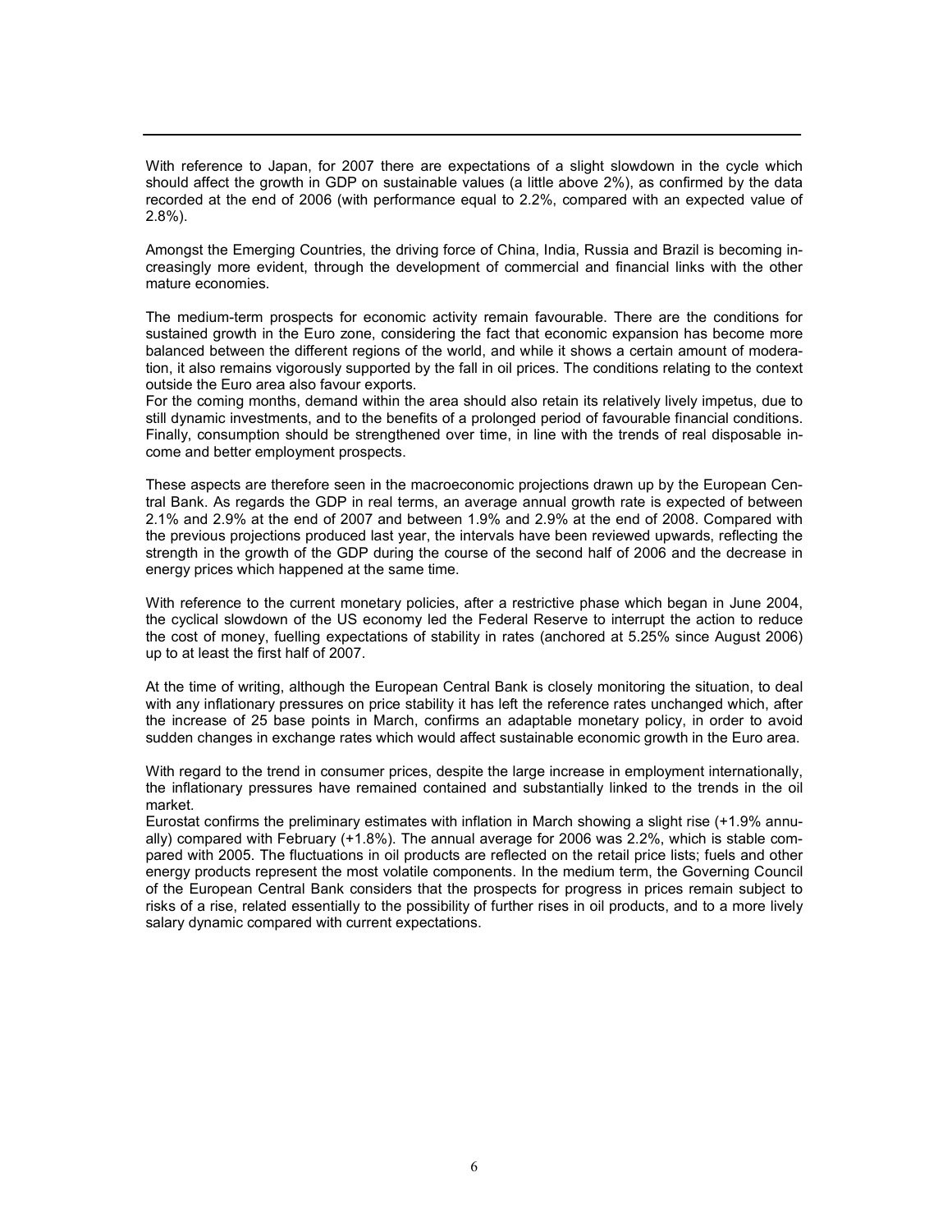With reference to Japan, for 2007 there are expectations of a slight slowdown in the cycle which should affect the growth in GDP on sustainable values (a little above 2%), as confirmed by the data recorded at the end of 2006 (with performance equal to 2.2%, compared with an expected value of 2.8%).

Amongst the Emerging Countries, the driving force of China, India, Russia and Brazil is becoming increasingly more evident, through the development of commercial and financial links with the other mature economies.

The medium-term prospects for economic activity remain favourable. There are the conditions for sustained growth in the Euro zone, considering the fact that economic expansion has become more balanced between the different regions of the world, and while it shows a certain amount of moderation, it also remains vigorously supported by the fall in oil prices. The conditions relating to the context outside the Euro area also favour exports.
For the coming months, demand within the area should also retain its relatively lively impetus, due to still dynamic investments, and to the benefits of a prolonged period of favourable financial conditions. Finally, consumption should be strengthened over time, in line with the trends of real disposable income and better employment prospects.

These aspects are therefore seen in the macroeconomic projections drawn up by the European Central Bank. As regards the GDP in real terms, an average annual growth rate is expected of between 2.1% and 2.9% at the end of 2007 and between 1.9% and 2.9% at the end of 2008. Compared with the previous projections produced last year, the intervals have been reviewed upwards, reflecting the strength in the growth of the GDP during the course of the second half of 2006 and the decrease in energy prices which happened at the same time.

With reference to the current monetary policies, after a restrictive phase which began in June 2004, the cyclical slowdown of the US economy led the Federal Reserve to interrupt the action to reduce the cost of money, fuelling expectations of stability in rates (anchored at 5.25% since August 2006) up to at least the first half of 2007.

At the time of writing, although the European Central Bank is closely monitoring the situation, to deal with any inflationary pressures on price stability it has left the reference rates unchanged which, after the increase of 25 base points in March, confirms an adaptable monetary policy, in order to avoid sudden changes in exchange rates which would affect sustainable economic growth in the Euro area.

With regard to the trend in consumer prices, despite the large increase in employment internationally, the inflationary pressures have remained contained and substantially linked to the trends in the oil market.
Eurostat confirms the preliminary estimates with inflation in March showing a slight rise (+1.9% annually) compared with February (+1.8%). The annual average for 2006 was 2.2%, which is stable compared with 2005. The fluctuations in oil products are reflected on the retail price lists; fuels and other energy products represent the most volatile components. In the medium term, the Governing Council of the European Central Bank considers that the prospects for progress in prices remain subject to risks of a rise, related essentially to the possibility of further rises in oil products, and to a more lively salary dynamic compared with current expectations.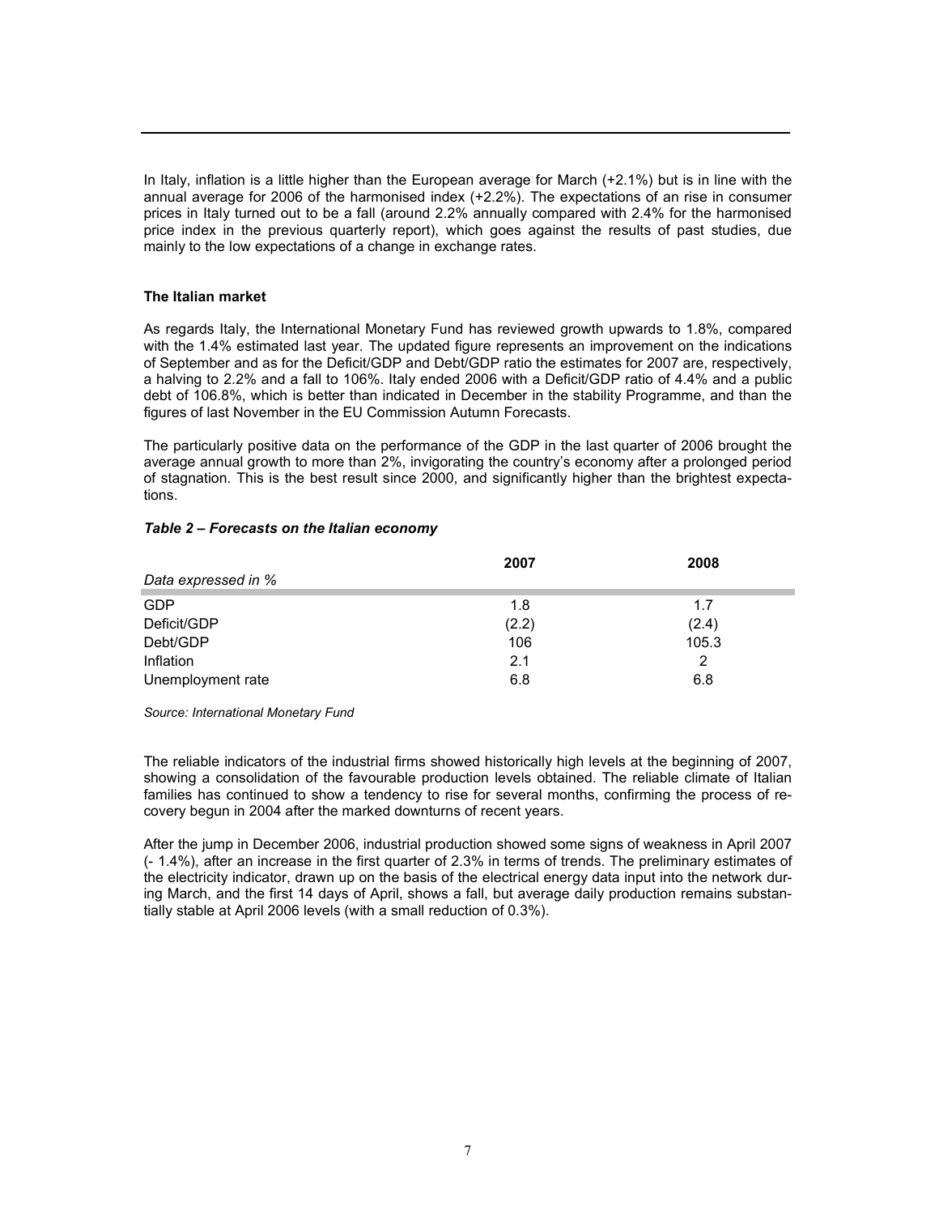In Italy, inflation is a little higher than the European average for March (+2.1%) but is in line with the annual average for 2006 of the harmonised index (+2.2%). The expectations of an rise in consumer prices in Italy turned out to be a fall (around 2.2% annually compared with 2.4% for the harmonised price index in the previous quarterly report), which goes against the results of past studies, due mainly to the low expectations of a change in exchange rates.

**The Italian market**

As regards Italy, the International Monetary Fund has reviewed growth upwards to 1.8%, compared with the 1.4% estimated last year. The updated figure represents an improvement on the indications of September and as for the Deficit/GDP and Debt/GDP ratio the estimates for 2007 are, respectively, a halving to 2.2% and a fall to 106%. Italy ended 2006 with a Deficit/GDP ratio of 4.4% and a public debt of 106.8%, which is better than indicated in December in the stability Programme, and than the figures of last November in the EU Commission Autumn Forecasts.

The particularly positive data on the performance of the GDP in the last quarter of 2006 brought the average annual growth to more than 2%, invigorating the country's economy after a prolonged period of stagnation. This is the best result since 2000, and significantly higher than the brightest expectations.

***Table 2 – Forecasts on the Italian economy***

| *Data expressed in %* | 2007 | 2008 |
|---|---|---|
| GDP | 1.8 | 1.7 |
| Deficit/GDP | (2.2) | (2.4) |
| Debt/GDP | 106 | 105.3 |
| Inflation | 2.1 | 2 |
| Unemployment rate | 6.8 | 6.8 |

*Source: International Monetary Fund*

The reliable indicators of the industrial firms showed historically high levels at the beginning of 2007, showing a consolidation of the favourable production levels obtained. The reliable climate of Italian families has continued to show a tendency to rise for several months, confirming the process of recovery begun in 2004 after the marked downturns of recent years.

After the jump in December 2006, industrial production showed some signs of weakness in April 2007 (- 1.4%), after an increase in the first quarter of 2.3% in terms of trends. The preliminary estimates of the electricity indicator, drawn up on the basis of the electrical energy data input into the network during March, and the first 14 days of April, shows a fall, but average daily production remains substantially stable at April 2006 levels (with a small reduction of 0.3%).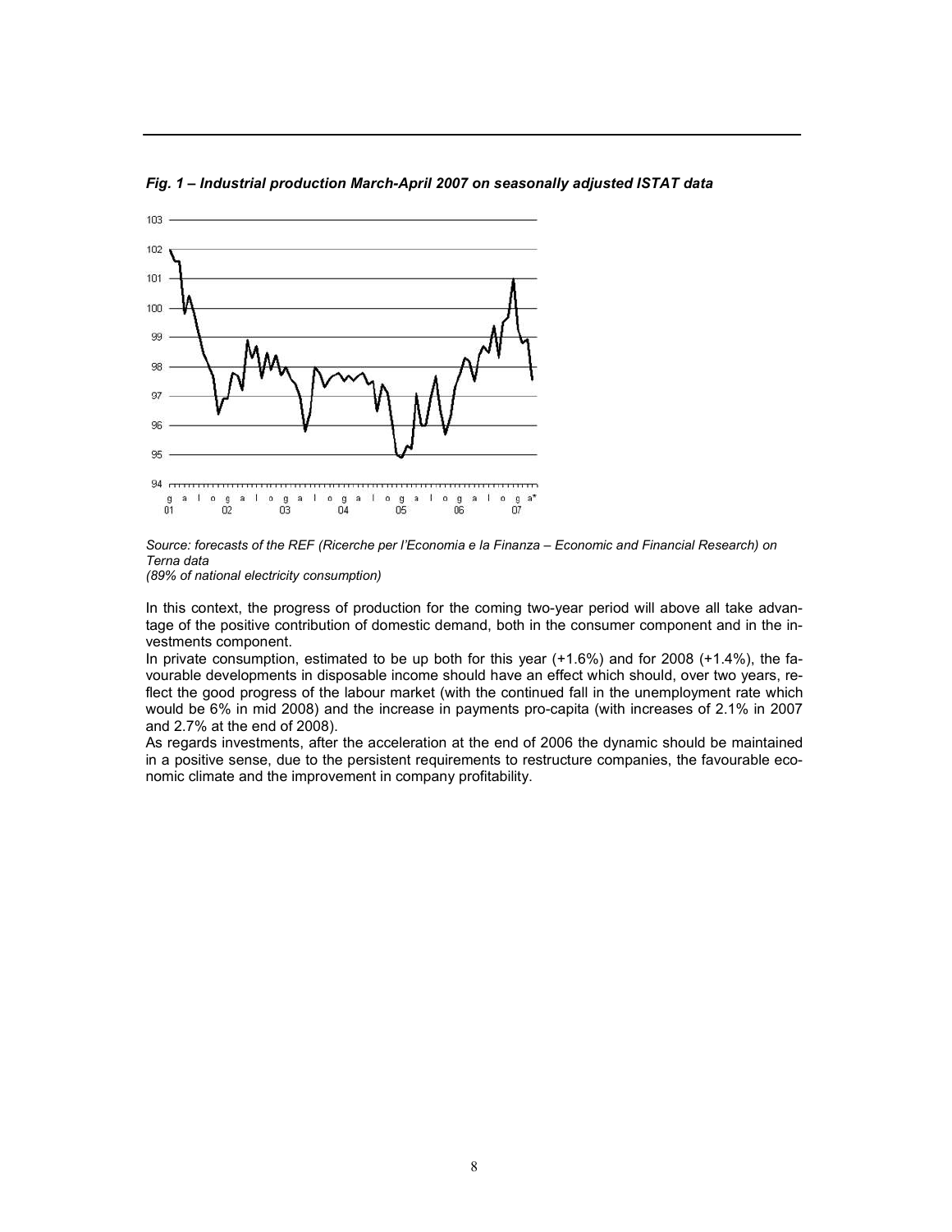*Fig. 1 – Industrial production March-April 2007 on seasonally adjusted ISTAT data*

*Source: forecasts of the REF (Ricerche per l'Economia e la Finanza – Economic and Financial Research) on Terna data*
*(89% of national electricity consumption)*

In this context, the progress of production for the coming two-year period will above all take advantage of the positive contribution of domestic demand, both in the consumer component and in the investments component.

In private consumption, estimated to be up both for this year (+1.6%) and for 2008 (+1.4%), the favourable developments in disposable income should have an effect which should, over two years, reflect the good progress of the labour market (with the continued fall in the unemployment rate which would be 6% in mid 2008) and the increase in payments pro-capita (with increases of 2.1% in 2007 and 2.7% at the end of 2008).

As regards investments, after the acceleration at the end of 2006 the dynamic should be maintained in a positive sense, due to the persistent requirements to restructure companies, the favourable economic climate and the improvement in company profitability.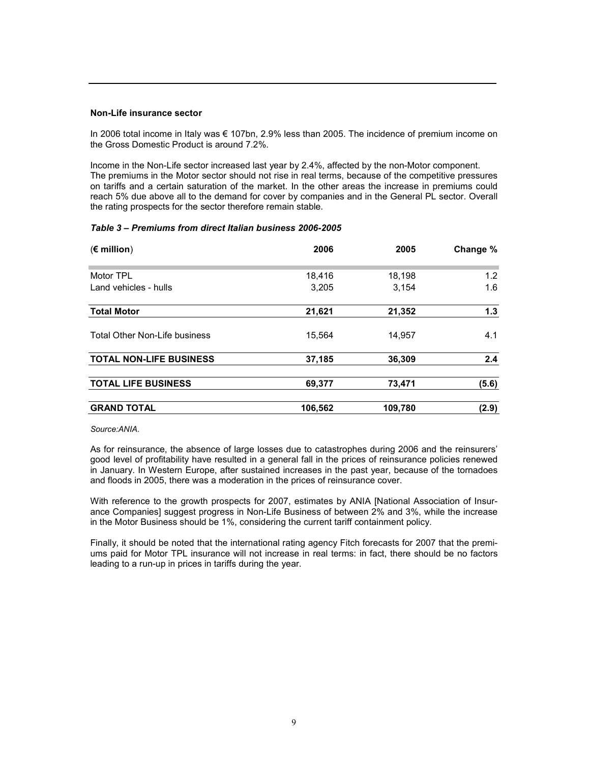### Non-Life insurance sector

In 2006 total income in Italy was € 107bn, 2.9% less than 2005. The incidence of premium income on the Gross Domestic Product is around 7.2%.

Income in the Non-Life sector increased last year by 2.4%, affected by the non-Motor component. The premiums in the Motor sector should not rise in real terms, because of the competitive pressures on tariffs and a certain saturation of the market. In the other areas the increase in premiums could reach 5% due above all to the demand for cover by companies and in the General PL sector. Overall the rating prospects for the sector therefore remain stable.

***Table 3 – Premiums from direct Italian business 2006-2005***

| (**€ million**) | **2006** | **2005** | **Change %** |
|---|---|---|---|
| Motor TPL | 18,416 | 18,198 | 1.2 |
| Land vehicles - hulls | 3,205 | 3,154 | 1.6 |
| **Total Motor** | **21,621** | **21,352** | **1.3** |
| Total Other Non-Life business | 15,564 | 14,957 | 4.1 |
| **TOTAL NON-LIFE BUSINESS** | **37,185** | **36,309** | **2.4** |
| **TOTAL LIFE BUSINESS** | **69,377** | **73,471** | **(5.6)** |
| **GRAND TOTAL** | **106,562** | **109,780** | **(2.9)** |

*Source:ANIA.*

As for reinsurance, the absence of large losses due to catastrophes during 2006 and the reinsurers' good level of profitability have resulted in a general fall in the prices of reinsurance policies renewed in January. In Western Europe, after sustained increases in the past year, because of the tornadoes and floods in 2005, there was a moderation in the prices of reinsurance cover.

With reference to the growth prospects for 2007, estimates by ANIA [National Association of Insurance Companies] suggest progress in Non-Life Business of between 2% and 3%, while the increase in the Motor Business should be 1%, considering the current tariff containment policy.

Finally, it should be noted that the international rating agency Fitch forecasts for 2007 that the premiums paid for Motor TPL insurance will not increase in real terms: in fact, there should be no factors leading to a run-up in prices in tariffs during the year.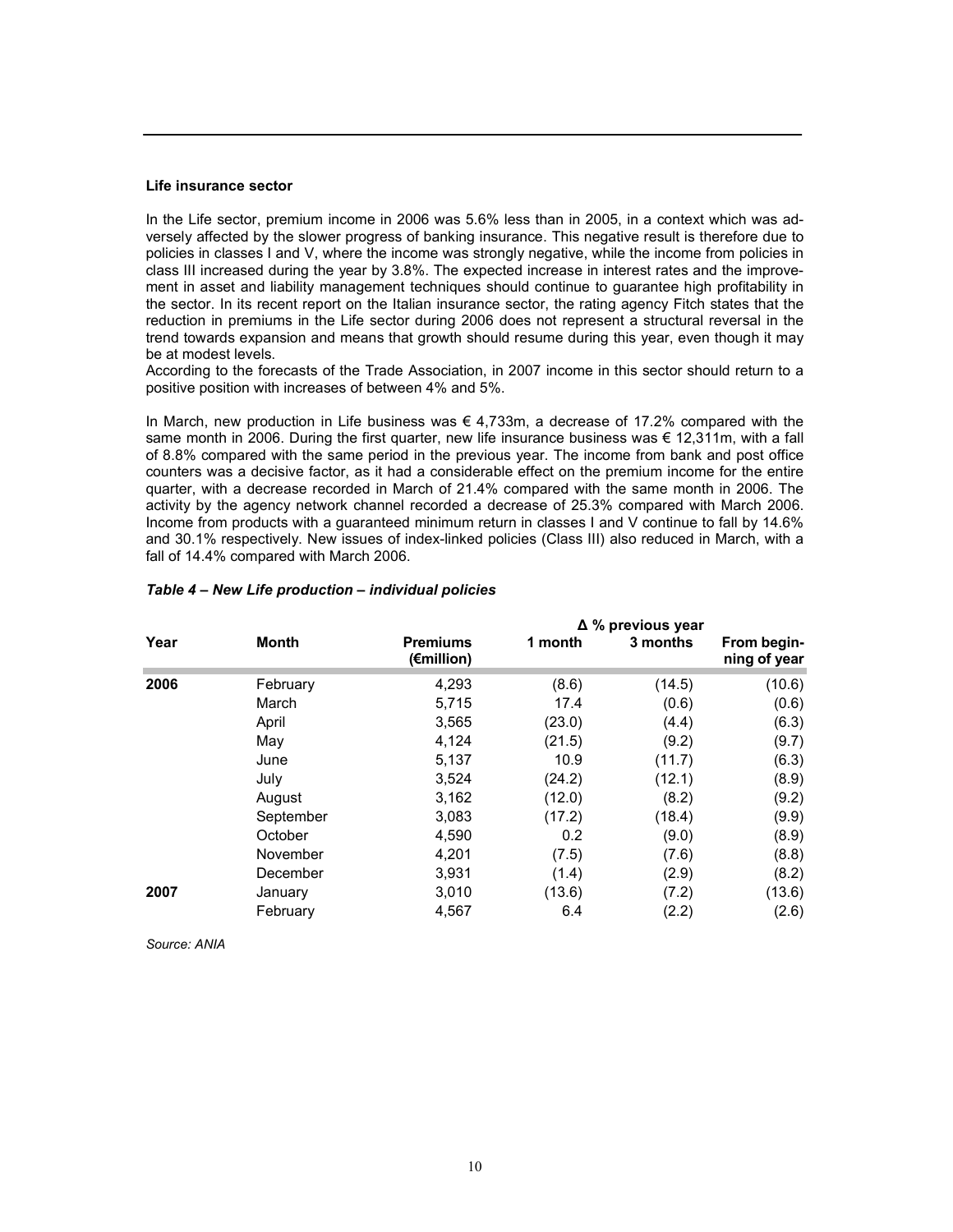**Life insurance sector**

In the Life sector, premium income in 2006 was 5.6% less than in 2005, in a context which was adversely affected by the slower progress of banking insurance. This negative result is therefore due to policies in classes I and V, where the income was strongly negative, while the income from policies in class III increased during the year by 3.8%. The expected increase in interest rates and the improvement in asset and liability management techniques should continue to guarantee high profitability in the sector. In its recent report on the Italian insurance sector, the rating agency Fitch states that the reduction in premiums in the Life sector during 2006 does not represent a structural reversal in the trend towards expansion and means that growth should resume during this year, even though it may be at modest levels.

According to the forecasts of the Trade Association, in 2007 income in this sector should return to a positive position with increases of between 4% and 5%.

In March, new production in Life business was € 4,733m, a decrease of 17.2% compared with the same month in 2006. During the first quarter, new life insurance business was € 12,311m, with a fall of 8.8% compared with the same period in the previous year. The income from bank and post office counters was a decisive factor, as it had a considerable effect on the premium income for the entire quarter, with a decrease recorded in March of 21.4% compared with the same month in 2006. The activity by the agency network channel recorded a decrease of 25.3% compared with March 2006. Income from products with a guaranteed minimum return in classes I and V continue to fall by 14.6% and 30.1% respectively. New issues of index-linked policies (Class III) also reduced in March, with a fall of 14.4% compared with March 2006.

*Table 4 – New Life production – individual policies*

| Year | Month | Premiums (€million) | Δ % previous year | | |
|---|---|---|---|---|---|
| | | | 1 month | 3 months | From beginning of year |
| **2006** | February | 4,293 | (8.6) | (14.5) | (10.6) |
| | March | 5,715 | 17.4 | (0.6) | (0.6) |
| | April | 3,565 | (23.0) | (4.4) | (6.3) |
| | May | 4,124 | (21.5) | (9.2) | (9.7) |
| | June | 5,137 | 10.9 | (11.7) | (6.3) |
| | July | 3,524 | (24.2) | (12.1) | (8.9) |
| | August | 3,162 | (12.0) | (8.2) | (9.2) |
| | September | 3,083 | (17.2) | (18.4) | (9.9) |
| | October | 4,590 | 0.2 | (9.0) | (8.9) |
| | November | 4,201 | (7.5) | (7.6) | (8.8) |
| | December | 3,931 | (1.4) | (2.9) | (8.2) |
| **2007** | January | 3,010 | (13.6) | (7.2) | (13.6) |
| | February | 4,567 | 6.4 | (2.2) | (2.6) |

*Source: ANIA*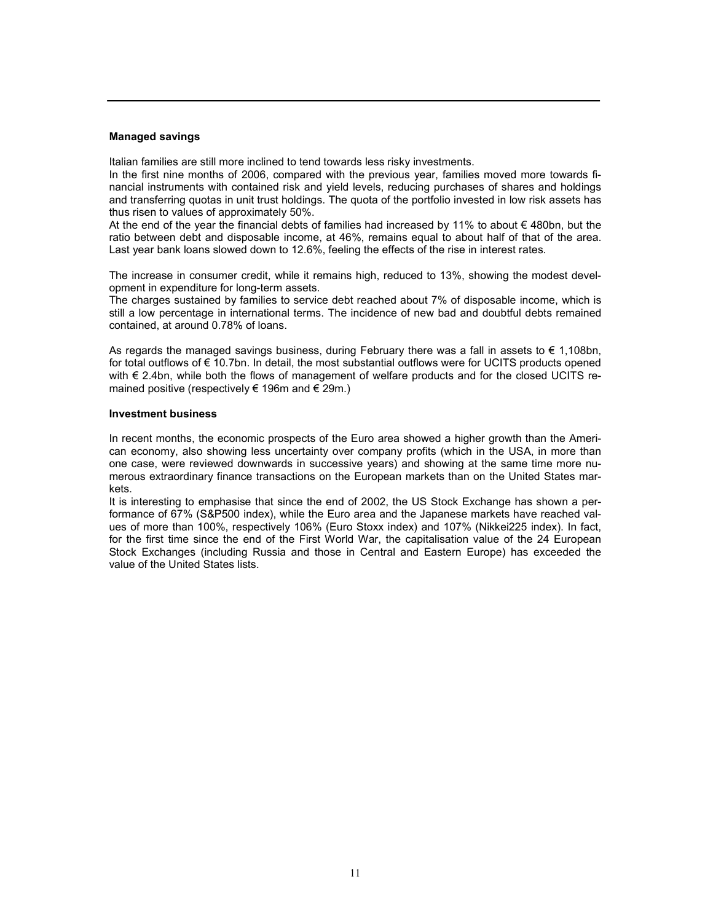### Managed savings

Italian families are still more inclined to tend towards less risky investments.

In the first nine months of 2006, compared with the previous year, families moved more towards financial instruments with contained risk and yield levels, reducing purchases of shares and holdings and transferring quotas in unit trust holdings. The quota of the portfolio invested in low risk assets has thus risen to values of approximately 50%.

At the end of the year the financial debts of families had increased by 11% to about € 480bn, but the ratio between debt and disposable income, at 46%, remains equal to about half of that of the area. Last year bank loans slowed down to 12.6%, feeling the effects of the rise in interest rates.

The increase in consumer credit, while it remains high, reduced to 13%, showing the modest development in expenditure for long-term assets.

The charges sustained by families to service debt reached about 7% of disposable income, which is still a low percentage in international terms. The incidence of new bad and doubtful debts remained contained, at around 0.78% of loans.

As regards the managed savings business, during February there was a fall in assets to € 1,108bn, for total outflows of € 10.7bn. In detail, the most substantial outflows were for UCITS products opened with € 2.4bn, while both the flows of management of welfare products and for the closed UCITS remained positive (respectively € 196m and € 29m.)

### Investment business

In recent months, the economic prospects of the Euro area showed a higher growth than the American economy, also showing less uncertainty over company profits (which in the USA, in more than one case, were reviewed downwards in successive years) and showing at the same time more numerous extraordinary finance transactions on the European markets than on the United States markets.

It is interesting to emphasise that since the end of 2002, the US Stock Exchange has shown a performance of 67% (S&P500 index), while the Euro area and the Japanese markets have reached values of more than 100%, respectively 106% (Euro Stoxx index) and 107% (Nikkei225 index). In fact, for the first time since the end of the First World War, the capitalisation value of the 24 European Stock Exchanges (including Russia and those in Central and Eastern Europe) has exceeded the value of the United States lists.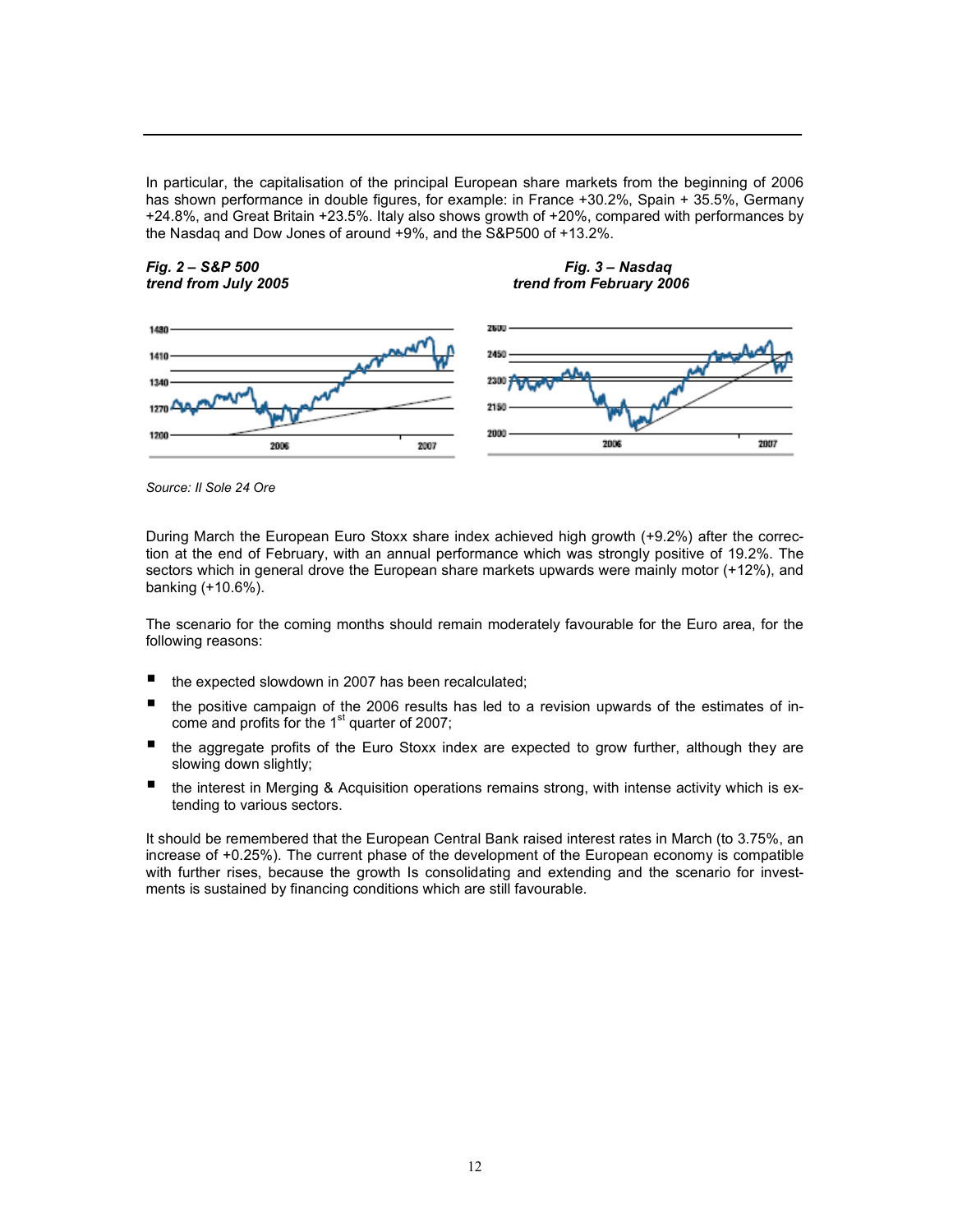In particular, the capitalisation of the principal European share markets from the beginning of 2006 has shown performance in double figures, for example: in France +30.2%, Spain + 35.5%, Germany +24.8%, and Great Britain +23.5%. Italy also shows growth of +20%, compared with performances by the Nasdaq and Dow Jones of around +9%, and the S&P500 of +13.2%.

***Fig. 2 – S&P 500***
***trend from July 2005***

***Fig. 3 – Nasdaq***
***trend from February 2006***

*Source: Il Sole 24 Ore*

During March the European Euro Stoxx share index achieved high growth (+9.2%) after the correction at the end of February, with an annual performance which was strongly positive of 19.2%. The sectors which in general drove the European share markets upwards were mainly motor (+12%), and banking (+10.6%).

The scenario for the coming months should remain moderately favourable for the Euro area, for the following reasons:

- the expected slowdown in 2007 has been recalculated;
- the positive campaign of the 2006 results has led to a revision upwards of the estimates of income and profits for the 1st quarter of 2007;
- the aggregate profits of the Euro Stoxx index are expected to grow further, although they are slowing down slightly;
- the interest in Merging & Acquisition operations remains strong, with intense activity which is extending to various sectors.

It should be remembered that the European Central Bank raised interest rates in March (to 3.75%, an increase of +0.25%). The current phase of the development of the European economy is compatible with further rises, because the growth Is consolidating and extending and the scenario for investments is sustained by financing conditions which are still favourable.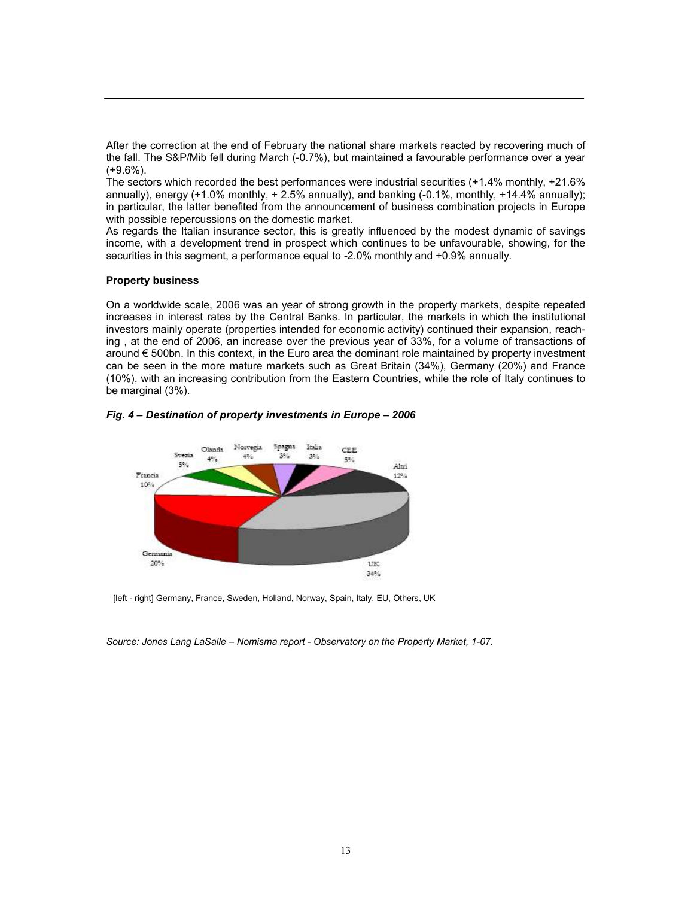After the correction at the end of February the national share markets reacted by recovering much of the fall. The S&P/Mib fell during March (-0.7%), but maintained a favourable performance over a year (+9.6%).

The sectors which recorded the best performances were industrial securities (+1.4% monthly, +21.6% annually), energy (+1.0% monthly, + 2.5% annually), and banking (-0.1%, monthly, +14.4% annually); in particular, the latter benefited from the announcement of business combination projects in Europe with possible repercussions on the domestic market.

As regards the Italian insurance sector, this is greatly influenced by the modest dynamic of savings income, with a development trend in prospect which continues to be unfavourable, showing, for the securities in this segment, a performance equal to -2.0% monthly and +0.9% annually.

**Property business**

On a worldwide scale, 2006 was an year of strong growth in the property markets, despite repeated increases in interest rates by the Central Banks. In particular, the markets in which the institutional investors mainly operate (properties intended for economic activity) continued their expansion, reaching , at the end of 2006, an increase over the previous year of 33%, for a volume of transactions of around € 500bn. In this context, in the Euro area the dominant role maintained by property investment can be seen in the more mature markets such as Great Britain (34%), Germany (20%) and France (10%), with an increasing contribution from the Eastern Countries, while the role of Italy continues to be marginal (3%).

***Fig. 4 – Destination of property investments in Europe – 2006***

[left - right] Germany, France, Sweden, Holland, Norway, Spain, Italy, EU, Others, UK

*Source: Jones Lang LaSalle – Nomisma report - Observatory on the Property Market, 1-07.*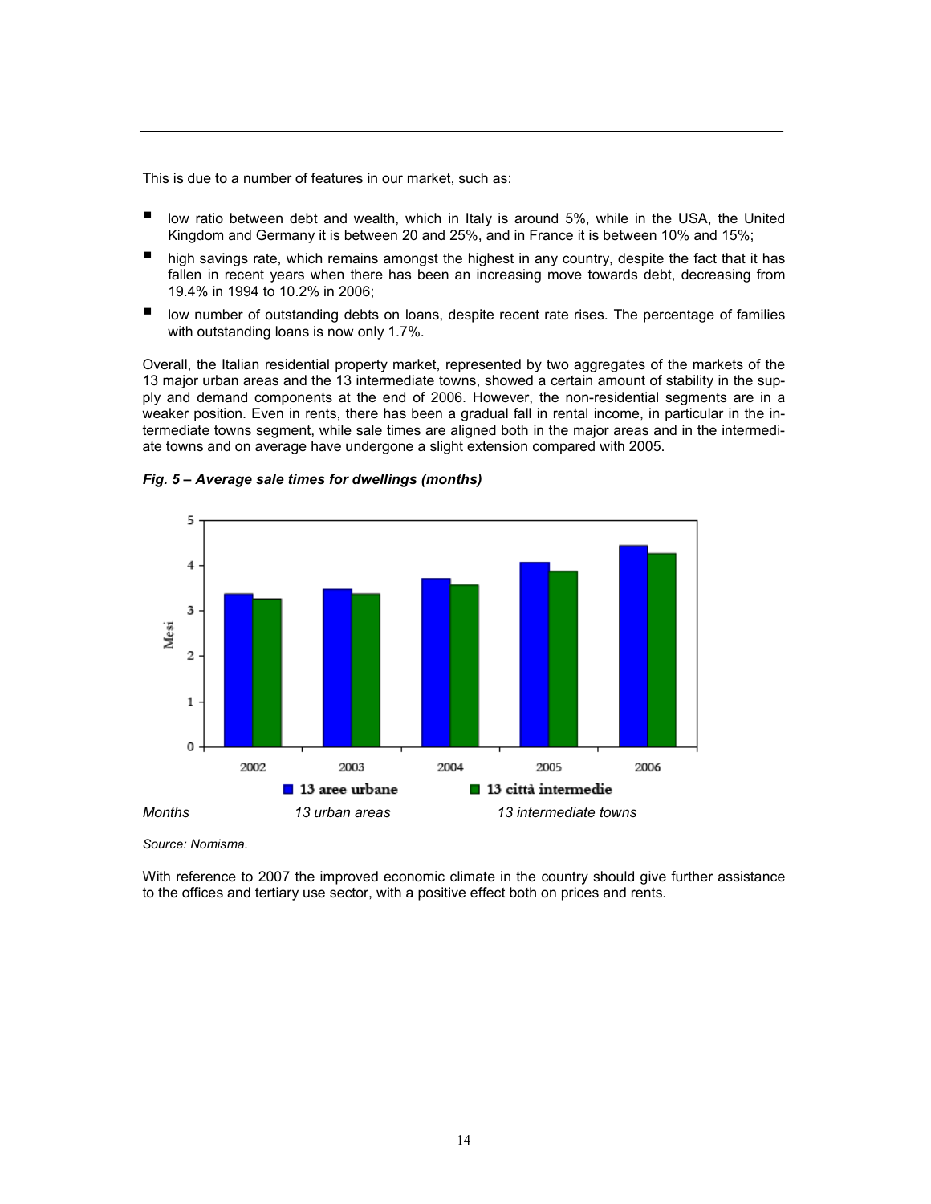This is due to a number of features in our market, such as:

- low ratio between debt and wealth, which in Italy is around 5%, while in the USA, the United Kingdom and Germany it is between 20 and 25%, and in France it is between 10% and 15%;
- high savings rate, which remains amongst the highest in any country, despite the fact that it has fallen in recent years when there has been an increasing move towards debt, decreasing from 19.4% in 1994 to 10.2% in 2006;
- low number of outstanding debts on loans, despite recent rate rises. The percentage of families with outstanding loans is now only 1.7%.

Overall, the Italian residential property market, represented by two aggregates of the markets of the 13 major urban areas and the 13 intermediate towns, showed a certain amount of stability in the supply and demand components at the end of 2006. However, the non-residential segments are in a weaker position. Even in rents, there has been a gradual fall in rental income, in particular in the intermediate towns segment, while sale times are aligned both in the major areas and in the intermediate towns and on average have undergone a slight extension compared with 2005.

***Fig. 5 – Average sale times for dwellings (months)***

*Months* &nbsp;&nbsp;&nbsp;&nbsp; *13 urban areas* &nbsp;&nbsp;&nbsp;&nbsp; *13 intermediate towns*

*Source: Nomisma.*

With reference to 2007 the improved economic climate in the country should give further assistance to the offices and tertiary use sector, with a positive effect both on prices and rents.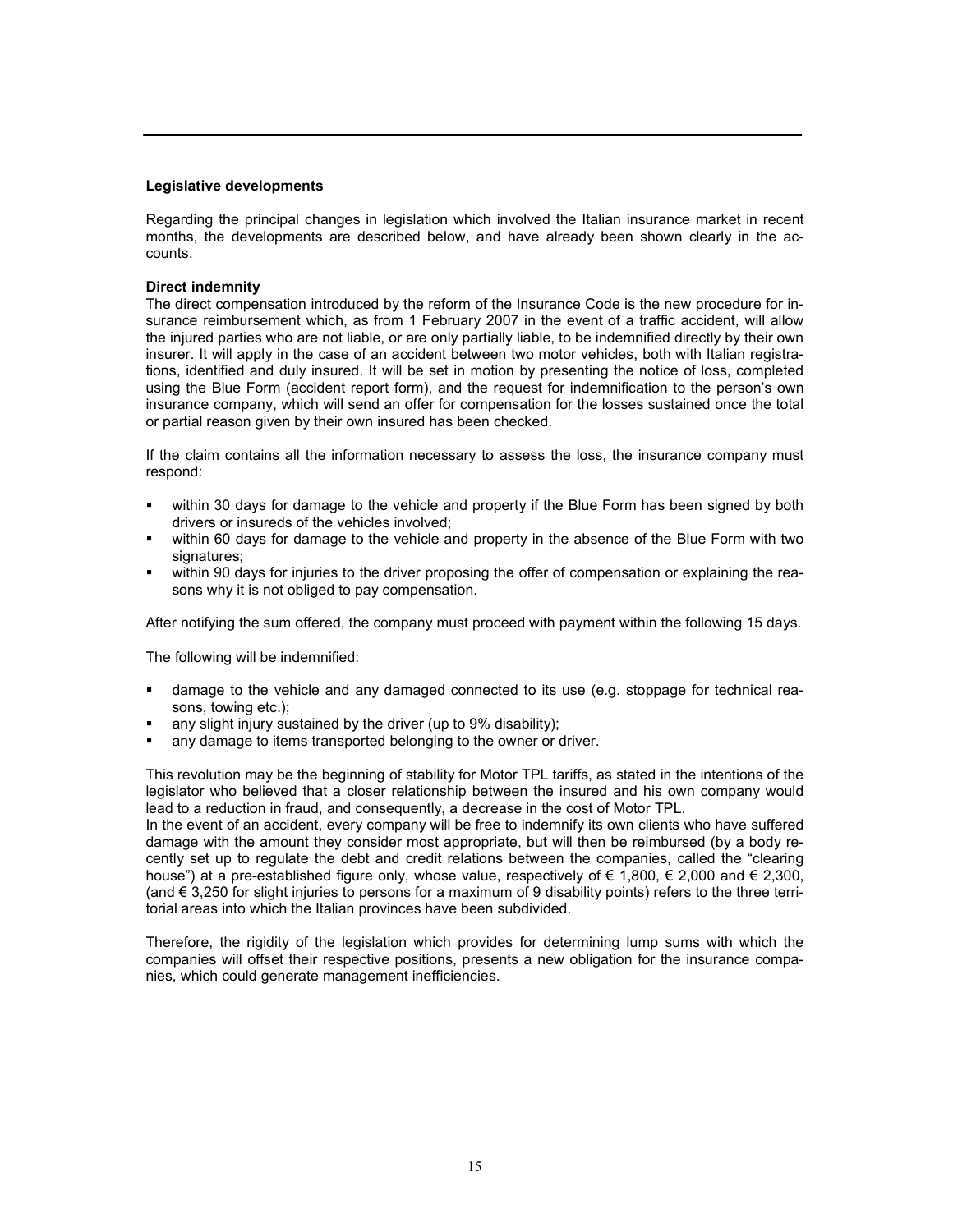**Legislative developments**

Regarding the principal changes in legislation which involved the Italian insurance market in recent months, the developments are described below, and have already been shown clearly in the accounts.

**Direct indemnity**

The direct compensation introduced by the reform of the Insurance Code is the new procedure for insurance reimbursement which, as from 1 February 2007 in the event of a traffic accident, will allow the injured parties who are not liable, or are only partially liable, to be indemnified directly by their own insurer. It will apply in the case of an accident between two motor vehicles, both with Italian registrations, identified and duly insured. It will be set in motion by presenting the notice of loss, completed using the Blue Form (accident report form), and the request for indemnification to the person's own insurance company, which will send an offer for compensation for the losses sustained once the total or partial reason given by their own insured has been checked.

If the claim contains all the information necessary to assess the loss, the insurance company must respond:

- within 30 days for damage to the vehicle and property if the Blue Form has been signed by both drivers or insureds of the vehicles involved;
- within 60 days for damage to the vehicle and property in the absence of the Blue Form with two signatures;
- within 90 days for injuries to the driver proposing the offer of compensation or explaining the reasons why it is not obliged to pay compensation.

After notifying the sum offered, the company must proceed with payment within the following 15 days.

The following will be indemnified:

- damage to the vehicle and any damaged connected to its use (e.g. stoppage for technical reasons, towing etc.);
- any slight injury sustained by the driver (up to 9% disability);
- any damage to items transported belonging to the owner or driver.

This revolution may be the beginning of stability for Motor TPL tariffs, as stated in the intentions of the legislator who believed that a closer relationship between the insured and his own company would lead to a reduction in fraud, and consequently, a decrease in the cost of Motor TPL.
In the event of an accident, every company will be free to indemnify its own clients who have suffered damage with the amount they consider most appropriate, but will then be reimbursed (by a body recently set up to regulate the debt and credit relations between the companies, called the "clearing house") at a pre-established figure only, whose value, respectively of € 1,800, € 2,000 and € 2,300, (and € 3,250 for slight injuries to persons for a maximum of 9 disability points) refers to the three territorial areas into which the Italian provinces have been subdivided.

Therefore, the rigidity of the legislation which provides for determining lump sums with which the companies will offset their respective positions, presents a new obligation for the insurance companies, which could generate management inefficiencies.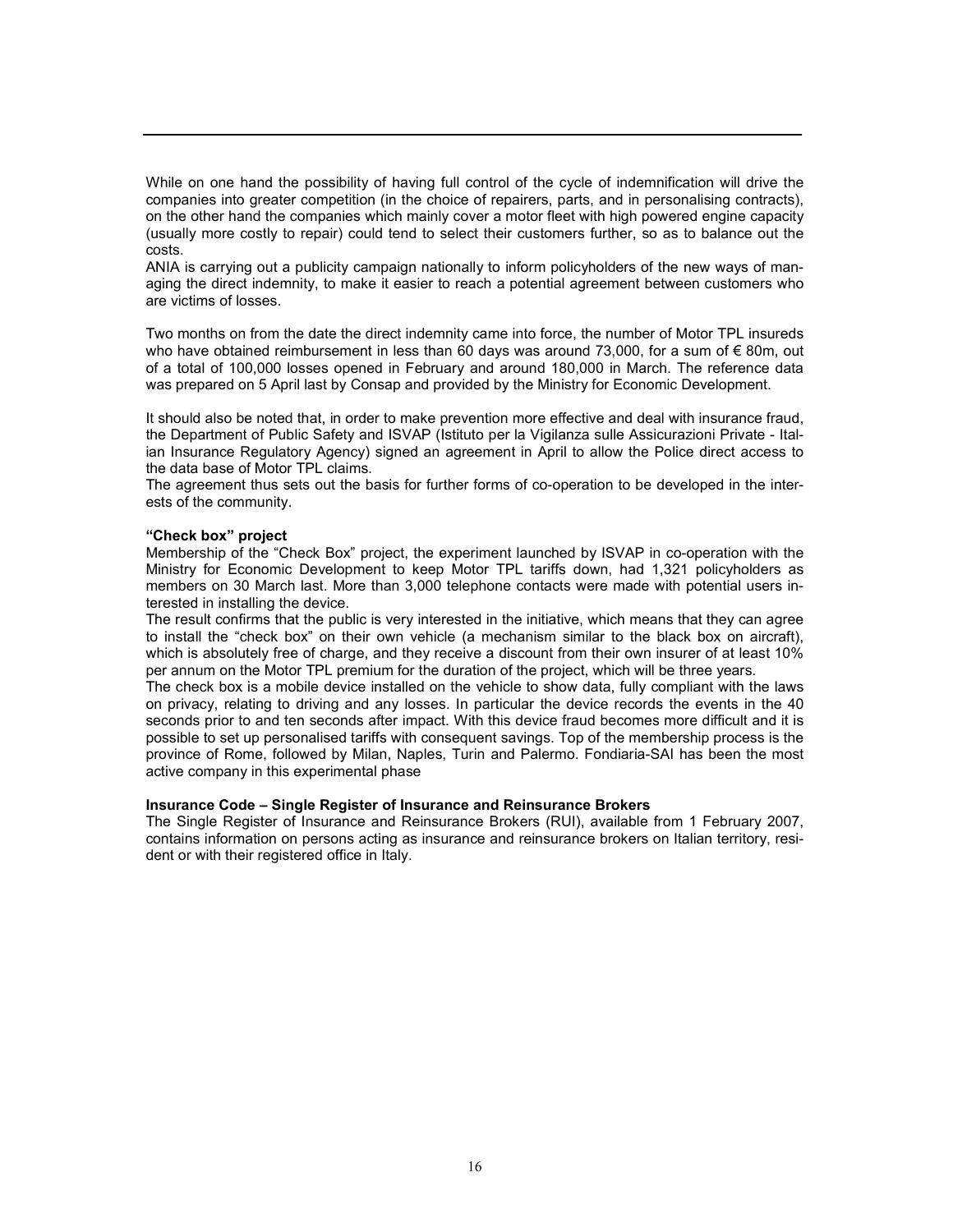While on one hand the possibility of having full control of the cycle of indemnification will drive the companies into greater competition (in the choice of repairers, parts, and in personalising contracts), on the other hand the companies which mainly cover a motor fleet with high powered engine capacity (usually more costly to repair) could tend to select their customers further, so as to balance out the costs.
ANIA is carrying out a publicity campaign nationally to inform policyholders of the new ways of managing the direct indemnity, to make it easier to reach a potential agreement between customers who are victims of losses.

Two months on from the date the direct indemnity came into force, the number of Motor TPL insureds who have obtained reimbursement in less than 60 days was around 73,000, for a sum of € 80m, out of a total of 100,000 losses opened in February and around 180,000 in March. The reference data was prepared on 5 April last by Consap and provided by the Ministry for Economic Development.

It should also be noted that, in order to make prevention more effective and deal with insurance fraud, the Department of Public Safety and ISVAP (Istituto per la Vigilanza sulle Assicurazioni Private - Italian Insurance Regulatory Agency) signed an agreement in April to allow the Police direct access to the data base of Motor TPL claims.
The agreement thus sets out the basis for further forms of co-operation to be developed in the interests of the community.

**"Check box" project**

Membership of the "Check Box" project, the experiment launched by ISVAP in co-operation with the Ministry for Economic Development to keep Motor TPL tariffs down, had 1,321 policyholders as members on 30 March last. More than 3,000 telephone contacts were made with potential users interested in installing the device.
The result confirms that the public is very interested in the initiative, which means that they can agree to install the "check box" on their own vehicle (a mechanism similar to the black box on aircraft), which is absolutely free of charge, and they receive a discount from their own insurer of at least 10% per annum on the Motor TPL premium for the duration of the project, which will be three years.
The check box is a mobile device installed on the vehicle to show data, fully compliant with the laws on privacy, relating to driving and any losses. In particular the device records the events in the 40 seconds prior to and ten seconds after impact. With this device fraud becomes more difficult and it is possible to set up personalised tariffs with consequent savings. Top of the membership process is the province of Rome, followed by Milan, Naples, Turin and Palermo. Fondiaria-SAI has been the most active company in this experimental phase

**Insurance Code – Single Register of Insurance and Reinsurance Brokers**

The Single Register of Insurance and Reinsurance Brokers (RUI), available from 1 February 2007, contains information on persons acting as insurance and reinsurance brokers on Italian territory, resident or with their registered office in Italy.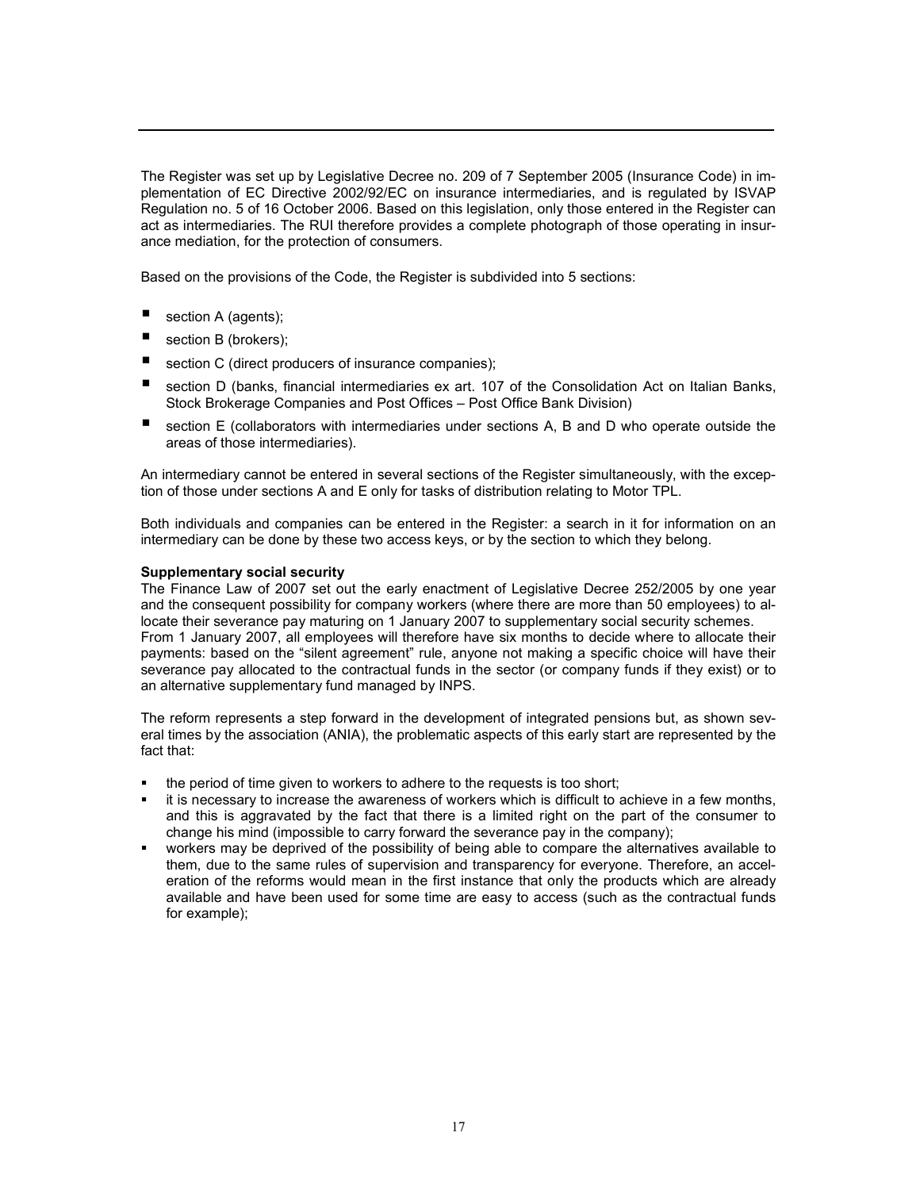The Register was set up by Legislative Decree no. 209 of 7 September 2005 (Insurance Code) in implementation of EC Directive 2002/92/EC on insurance intermediaries, and is regulated by ISVAP Regulation no. 5 of 16 October 2006. Based on this legislation, only those entered in the Register can act as intermediaries. The RUI therefore provides a complete photograph of those operating in insurance mediation, for the protection of consumers.

Based on the provisions of the Code, the Register is subdivided into 5 sections:

- section A (agents);
- section B (brokers);
- section C (direct producers of insurance companies);
- section D (banks, financial intermediaries ex art. 107 of the Consolidation Act on Italian Banks, Stock Brokerage Companies and Post Offices – Post Office Bank Division)
- section E (collaborators with intermediaries under sections A, B and D who operate outside the areas of those intermediaries).

An intermediary cannot be entered in several sections of the Register simultaneously, with the exception of those under sections A and E only for tasks of distribution relating to Motor TPL.

Both individuals and companies can be entered in the Register: a search in it for information on an intermediary can be done by these two access keys, or by the section to which they belong.

**Supplementary social security**

The Finance Law of 2007 set out the early enactment of Legislative Decree 252/2005 by one year and the consequent possibility for company workers (where there are more than 50 employees) to allocate their severance pay maturing on 1 January 2007 to supplementary social security schemes.
From 1 January 2007, all employees will therefore have six months to decide where to allocate their payments: based on the "silent agreement" rule, anyone not making a specific choice will have their severance pay allocated to the contractual funds in the sector (or company funds if they exist) or to an alternative supplementary fund managed by INPS.

The reform represents a step forward in the development of integrated pensions but, as shown several times by the association (ANIA), the problematic aspects of this early start are represented by the fact that:

- the period of time given to workers to adhere to the requests is too short;
- it is necessary to increase the awareness of workers which is difficult to achieve in a few months, and this is aggravated by the fact that there is a limited right on the part of the consumer to change his mind (impossible to carry forward the severance pay in the company);
- workers may be deprived of the possibility of being able to compare the alternatives available to them, due to the same rules of supervision and transparency for everyone. Therefore, an acceleration of the reforms would mean in the first instance that only the products which are already available and have been used for some time are easy to access (such as the contractual funds for example);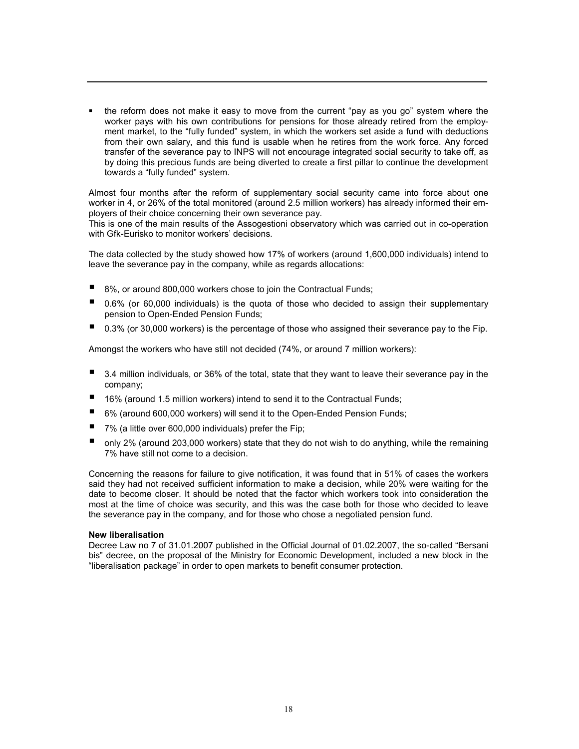- the reform does not make it easy to move from the current "pay as you go" system where the worker pays with his own contributions for pensions for those already retired from the employment market, to the "fully funded" system, in which the workers set aside a fund with deductions from their own salary, and this fund is usable when he retires from the work force. Any forced transfer of the severance pay to INPS will not encourage integrated social security to take off, as by doing this precious funds are being diverted to create a first pillar to continue the development towards a "fully funded" system.

Almost four months after the reform of supplementary social security came into force about one worker in 4, or 26% of the total monitored (around 2.5 million workers) has already informed their employers of their choice concerning their own severance pay.
This is one of the main results of the Assogestioni observatory which was carried out in co-operation with Gfk-Eurisko to monitor workers' decisions.

The data collected by the study showed how 17% of workers (around 1,600,000 individuals) intend to leave the severance pay in the company, while as regards allocations:

- 8%, or around 800,000 workers chose to join the Contractual Funds;
- 0.6% (or 60,000 individuals) is the quota of those who decided to assign their supplementary pension to Open-Ended Pension Funds;
- 0.3% (or 30,000 workers) is the percentage of those who assigned their severance pay to the Fip.

Amongst the workers who have still not decided (74%, or around 7 million workers):

- 3.4 million individuals, or 36% of the total, state that they want to leave their severance pay in the company;
- 16% (around 1.5 million workers) intend to send it to the Contractual Funds;
- 6% (around 600,000 workers) will send it to the Open-Ended Pension Funds;
- 7% (a little over 600,000 individuals) prefer the Fip;
- only 2% (around 203,000 workers) state that they do not wish to do anything, while the remaining 7% have still not come to a decision.

Concerning the reasons for failure to give notification, it was found that in 51% of cases the workers said they had not received sufficient information to make a decision, while 20% were waiting for the date to become closer. It should be noted that the factor which workers took into consideration the most at the time of choice was security, and this was the case both for those who decided to leave the severance pay in the company, and for those who chose a negotiated pension fund.

**New liberalisation**
Decree Law no 7 of 31.01.2007 published in the Official Journal of 01.02.2007, the so-called "Bersani bis" decree, on the proposal of the Ministry for Economic Development, included a new block in the "liberalisation package" in order to open markets to benefit consumer protection.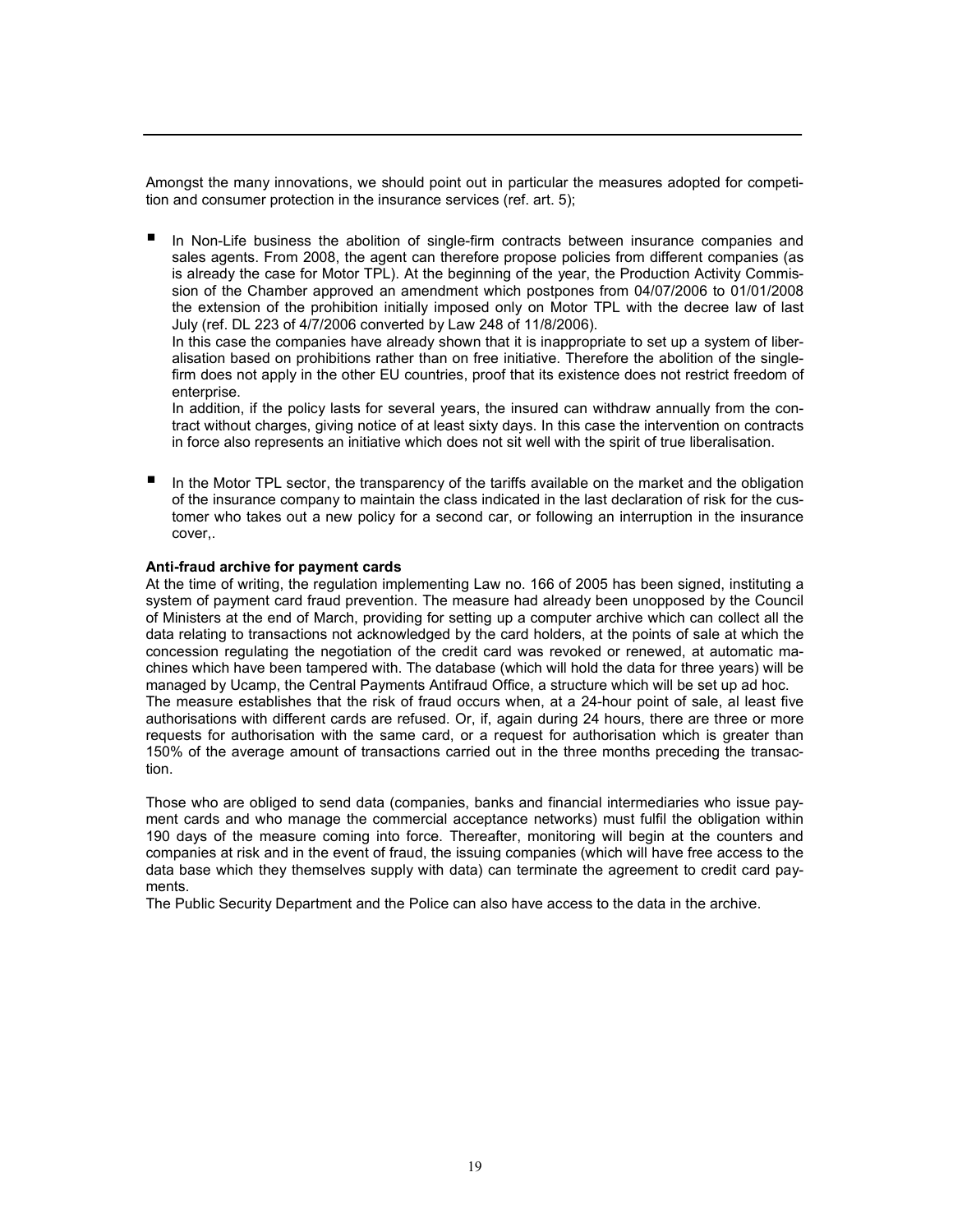Amongst the many innovations, we should point out in particular the measures adopted for competition and consumer protection in the insurance services (ref. art. 5);

- In Non-Life business the abolition of single-firm contracts between insurance companies and sales agents. From 2008, the agent can therefore propose policies from different companies (as is already the case for Motor TPL). At the beginning of the year, the Production Activity Commission of the Chamber approved an amendment which postpones from 04/07/2006 to 01/01/2008 the extension of the prohibition initially imposed only on Motor TPL with the decree law of last July (ref. DL 223 of 4/7/2006 converted by Law 248 of 11/8/2006).
  In this case the companies have already shown that it is inappropriate to set up a system of liberalisation based on prohibitions rather than on free initiative. Therefore the abolition of the single-firm does not apply in the other EU countries, proof that its existence does not restrict freedom of enterprise.
  In addition, if the policy lasts for several years, the insured can withdraw annually from the contract without charges, giving notice of at least sixty days. In this case the intervention on contracts in force also represents an initiative which does not sit well with the spirit of true liberalisation.

- In the Motor TPL sector, the transparency of the tariffs available on the market and the obligation of the insurance company to maintain the class indicated in the last declaration of risk for the customer who takes out a new policy for a second car, or following an interruption in the insurance cover,.

**Anti-fraud archive for payment cards**

At the time of writing, the regulation implementing Law no. 166 of 2005 has been signed, instituting a system of payment card fraud prevention. The measure had already been unopposed by the Council of Ministers at the end of March, providing for setting up a computer archive which can collect all the data relating to transactions not acknowledged by the card holders, at the points of sale at which the concession regulating the negotiation of the credit card was revoked or renewed, at automatic machines which have been tampered with. The database (which will hold the data for three years) will be managed by Ucamp, the Central Payments Antifraud Office, a structure which will be set up ad hoc.
The measure establishes that the risk of fraud occurs when, at a 24-hour point of sale, al least five authorisations with different cards are refused. Or, if, again during 24 hours, there are three or more requests for authorisation with the same card, or a request for authorisation which is greater than 150% of the average amount of transactions carried out in the three months preceding the transaction.

Those who are obliged to send data (companies, banks and financial intermediaries who issue payment cards and who manage the commercial acceptance networks) must fulfil the obligation within 190 days of the measure coming into force. Thereafter, monitoring will begin at the counters and companies at risk and in the event of fraud, the issuing companies (which will have free access to the data base which they themselves supply with data) can terminate the agreement to credit card payments.
The Public Security Department and the Police can also have access to the data in the archive.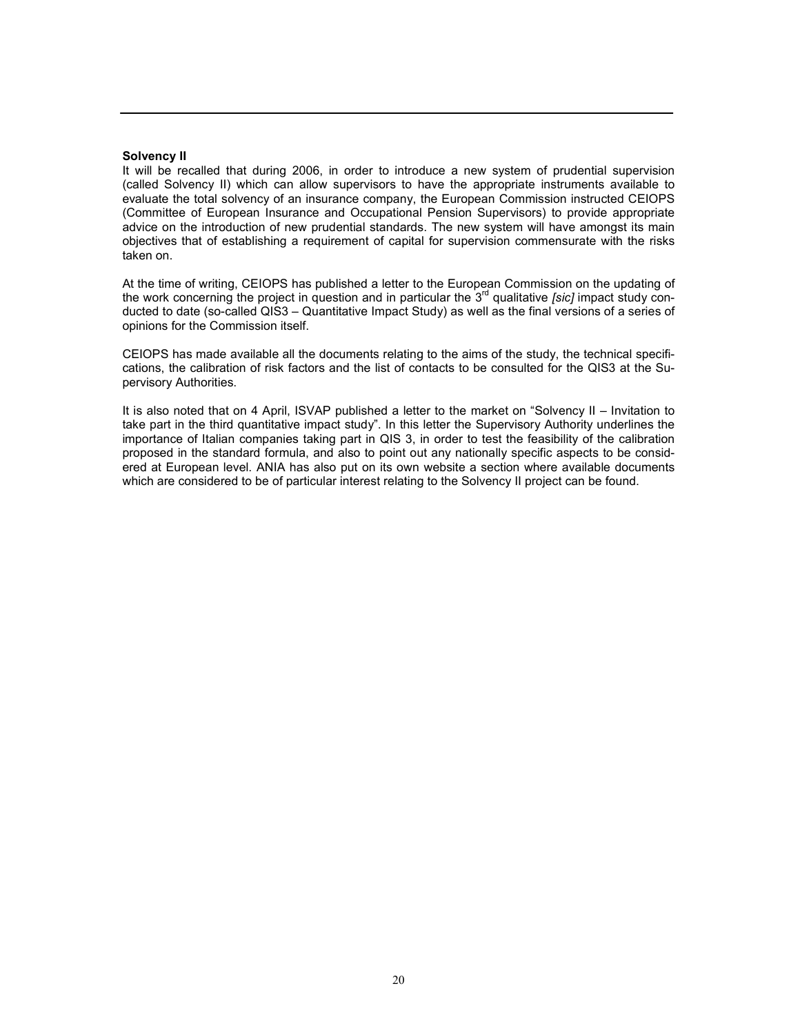**Solvency II**

It will be recalled that during 2006, in order to introduce a new system of prudential supervision (called Solvency II) which can allow supervisors to have the appropriate instruments available to evaluate the total solvency of an insurance company, the European Commission instructed CEIOPS (Committee of European Insurance and Occupational Pension Supervisors) to provide appropriate advice on the introduction of new prudential standards. The new system will have amongst its main objectives that of establishing a requirement of capital for supervision commensurate with the risks taken on.

At the time of writing, CEIOPS has published a letter to the European Commission on the updating of the work concerning the project in question and in particular the 3rd qualitative *[sic]* impact study conducted to date (so-called QIS3 – Quantitative Impact Study) as well as the final versions of a series of opinions for the Commission itself.

CEIOPS has made available all the documents relating to the aims of the study, the technical specifications, the calibration of risk factors and the list of contacts to be consulted for the QIS3 at the Supervisory Authorities.

It is also noted that on 4 April, ISVAP published a letter to the market on "Solvency II – Invitation to take part in the third quantitative impact study". In this letter the Supervisory Authority underlines the importance of Italian companies taking part in QIS 3, in order to test the feasibility of the calibration proposed in the standard formula, and also to point out any nationally specific aspects to be considered at European level. ANIA has also put on its own website a section where available documents which are considered to be of particular interest relating to the Solvency II project can be found.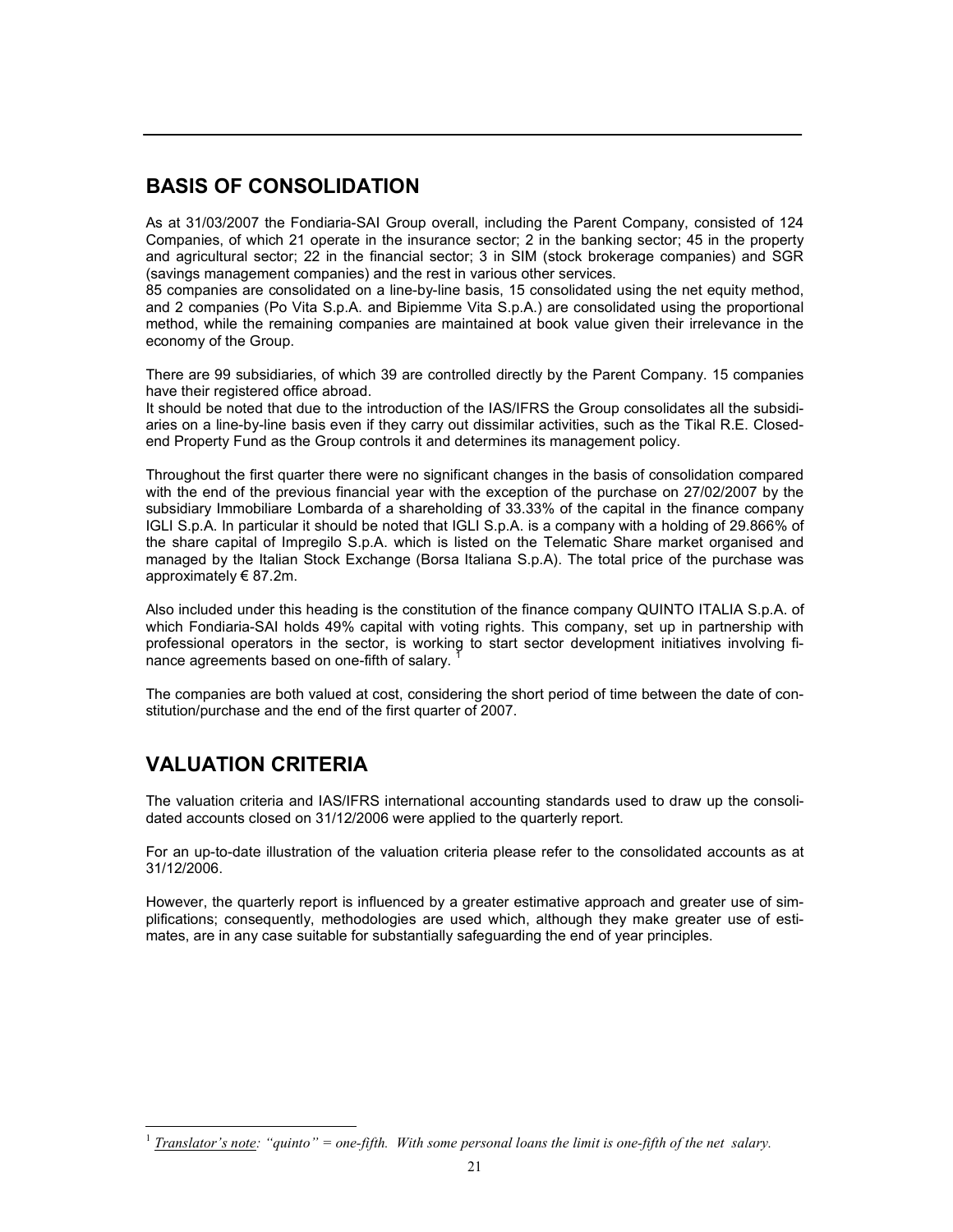## BASIS OF CONSOLIDATION

As at 31/03/2007 the Fondiaria-SAI Group overall, including the Parent Company, consisted of 124 Companies, of which 21 operate in the insurance sector; 2 in the banking sector; 45 in the property and agricultural sector; 22 in the financial sector; 3 in SIM (stock brokerage companies) and SGR (savings management companies) and the rest in various other services.

85 companies are consolidated on a line-by-line basis, 15 consolidated using the net equity method, and 2 companies (Po Vita S.p.A. and Bipiemme Vita S.p.A.) are consolidated using the proportional method, while the remaining companies are maintained at book value given their irrelevance in the economy of the Group.

There are 99 subsidiaries, of which 39 are controlled directly by the Parent Company. 15 companies have their registered office abroad.

It should be noted that due to the introduction of the IAS/IFRS the Group consolidates all the subsidiaries on a line-by-line basis even if they carry out dissimilar activities, such as the Tikal R.E. Closed-end Property Fund as the Group controls it and determines its management policy.

Throughout the first quarter there were no significant changes in the basis of consolidation compared with the end of the previous financial year with the exception of the purchase on 27/02/2007 by the subsidiary Immobiliare Lombarda of a shareholding of 33.33% of the capital in the finance company IGLI S.p.A. In particular it should be noted that IGLI S.p.A. is a company with a holding of 29.866% of the share capital of Impregilo S.p.A. which is listed on the Telematic Share market organised and managed by the Italian Stock Exchange (Borsa Italiana S.p.A). The total price of the purchase was approximately € 87.2m.

Also included under this heading is the constitution of the finance company QUINTO ITALIA S.p.A. of which Fondiaria-SAI holds 49% capital with voting rights. This company, set up in partnership with professional operators in the sector, is working to start sector development initiatives involving finance agreements based on one-fifth of salary. [1]

The companies are both valued at cost, considering the short period of time between the date of constitution/purchase and the end of the first quarter of 2007.

## VALUATION CRITERIA

The valuation criteria and IAS/IFRS international accounting standards used to draw up the consolidated accounts closed on 31/12/2006 were applied to the quarterly report.

For an up-to-date illustration of the valuation criteria please refer to the consolidated accounts as at 31/12/2006.

However, the quarterly report is influenced by a greater estimative approach and greater use of simplifications; consequently, methodologies are used which, although they make greater use of estimates, are in any case suitable for substantially safeguarding the end of year principles.

---

[1] *Translator's note: "quinto" = one-fifth. With some personal loans the limit is one-fifth of the net salary.*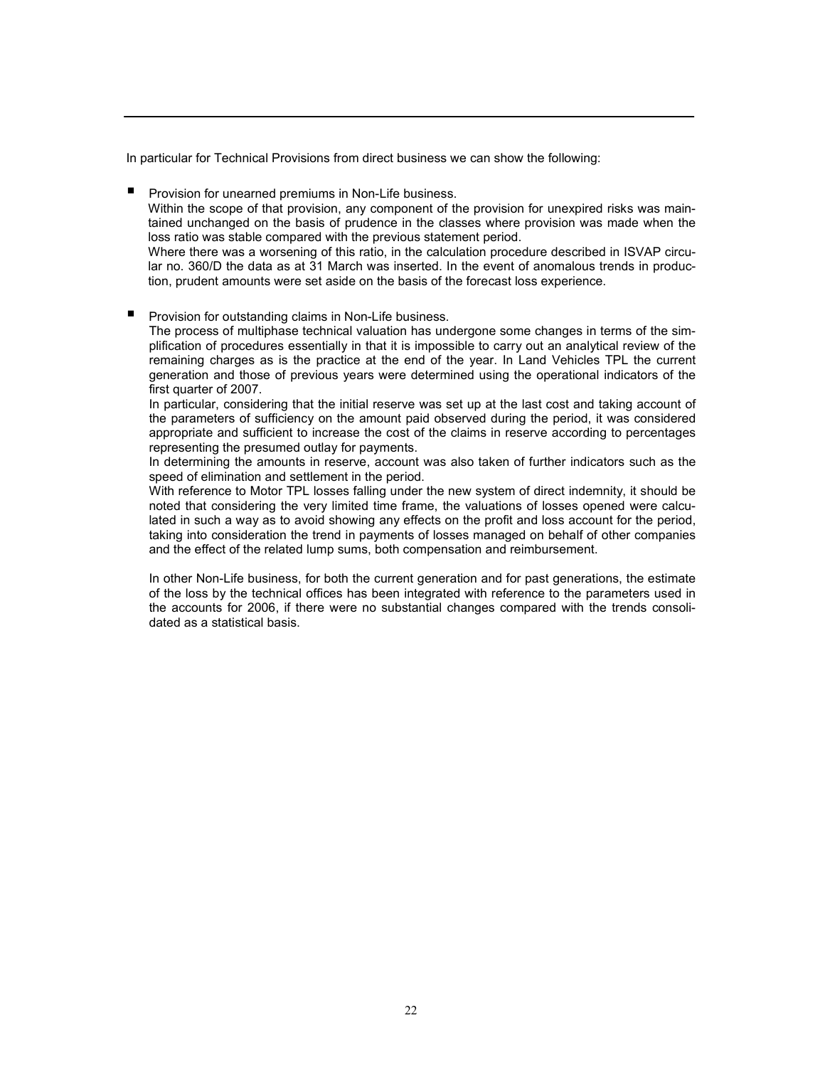In particular for Technical Provisions from direct business we can show the following:

- Provision for unearned premiums in Non-Life business.
  Within the scope of that provision, any component of the provision for unexpired risks was maintained unchanged on the basis of prudence in the classes where provision was made when the loss ratio was stable compared with the previous statement period.
  Where there was a worsening of this ratio, in the calculation procedure described in ISVAP circular no. 360/D the data as at 31 March was inserted. In the event of anomalous trends in production, prudent amounts were set aside on the basis of the forecast loss experience.

- Provision for outstanding claims in Non-Life business.
  The process of multiphase technical valuation has undergone some changes in terms of the simplification of procedures essentially in that it is impossible to carry out an analytical review of the remaining charges as is the practice at the end of the year. In Land Vehicles TPL the current generation and those of previous years were determined using the operational indicators of the first quarter of 2007.
  In particular, considering that the initial reserve was set up at the last cost and taking account of the parameters of sufficiency on the amount paid observed during the period, it was considered appropriate and sufficient to increase the cost of the claims in reserve according to percentages representing the presumed outlay for payments.
  In determining the amounts in reserve, account was also taken of further indicators such as the speed of elimination and settlement in the period.
  With reference to Motor TPL losses falling under the new system of direct indemnity, it should be noted that considering the very limited time frame, the valuations of losses opened were calculated in such a way as to avoid showing any effects on the profit and loss account for the period, taking into consideration the trend in payments of losses managed on behalf of other companies and the effect of the related lump sums, both compensation and reimbursement.

  In other Non-Life business, for both the current generation and for past generations, the estimate of the loss by the technical offices has been integrated with reference to the parameters used in the accounts for 2006, if there were no substantial changes compared with the trends consolidated as a statistical basis.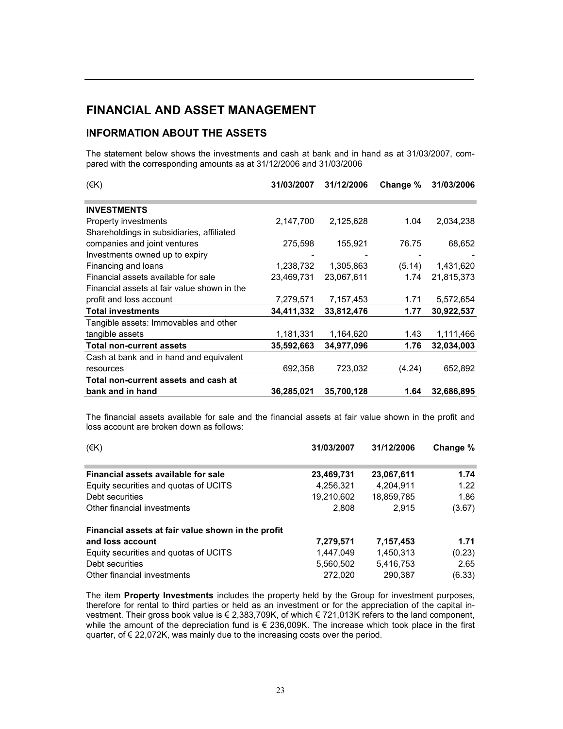# FINANCIAL AND ASSET MANAGEMENT

## INFORMATION ABOUT THE ASSETS

The statement below shows the investments and cash at bank and in hand as at 31/03/2007, compared with the corresponding amounts as at 31/12/2006 and 31/03/2006

| (€K) | 31/03/2007 | 31/12/2006 | Change % | 31/03/2006 |
|---|---|---|---|---|
| **INVESTMENTS** | | | | |
| Property investments | 2,147,700 | 2,125,628 | 1.04 | 2,034,238 |
| Shareholdings in subsidiaries, affiliated companies and joint ventures | 275,598 | 155,921 | 76.75 | 68,652 |
| Investments owned up to expiry | - | - | - | - |
| Financing and loans | 1,238,732 | 1,305,863 | (5.14) | 1,431,620 |
| Financial assets available for sale | 23,469,731 | 23,067,611 | 1.74 | 21,815,373 |
| Financial assets at fair value shown in the profit and loss account | 7,279,571 | 7,157,453 | 1.71 | 5,572,654 |
| **Total investments** | **34,411,332** | **33,812,476** | **1.77** | **30,922,537** |
| Tangible assets: Immovables and other tangible assets | 1,181,331 | 1,164,620 | 1.43 | 1,111,466 |
| **Total non-current assets** | **35,592,663** | **34,977,096** | **1.76** | **32,034,003** |
| Cash at bank and in hand and equivalent resources | 692,358 | 723,032 | (4.24) | 652,892 |
| **Total non-current assets and cash at bank and in hand** | **36,285,021** | **35,700,128** | **1.64** | **32,686,895** |

The financial assets available for sale and the financial assets at fair value shown in the profit and loss account are broken down as follows:

| (€K) | 31/03/2007 | 31/12/2006 | Change % |
|---|---|---|---|
| **Financial assets available for sale** | **23,469,731** | **23,067,611** | **1.74** |
| Equity securities and quotas of UCITS | 4,256,321 | 4,204,911 | 1.22 |
| Debt securities | 19,210,602 | 18,859,785 | 1.86 |
| Other financial investments | 2,808 | 2,915 | (3.67) |
| | | | |
| **Financial assets at fair value shown in the profit and loss account** | **7,279,571** | **7,157,453** | **1.71** |
| Equity securities and quotas of UCITS | 1,447,049 | 1,450,313 | (0.23) |
| Debt securities | 5,560,502 | 5,416,753 | 2.65 |
| Other financial investments | 272,020 | 290,387 | (6.33) |

The item **Property Investments** includes the property held by the Group for investment purposes, therefore for rental to third parties or held as an investment or for the appreciation of the capital investment. Their gross book value is € 2,383,709K, of which € 721,013K refers to the land component, while the amount of the depreciation fund is € 236,009K. The increase which took place in the first quarter, of € 22,072K, was mainly due to the increasing costs over the period.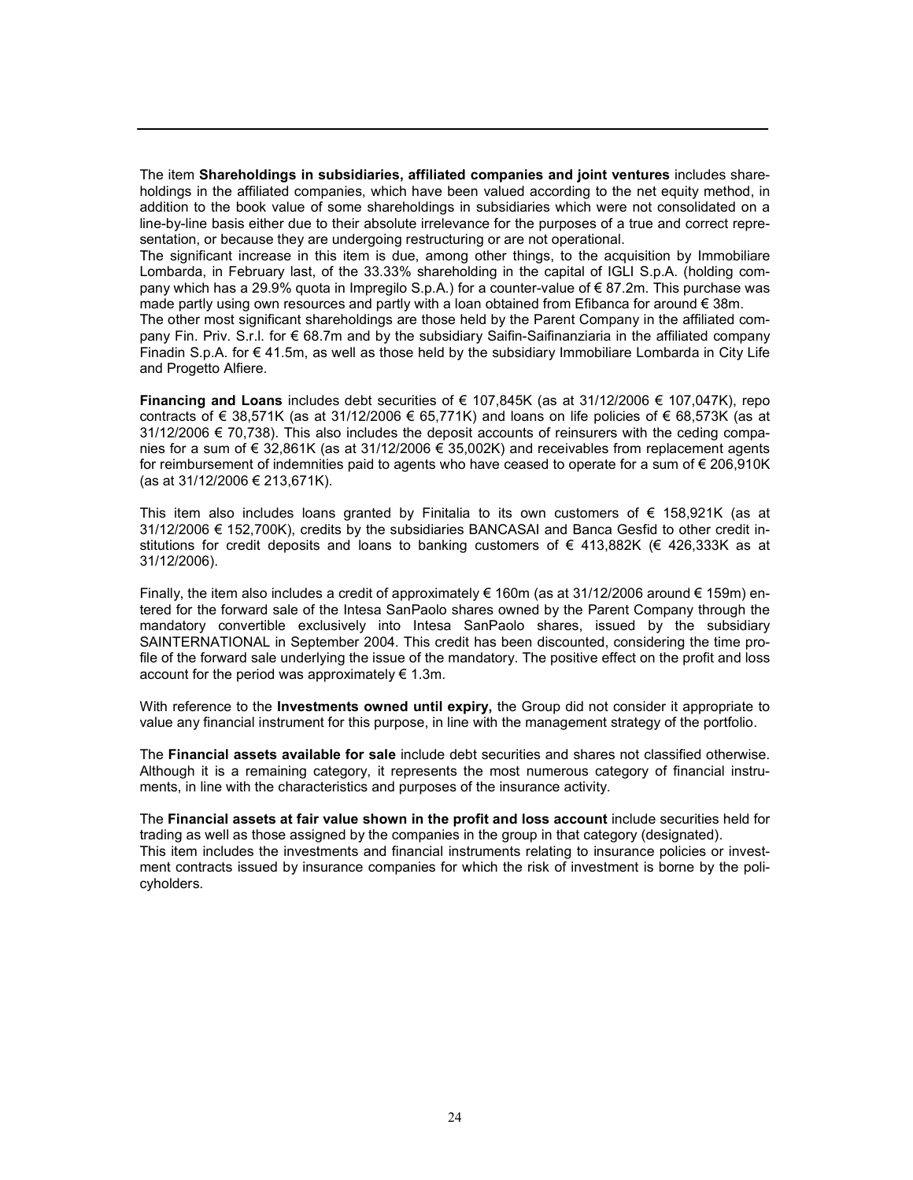The item **Shareholdings in subsidiaries, affiliated companies and joint ventures** includes shareholdings in the affiliated companies, which have been valued according to the net equity method, in addition to the book value of some shareholdings in subsidiaries which were not consolidated on a line-by-line basis either due to their absolute irrelevance for the purposes of a true and correct representation, or because they are undergoing restructuring or are not operational.

The significant increase in this item is due, among other things, to the acquisition by Immobiliare Lombarda, in February last, of the 33.33% shareholding in the capital of IGLI S.p.A. (holding company which has a 29.9% quota in Impregilo S.p.A.) for a counter-value of € 87.2m. This purchase was made partly using own resources and partly with a loan obtained from Efibanca for around € 38m.

The other most significant shareholdings are those held by the Parent Company in the affiliated company Fin. Priv. S.r.l. for € 68.7m and by the subsidiary Saifin-Saifinanziaria in the affiliated company Finadin S.p.A. for € 41.5m, as well as those held by the subsidiary Immobiliare Lombarda in City Life and Progetto Alfiere.

**Financing and Loans** includes debt securities of € 107,845K (as at 31/12/2006 € 107,047K), repo contracts of € 38,571K (as at 31/12/2006 € 65,771K) and loans on life policies of € 68,573K (as at 31/12/2006 € 70,738). This also includes the deposit accounts of reinsurers with the ceding companies for a sum of € 32,861K (as at 31/12/2006 € 35,002K) and receivables from replacement agents for reimbursement of indemnities paid to agents who have ceased to operate for a sum of € 206,910K (as at 31/12/2006 € 213,671K).

This item also includes loans granted by Finitalia to its own customers of € 158,921K (as at 31/12/2006 € 152,700K), credits by the subsidiaries BANCASAI and Banca Gesfid to other credit institutions for credit deposits and loans to banking customers of € 413,882K (€ 426,333K as at 31/12/2006).

Finally, the item also includes a credit of approximately € 160m (as at 31/12/2006 around € 159m) entered for the forward sale of the Intesa SanPaolo shares owned by the Parent Company through the mandatory convertible exclusively into Intesa SanPaolo shares, issued by the subsidiary SAINTERNATIONAL in September 2004. This credit has been discounted, considering the time profile of the forward sale underlying the issue of the mandatory. The positive effect on the profit and loss account for the period was approximately € 1.3m.

With reference to the **Investments owned until expiry,** the Group did not consider it appropriate to value any financial instrument for this purpose, in line with the management strategy of the portfolio.

The **Financial assets available for sale** include debt securities and shares not classified otherwise. Although it is a remaining category, it represents the most numerous category of financial instruments, in line with the characteristics and purposes of the insurance activity.

The **Financial assets at fair value shown in the profit and loss account** include securities held for trading as well as those assigned by the companies in the group in that category (designated).

This item includes the investments and financial instruments relating to insurance policies or investment contracts issued by insurance companies for which the risk of investment is borne by the policyholders.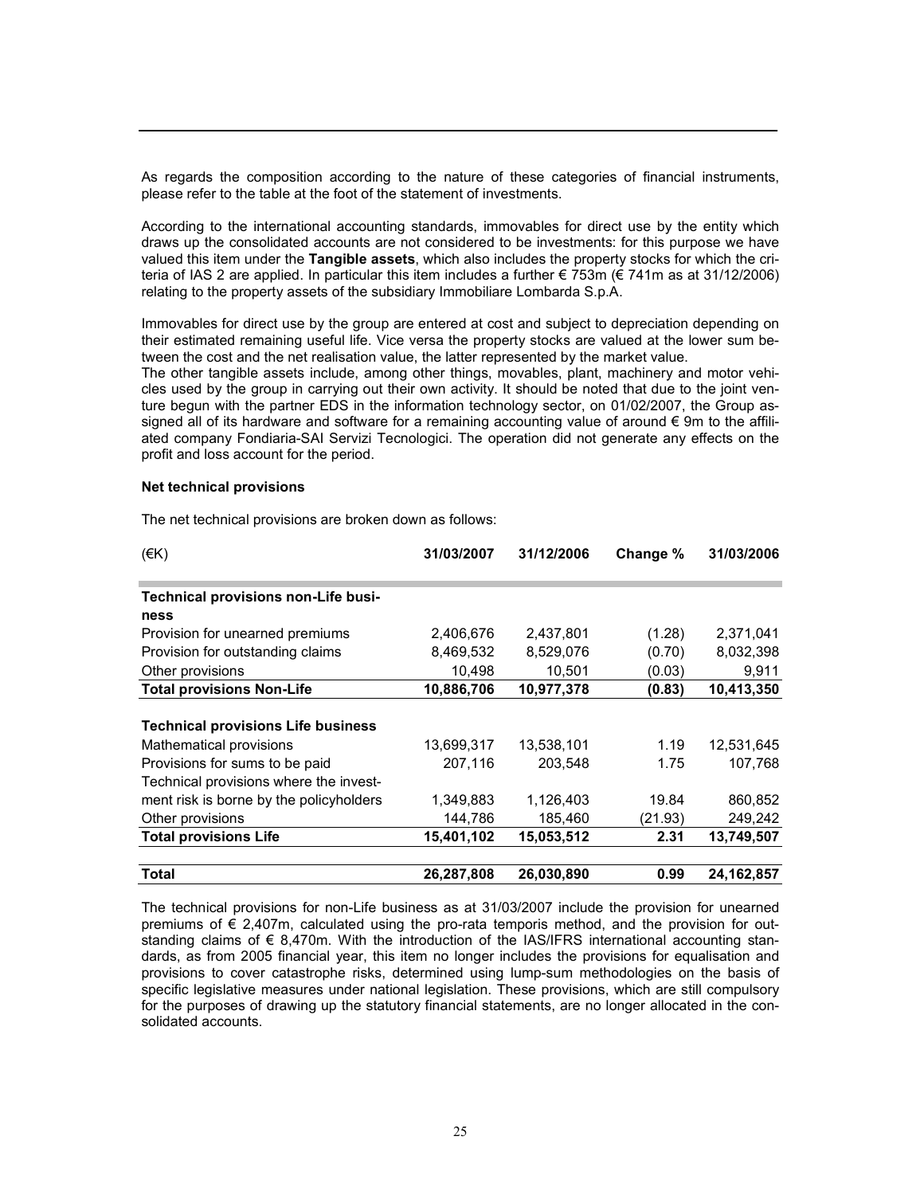As regards the composition according to the nature of these categories of financial instruments, please refer to the table at the foot of the statement of investments.

According to the international accounting standards, immovables for direct use by the entity which draws up the consolidated accounts are not considered to be investments: for this purpose we have valued this item under the **Tangible assets**, which also includes the property stocks for which the criteria of IAS 2 are applied. In particular this item includes a further € 753m (€ 741m as at 31/12/2006) relating to the property assets of the subsidiary Immobiliare Lombarda S.p.A.

Immovables for direct use by the group are entered at cost and subject to depreciation depending on their estimated remaining useful life. Vice versa the property stocks are valued at the lower sum between the cost and the net realisation value, the latter represented by the market value.
The other tangible assets include, among other things, movables, plant, machinery and motor vehicles used by the group in carrying out their own activity. It should be noted that due to the joint venture begun with the partner EDS in the information technology sector, on 01/02/2007, the Group assigned all of its hardware and software for a remaining accounting value of around € 9m to the affiliated company Fondiaria-SAI Servizi Tecnologici. The operation did not generate any effects on the profit and loss account for the period.

**Net technical provisions**

The net technical provisions are broken down as follows:

| (€K) | 31/03/2007 | 31/12/2006 | Change % | 31/03/2006 |
|---|---|---|---|---|
| **Technical provisions non-Life business** | | | | |
| Provision for unearned premiums | 2,406,676 | 2,437,801 | (1.28) | 2,371,041 |
| Provision for outstanding claims | 8,469,532 | 8,529,076 | (0.70) | 8,032,398 |
| Other provisions | 10,498 | 10,501 | (0.03) | 9,911 |
| **Total provisions Non-Life** | **10,886,706** | **10,977,378** | **(0.83)** | **10,413,350** |
| **Technical provisions Life business** | | | | |
| Mathematical provisions | 13,699,317 | 13,538,101 | 1.19 | 12,531,645 |
| Provisions for sums to be paid | 207,116 | 203,548 | 1.75 | 107,768 |
| Technical provisions where the investment risk is borne by the policyholders | 1,349,883 | 1,126,403 | 19.84 | 860,852 |
| Other provisions | 144,786 | 185,460 | (21.93) | 249,242 |
| **Total provisions Life** | **15,401,102** | **15,053,512** | **2.31** | **13,749,507** |
| **Total** | **26,287,808** | **26,030,890** | **0.99** | **24,162,857** |

The technical provisions for non-Life business as at 31/03/2007 include the provision for unearned premiums of € 2,407m, calculated using the pro-rata temporis method, and the provision for outstanding claims of € 8,470m. With the introduction of the IAS/IFRS international accounting standards, as from 2005 financial year, this item no longer includes the provisions for equalisation and provisions to cover catastrophe risks, determined using lump-sum methodologies on the basis of specific legislative measures under national legislation. These provisions, which are still compulsory for the purposes of drawing up the statutory financial statements, are no longer allocated in the consolidated accounts.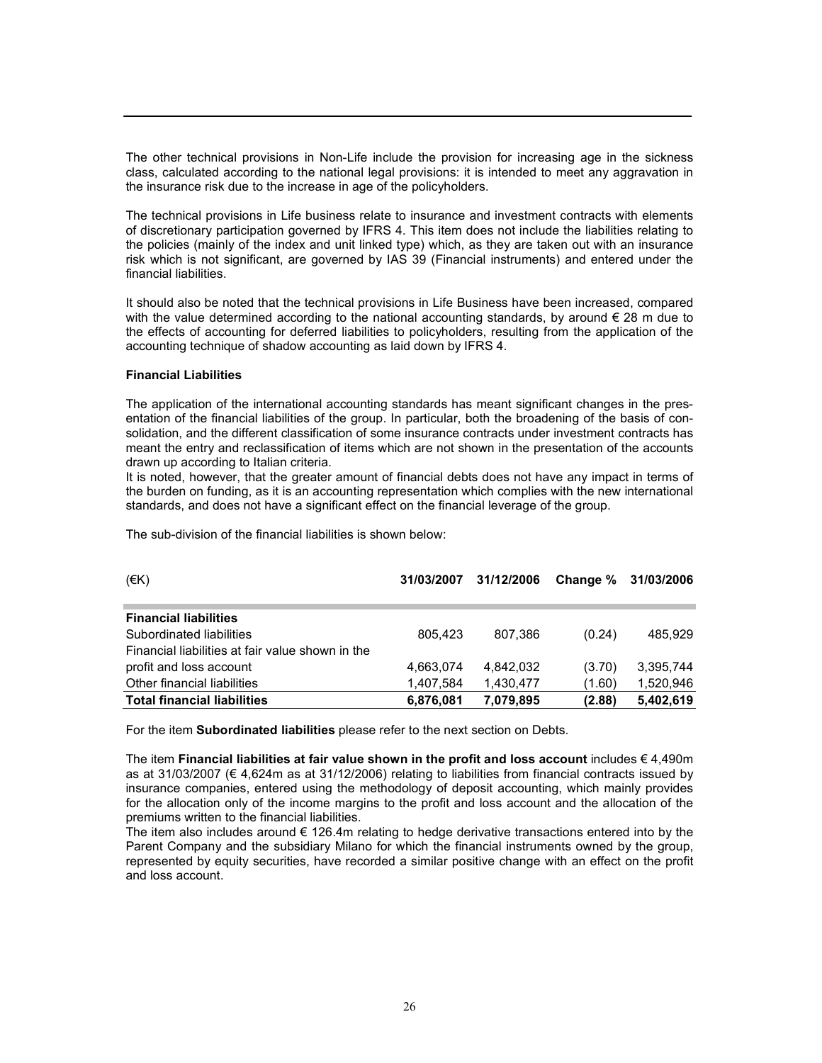The other technical provisions in Non-Life include the provision for increasing age in the sickness class, calculated according to the national legal provisions: it is intended to meet any aggravation in the insurance risk due to the increase in age of the policyholders.

The technical provisions in Life business relate to insurance and investment contracts with elements of discretionary participation governed by IFRS 4. This item does not include the liabilities relating to the policies (mainly of the index and unit linked type) which, as they are taken out with an insurance risk which is not significant, are governed by IAS 39 (Financial instruments) and entered under the financial liabilities.

It should also be noted that the technical provisions in Life Business have been increased, compared with the value determined according to the national accounting standards, by around € 28 m due to the effects of accounting for deferred liabilities to policyholders, resulting from the application of the accounting technique of shadow accounting as laid down by IFRS 4.

**Financial Liabilities**

The application of the international accounting standards has meant significant changes in the presentation of the financial liabilities of the group. In particular, both the broadening of the basis of consolidation, and the different classification of some insurance contracts under investment contracts has meant the entry and reclassification of items which are not shown in the presentation of the accounts drawn up according to Italian criteria.
It is noted, however, that the greater amount of financial debts does not have any impact in terms of the burden on funding, as it is an accounting representation which complies with the new international standards, and does not have a significant effect on the financial leverage of the group.

The sub-division of the financial liabilities is shown below:

| (€K) | 31/03/2007 | 31/12/2006 | Change % | 31/03/2006 |
|---|---|---|---|---|
| **Financial liabilities** | | | | |
| Subordinated liabilities | 805,423 | 807,386 | (0.24) | 485,929 |
| Financial liabilities at fair value shown in the profit and loss account | 4,663,074 | 4,842,032 | (3.70) | 3,395,744 |
| Other financial liabilities | 1,407,584 | 1,430,477 | (1.60) | 1,520,946 |
| **Total financial liabilities** | **6,876,081** | **7,079,895** | **(2.88)** | **5,402,619** |

For the item **Subordinated liabilities** please refer to the next section on Debts.

The item **Financial liabilities at fair value shown in the profit and loss account** includes € 4,490m as at 31/03/2007 (€ 4,624m as at 31/12/2006) relating to liabilities from financial contracts issued by insurance companies, entered using the methodology of deposit accounting, which mainly provides for the allocation only of the income margins to the profit and loss account and the allocation of the premiums written to the financial liabilities.
The item also includes around € 126.4m relating to hedge derivative transactions entered into by the Parent Company and the subsidiary Milano for which the financial instruments owned by the group, represented by equity securities, have recorded a similar positive change with an effect on the profit and loss account.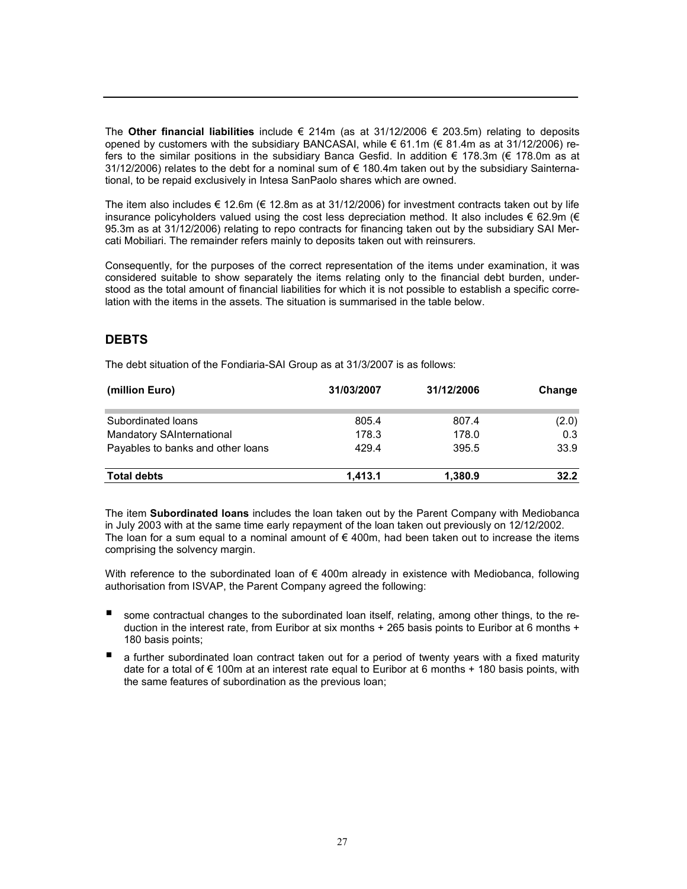The **Other financial liabilities** include € 214m (as at 31/12/2006 € 203.5m) relating to deposits opened by customers with the subsidiary BANCASAI, while € 61.1m (€ 81.4m as at 31/12/2006) refers to the similar positions in the subsidiary Banca Gesfid. In addition € 178.3m (€ 178.0m as at 31/12/2006) relates to the debt for a nominal sum of € 180.4m taken out by the subsidiary Sainternational, to be repaid exclusively in Intesa SanPaolo shares which are owned.

The item also includes € 12.6m (€ 12.8m as at 31/12/2006) for investment contracts taken out by life insurance policyholders valued using the cost less depreciation method. It also includes € 62.9m (€ 95.3m as at 31/12/2006) relating to repo contracts for financing taken out by the subsidiary SAI Mercati Mobiliari. The remainder refers mainly to deposits taken out with reinsurers.

Consequently, for the purposes of the correct representation of the items under examination, it was considered suitable to show separately the items relating only to the financial debt burden, understood as the total amount of financial liabilities for which it is not possible to establish a specific correlation with the items in the assets. The situation is summarised in the table below.

## DEBTS

The debt situation of the Fondiaria-SAI Group as at 31/3/2007 is as follows:

| (million Euro) | 31/03/2007 | 31/12/2006 | Change |
|---|---|---|---|
| Subordinated loans | 805.4 | 807.4 | (2.0) |
| Mandatory SAInternational | 178.3 | 178.0 | 0.3 |
| Payables to banks and other loans | 429.4 | 395.5 | 33.9 |
| **Total debts** | **1,413.1** | **1,380.9** | **32.2** |

The item **Subordinated loans** includes the loan taken out by the Parent Company with Mediobanca in July 2003 with at the same time early repayment of the loan taken out previously on 12/12/2002. The loan for a sum equal to a nominal amount of € 400m, had been taken out to increase the items comprising the solvency margin.

With reference to the subordinated loan of € 400m already in existence with Mediobanca, following authorisation from ISVAP, the Parent Company agreed the following:

- some contractual changes to the subordinated loan itself, relating, among other things, to the reduction in the interest rate, from Euribor at six months + 265 basis points to Euribor at 6 months + 180 basis points;
- a further subordinated loan contract taken out for a period of twenty years with a fixed maturity date for a total of € 100m at an interest rate equal to Euribor at 6 months + 180 basis points, with the same features of subordination as the previous loan;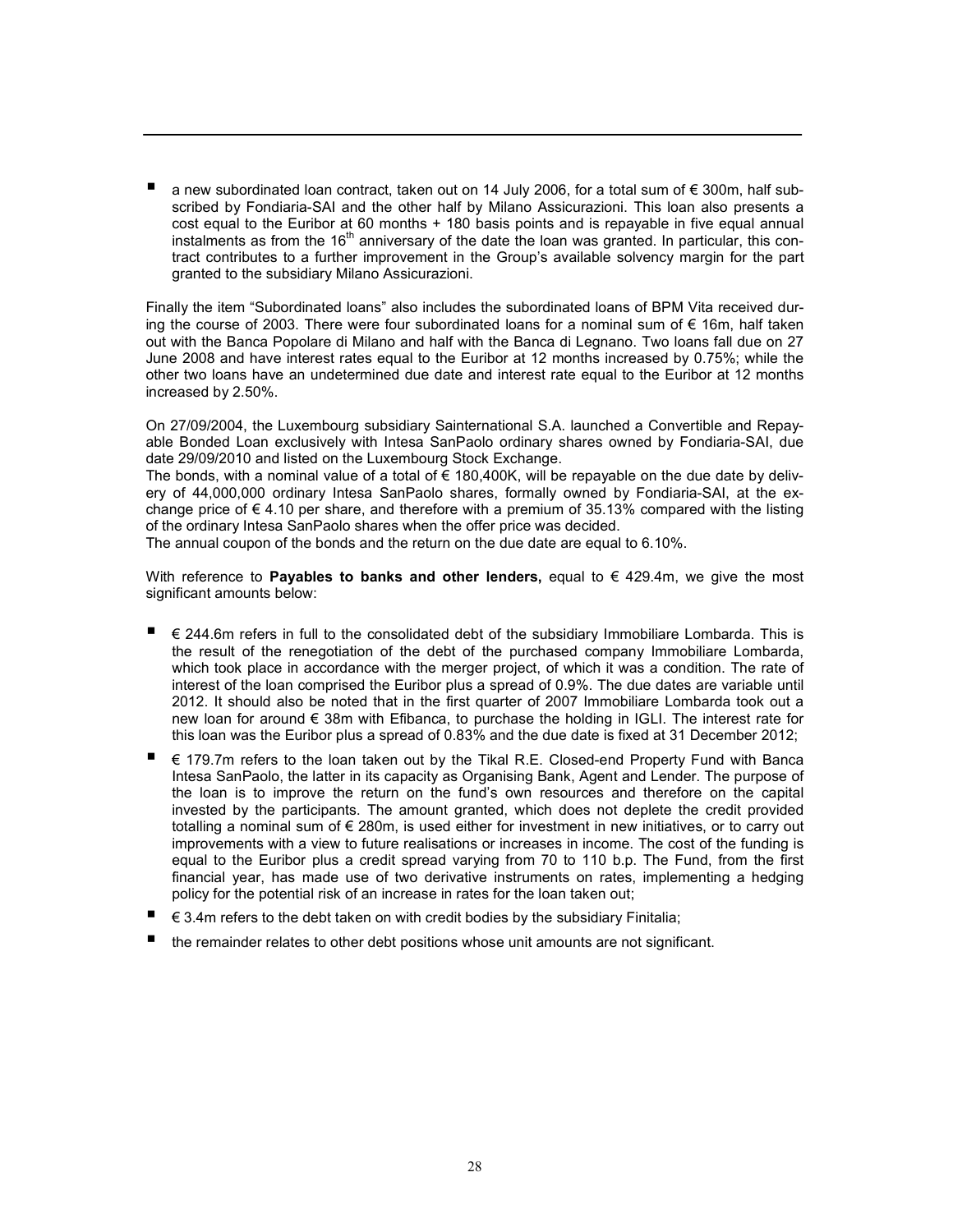- a new subordinated loan contract, taken out on 14 July 2006, for a total sum of € 300m, half subscribed by Fondiaria-SAI and the other half by Milano Assicurazioni. This loan also presents a cost equal to the Euribor at 60 months + 180 basis points and is repayable in five equal annual instalments as from the 16th anniversary of the date the loan was granted. In particular, this contract contributes to a further improvement in the Group's available solvency margin for the part granted to the subsidiary Milano Assicurazioni.

Finally the item "Subordinated loans" also includes the subordinated loans of BPM Vita received during the course of 2003. There were four subordinated loans for a nominal sum of € 16m, half taken out with the Banca Popolare di Milano and half with the Banca di Legnano. Two loans fall due on 27 June 2008 and have interest rates equal to the Euribor at 12 months increased by 0.75%; while the other two loans have an undetermined due date and interest rate equal to the Euribor at 12 months increased by 2.50%.

On 27/09/2004, the Luxembourg subsidiary Sainternational S.A. launched a Convertible and Repayable Bonded Loan exclusively with Intesa SanPaolo ordinary shares owned by Fondiaria-SAI, due date 29/09/2010 and listed on the Luxembourg Stock Exchange.
The bonds, with a nominal value of a total of € 180,400K, will be repayable on the due date by delivery of 44,000,000 ordinary Intesa SanPaolo shares, formally owned by Fondiaria-SAI, at the exchange price of € 4.10 per share, and therefore with a premium of 35.13% compared with the listing of the ordinary Intesa SanPaolo shares when the offer price was decided.
The annual coupon of the bonds and the return on the due date are equal to 6.10%.

With reference to **Payables to banks and other lenders,** equal to € 429.4m, we give the most significant amounts below:

- € 244.6m refers in full to the consolidated debt of the subsidiary Immobiliare Lombarda. This is the result of the renegotiation of the debt of the purchased company Immobiliare Lombarda, which took place in accordance with the merger project, of which it was a condition. The rate of interest of the loan comprised the Euribor plus a spread of 0.9%. The due dates are variable until 2012. It should also be noted that in the first quarter of 2007 Immobiliare Lombarda took out a new loan for around € 38m with Efibanca, to purchase the holding in IGLI. The interest rate for this loan was the Euribor plus a spread of 0.83% and the due date is fixed at 31 December 2012;
- € 179.7m refers to the loan taken out by the Tikal R.E. Closed-end Property Fund with Banca Intesa SanPaolo, the latter in its capacity as Organising Bank, Agent and Lender. The purpose of the loan is to improve the return on the fund's own resources and therefore on the capital invested by the participants. The amount granted, which does not deplete the credit provided totalling a nominal sum of € 280m, is used either for investment in new initiatives, or to carry out improvements with a view to future realisations or increases in income. The cost of the funding is equal to the Euribor plus a credit spread varying from 70 to 110 b.p. The Fund, from the first financial year, has made use of two derivative instruments on rates, implementing a hedging policy for the potential risk of an increase in rates for the loan taken out;
- € 3.4m refers to the debt taken on with credit bodies by the subsidiary Finitalia;
- the remainder relates to other debt positions whose unit amounts are not significant.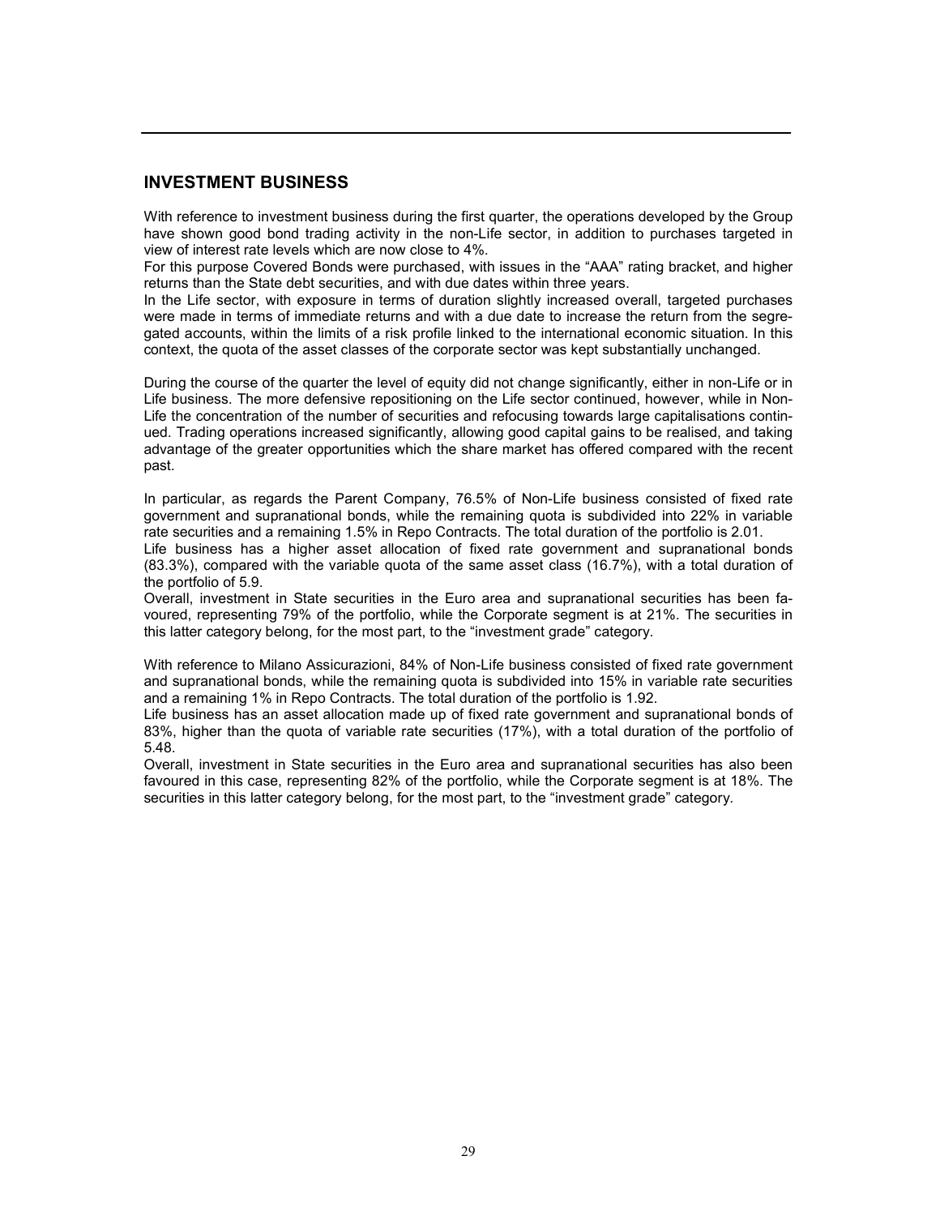## INVESTMENT BUSINESS

With reference to investment business during the first quarter, the operations developed by the Group have shown good bond trading activity in the non-Life sector, in addition to purchases targeted in view of interest rate levels which are now close to 4%.

For this purpose Covered Bonds were purchased, with issues in the "AAA" rating bracket, and higher returns than the State debt securities, and with due dates within three years.

In the Life sector, with exposure in terms of duration slightly increased overall, targeted purchases were made in terms of immediate returns and with a due date to increase the return from the segregated accounts, within the limits of a risk profile linked to the international economic situation. In this context, the quota of the asset classes of the corporate sector was kept substantially unchanged.

During the course of the quarter the level of equity did not change significantly, either in non-Life or in Life business. The more defensive repositioning on the Life sector continued, however, while in Non-Life the concentration of the number of securities and refocusing towards large capitalisations continued. Trading operations increased significantly, allowing good capital gains to be realised, and taking advantage of the greater opportunities which the share market has offered compared with the recent past.

In particular, as regards the Parent Company, 76.5% of Non-Life business consisted of fixed rate government and supranational bonds, while the remaining quota is subdivided into 22% in variable rate securities and a remaining 1.5% in Repo Contracts. The total duration of the portfolio is 2.01.

Life business has a higher asset allocation of fixed rate government and supranational bonds (83.3%), compared with the variable quota of the same asset class (16.7%), with a total duration of the portfolio of 5.9.

Overall, investment in State securities in the Euro area and supranational securities has been favoured, representing 79% of the portfolio, while the Corporate segment is at 21%. The securities in this latter category belong, for the most part, to the "investment grade" category.

With reference to Milano Assicurazioni, 84% of Non-Life business consisted of fixed rate government and supranational bonds, while the remaining quota is subdivided into 15% in variable rate securities and a remaining 1% in Repo Contracts. The total duration of the portfolio is 1.92.

Life business has an asset allocation made up of fixed rate government and supranational bonds of 83%, higher than the quota of variable rate securities (17%), with a total duration of the portfolio of 5.48.

Overall, investment in State securities in the Euro area and supranational securities has also been favoured in this case, representing 82% of the portfolio, while the Corporate segment is at 18%. The securities in this latter category belong, for the most part, to the "investment grade" category.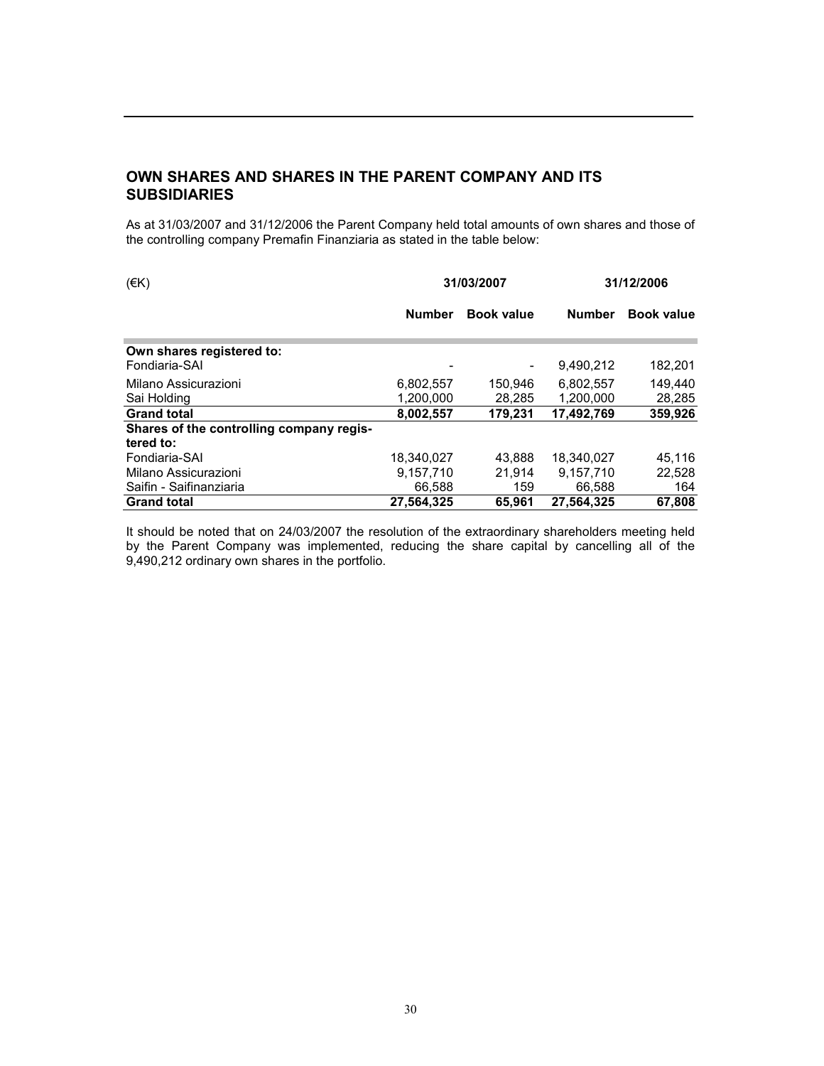## OWN SHARES AND SHARES IN THE PARENT COMPANY AND ITS SUBSIDIARIES

As at 31/03/2007 and 31/12/2006 the Parent Company held total amounts of own shares and those of the controlling company Premafin Finanziaria as stated in the table below:

| (€K) | 31/03/2007 | | 31/12/2006 | |
|---|---|---|---|---|
| | **Number** | **Book value** | **Number** | **Book value** |
| **Own shares registered to:** | | | | |
| Fondiaria-SAI | - | - | 9,490,212 | 182,201 |
| Milano Assicurazioni | 6,802,557 | 150,946 | 6,802,557 | 149,440 |
| Sai Holding | 1,200,000 | 28,285 | 1,200,000 | 28,285 |
| **Grand total** | **8,002,557** | **179,231** | **17,492,769** | **359,926** |
| **Shares of the controlling company registered to:** | | | | |
| Fondiaria-SAI | 18,340,027 | 43,888 | 18,340,027 | 45,116 |
| Milano Assicurazioni | 9,157,710 | 21,914 | 9,157,710 | 22,528 |
| Saifin - Saifinanziaria | 66,588 | 159 | 66,588 | 164 |
| **Grand total** | **27,564,325** | **65,961** | **27,564,325** | **67,808** |

It should be noted that on 24/03/2007 the resolution of the extraordinary shareholders meeting held by the Parent Company was implemented, reducing the share capital by cancelling all of the 9,490,212 ordinary own shares in the portfolio.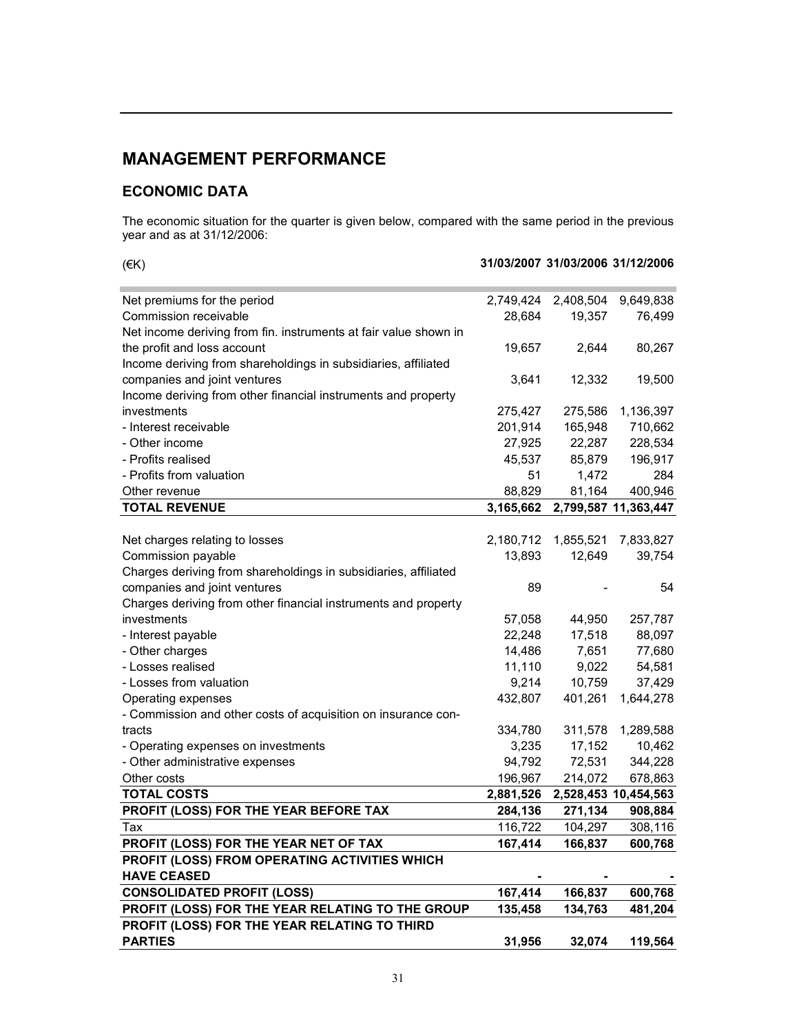# MANAGEMENT PERFORMANCE

## ECONOMIC DATA

The economic situation for the quarter is given below, compared with the same period in the previous year and as at 31/12/2006:

| (€K) | 31/03/2007 | 31/03/2006 | 31/12/2006 |
|---|---|---|---|
| Net premiums for the period | 2,749,424 | 2,408,504 | 9,649,838 |
| Commission receivable | 28,684 | 19,357 | 76,499 |
| Net income deriving from fin. instruments at fair value shown in the profit and loss account | 19,657 | 2,644 | 80,267 |
| Income deriving from shareholdings in subsidiaries, affiliated companies and joint ventures | 3,641 | 12,332 | 19,500 |
| Income deriving from other financial instruments and property investments | 275,427 | 275,586 | 1,136,397 |
| - Interest receivable | 201,914 | 165,948 | 710,662 |
| - Other income | 27,925 | 22,287 | 228,534 |
| - Profits realised | 45,537 | 85,879 | 196,917 |
| - Profits from valuation | 51 | 1,472 | 284 |
| Other revenue | 88,829 | 81,164 | 400,946 |
| **TOTAL REVENUE** | **3,165,662** | **2,799,587** | **11,363,447** |
| Net charges relating to losses | 2,180,712 | 1,855,521 | 7,833,827 |
| Commission payable | 13,893 | 12,649 | 39,754 |
| Charges deriving from shareholdings in subsidiaries, affiliated companies and joint ventures | 89 | - | 54 |
| Charges deriving from other financial instruments and property investments | 57,058 | 44,950 | 257,787 |
| - Interest payable | 22,248 | 17,518 | 88,097 |
| - Other charges | 14,486 | 7,651 | 77,680 |
| - Losses realised | 11,110 | 9,022 | 54,581 |
| - Losses from valuation | 9,214 | 10,759 | 37,429 |
| Operating expenses | 432,807 | 401,261 | 1,644,278 |
| - Commission and other costs of acquisition on insurance contracts | 334,780 | 311,578 | 1,289,588 |
| - Operating expenses on investments | 3,235 | 17,152 | 10,462 |
| - Other administrative expenses | 94,792 | 72,531 | 344,228 |
| Other costs | 196,967 | 214,072 | 678,863 |
| **TOTAL COSTS** | **2,881,526** | **2,528,453** | **10,454,563** |
| **PROFIT (LOSS) FOR THE YEAR BEFORE TAX** | **284,136** | **271,134** | **908,884** |
| Tax | 116,722 | 104,297 | 308,116 |
| **PROFIT (LOSS) FOR THE YEAR NET OF TAX** | **167,414** | **166,837** | **600,768** |
| **PROFIT (LOSS) FROM OPERATING ACTIVITIES WHICH HAVE CEASED** | **-** | **-** | **-** |
| **CONSOLIDATED PROFIT (LOSS)** | **167,414** | **166,837** | **600,768** |
| **PROFIT (LOSS) FOR THE YEAR RELATING TO THE GROUP** | **135,458** | **134,763** | **481,204** |
| **PROFIT (LOSS) FOR THE YEAR RELATING TO THIRD PARTIES** | **31,956** | **32,074** | **119,564** |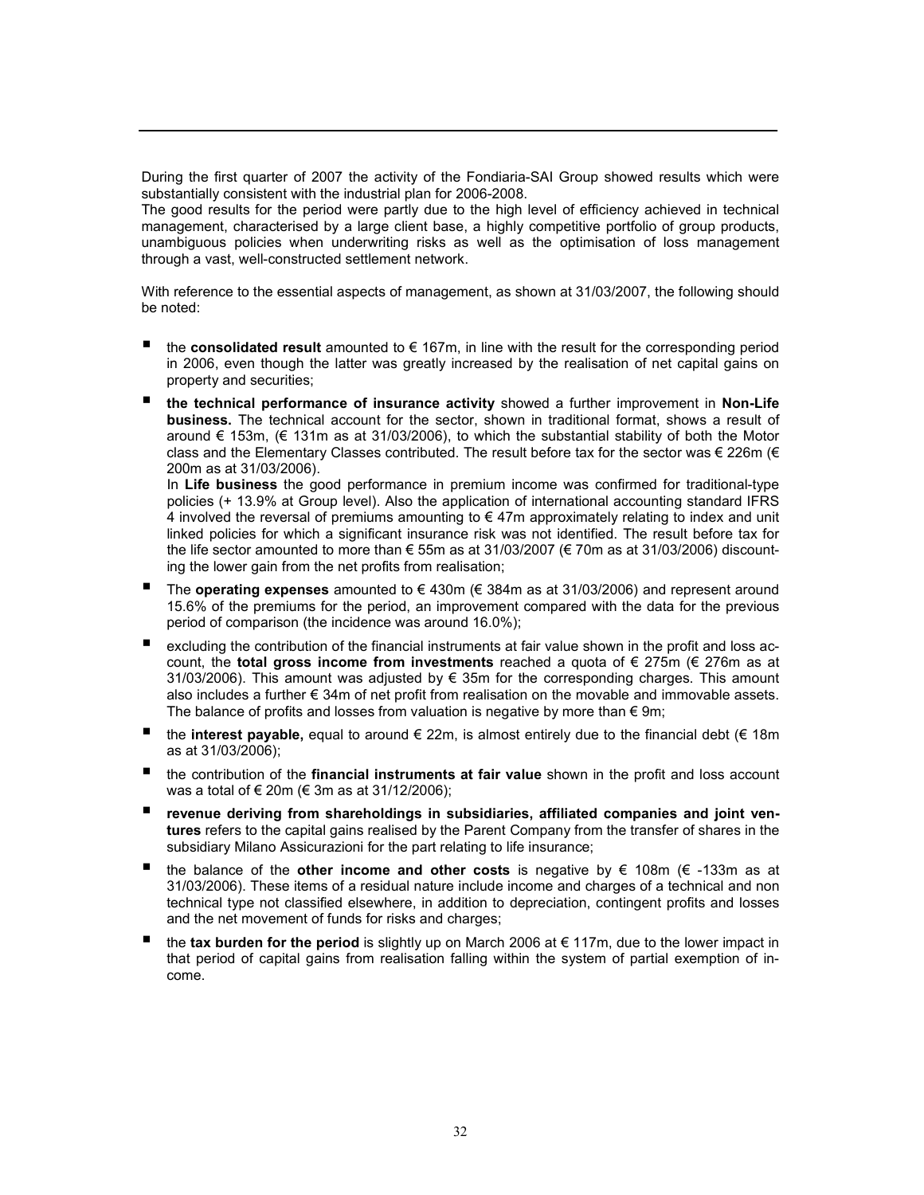During the first quarter of 2007 the activity of the Fondiaria-SAI Group showed results which were substantially consistent with the industrial plan for 2006-2008.
The good results for the period were partly due to the high level of efficiency achieved in technical management, characterised by a large client base, a highly competitive portfolio of group products, unambiguous policies when underwriting risks as well as the optimisation of loss management through a vast, well-constructed settlement network.

With reference to the essential aspects of management, as shown at 31/03/2007, the following should be noted:

- the **consolidated result** amounted to € 167m, in line with the result for the corresponding period in 2006, even though the latter was greatly increased by the realisation of net capital gains on property and securities;
- **the technical performance of insurance activity** showed a further improvement in **Non-Life business.** The technical account for the sector, shown in traditional format, shows a result of around € 153m, (€ 131m as at 31/03/2006), to which the substantial stability of both the Motor class and the Elementary Classes contributed. The result before tax for the sector was € 226m (€ 200m as at 31/03/2006).
  In **Life business** the good performance in premium income was confirmed for traditional-type policies (+ 13.9% at Group level). Also the application of international accounting standard IFRS 4 involved the reversal of premiums amounting to € 47m approximately relating to index and unit linked policies for which a significant insurance risk was not identified. The result before tax for the life sector amounted to more than € 55m as at 31/03/2007 (€ 70m as at 31/03/2006) discounting the lower gain from the net profits from realisation;
- The **operating expenses** amounted to € 430m (€ 384m as at 31/03/2006) and represent around 15.6% of the premiums for the period, an improvement compared with the data for the previous period of comparison (the incidence was around 16.0%);
- excluding the contribution of the financial instruments at fair value shown in the profit and loss account, the **total gross income from investments** reached a quota of € 275m (€ 276m as at 31/03/2006). This amount was adjusted by € 35m for the corresponding charges. This amount also includes a further € 34m of net profit from realisation on the movable and immovable assets. The balance of profits and losses from valuation is negative by more than € 9m;
- the **interest payable,** equal to around € 22m, is almost entirely due to the financial debt (€ 18m as at 31/03/2006);
- the contribution of the **financial instruments at fair value** shown in the profit and loss account was a total of € 20m (€ 3m as at 31/12/2006);
- **revenue deriving from shareholdings in subsidiaries, affiliated companies and joint ventures** refers to the capital gains realised by the Parent Company from the transfer of shares in the subsidiary Milano Assicurazioni for the part relating to life insurance;
- the balance of the **other income and other costs** is negative by € 108m (€ -133m as at 31/03/2006). These items of a residual nature include income and charges of a technical and non technical type not classified elsewhere, in addition to depreciation, contingent profits and losses and the net movement of funds for risks and charges;
- the **tax burden for the period** is slightly up on March 2006 at € 117m, due to the lower impact in that period of capital gains from realisation falling within the system of partial exemption of income.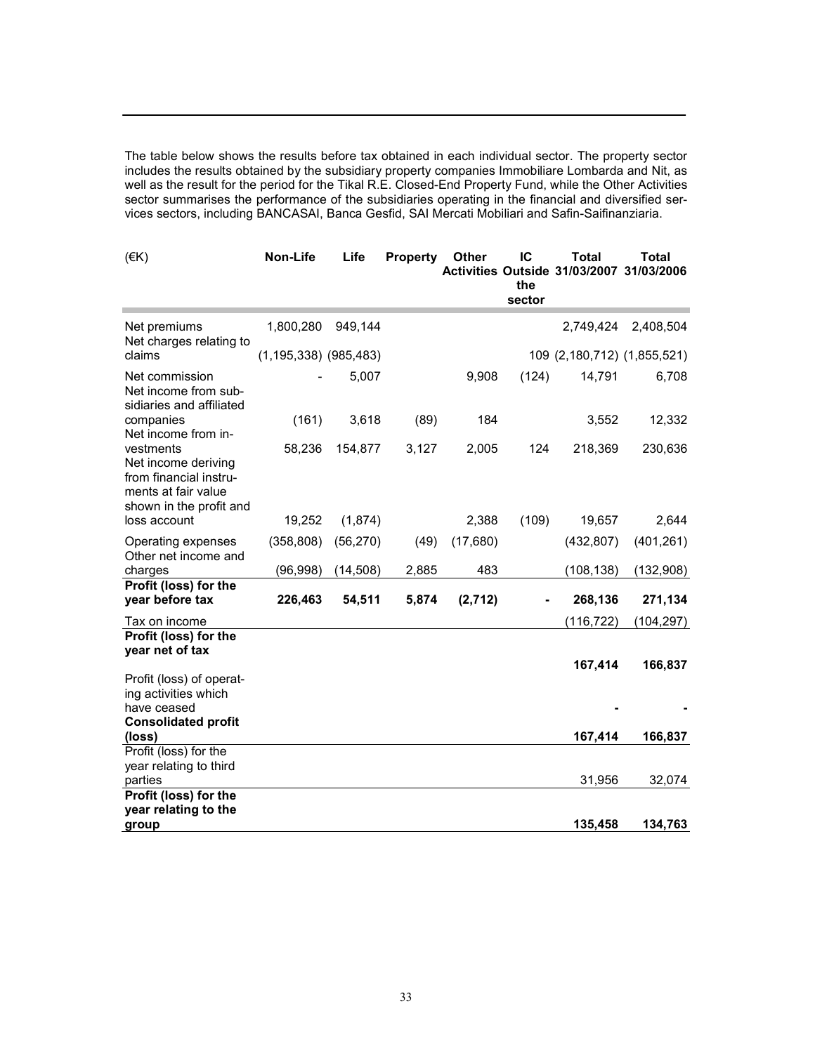The table below shows the results before tax obtained in each individual sector. The property sector includes the results obtained by the subsidiary property companies Immobiliare Lombarda and Nit, as well as the result for the period for the Tikal R.E. Closed-End Property Fund, while the Other Activities sector summarises the performance of the subsidiaries operating in the financial and diversified services sectors, including BANCASAI, Banca Gesfid, SAI Mercati Mobiliari and Safin-Saifinanziaria.

| (€K) | Non-Life | Life | Property | Other Activities | IC Outside the sector | Total 31/03/2007 | Total 31/03/2006 |
|---|---|---|---|---|---|---|---|
| Net premiums | 1,800,280 | 949,144 | | | | 2,749,424 | 2,408,504 |
| Net charges relating to claims | (1,195,338) | (985,483) | | | 109 | (2,180,712) | (1,855,521) |
| Net commission | - | 5,007 | | 9,908 | (124) | 14,791 | 6,708 |
| Net income from subsidiaries and affiliated companies | (161) | 3,618 | (89) | 184 | | 3,552 | 12,332 |
| Net income from investments | 58,236 | 154,877 | 3,127 | 2,005 | 124 | 218,369 | 230,636 |
| Net income deriving from financial instruments at fair value shown in the profit and loss account | 19,252 | (1,874) | | 2,388 | (109) | 19,657 | 2,644 |
| Operating expenses | (358,808) | (56,270) | (49) | (17,680) | | (432,807) | (401,261) |
| Other net income and charges | (96,998) | (14,508) | 2,885 | 483 | | (108,138) | (132,908) |
| **Profit (loss) for the year before tax** | **226,463** | **54,511** | **5,874** | **(2,712)** | **-** | **268,136** | **271,134** |
| Tax on income | | | | | | (116,722) | (104,297) |
| **Profit (loss) for the year net of tax** | | | | | | **167,414** | **166,837** |
| Profit (loss) of operating activities which have ceased | | | | | | - | - |
| **Consolidated profit (loss)** | | | | | | **167,414** | **166,837** |
| Profit (loss) for the year relating to third parties | | | | | | 31,956 | 32,074 |
| **Profit (loss) for the year relating to the group** | | | | | | **135,458** | **134,763** |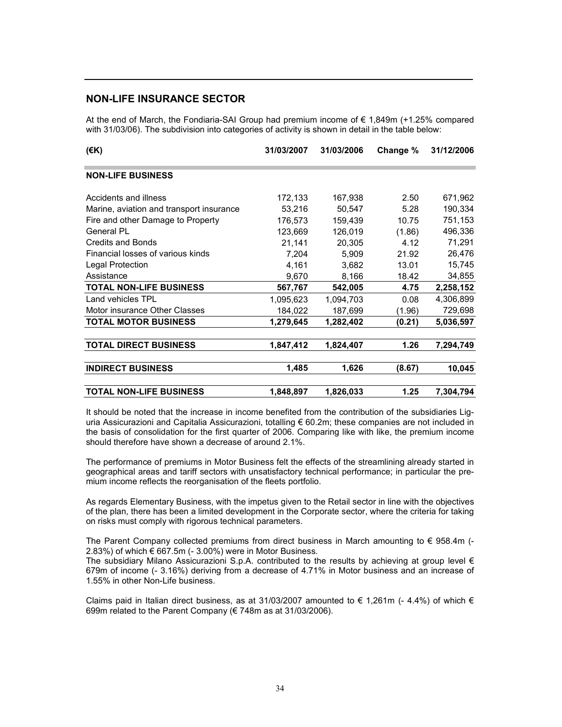## NON-LIFE INSURANCE SECTOR

At the end of March, the Fondiaria-SAI Group had premium income of € 1,849m (+1.25% compared with 31/03/06). The subdivision into categories of activity is shown in detail in the table below:

| (€K) | 31/03/2007 | 31/03/2006 | Change % | 31/12/2006 |
|---|---|---|---|---|
| **NON-LIFE BUSINESS** | | | | |
| Accidents and illness | 172,133 | 167,938 | 2.50 | 671,962 |
| Marine, aviation and transport insurance | 53,216 | 50,547 | 5.28 | 190,334 |
| Fire and other Damage to Property | 176,573 | 159,439 | 10.75 | 751,153 |
| General PL | 123,669 | 126,019 | (1.86) | 496,336 |
| Credits and Bonds | 21,141 | 20,305 | 4.12 | 71,291 |
| Financial losses of various kinds | 7,204 | 5,909 | 21.92 | 26,476 |
| Legal Protection | 4,161 | 3,682 | 13.01 | 15,745 |
| Assistance | 9,670 | 8,166 | 18.42 | 34,855 |
| **TOTAL NON-LIFE BUSINESS** | **567,767** | **542,005** | **4.75** | **2,258,152** |
| Land vehicles TPL | 1,095,623 | 1,094,703 | 0.08 | 4,306,899 |
| Motor insurance Other Classes | 184,022 | 187,699 | (1.96) | 729,698 |
| **TOTAL MOTOR BUSINESS** | **1,279,645** | **1,282,402** | **(0.21)** | **5,036,597** |
| **TOTAL DIRECT BUSINESS** | **1,847,412** | **1,824,407** | **1.26** | **7,294,749** |
| **INDIRECT BUSINESS** | **1,485** | **1,626** | **(8.67)** | **10,045** |
| **TOTAL NON-LIFE BUSINESS** | **1,848,897** | **1,826,033** | **1.25** | **7,304,794** |

It should be noted that the increase in income benefited from the contribution of the subsidiaries Liguria Assicurazioni and Capitalia Assicurazioni, totalling € 60.2m; these companies are not included in the basis of consolidation for the first quarter of 2006. Comparing like with like, the premium income should therefore have shown a decrease of around 2.1%.

The performance of premiums in Motor Business felt the effects of the streamlining already started in geographical areas and tariff sectors with unsatisfactory technical performance; in particular the premium income reflects the reorganisation of the fleets portfolio.

As regards Elementary Business, with the impetus given to the Retail sector in line with the objectives of the plan, there has been a limited development in the Corporate sector, where the criteria for taking on risks must comply with rigorous technical parameters.

The Parent Company collected premiums from direct business in March amounting to € 958.4m (- 2.83%) of which € 667.5m (- 3.00%) were in Motor Business.
The subsidiary Milano Assicurazioni S.p.A. contributed to the results by achieving at group level € 679m of income (- 3.16%) deriving from a decrease of 4.71% in Motor business and an increase of 1.55% in other Non-Life business.

Claims paid in Italian direct business, as at 31/03/2007 amounted to € 1,261m (- 4.4%) of which € 699m related to the Parent Company (€ 748m as at 31/03/2006).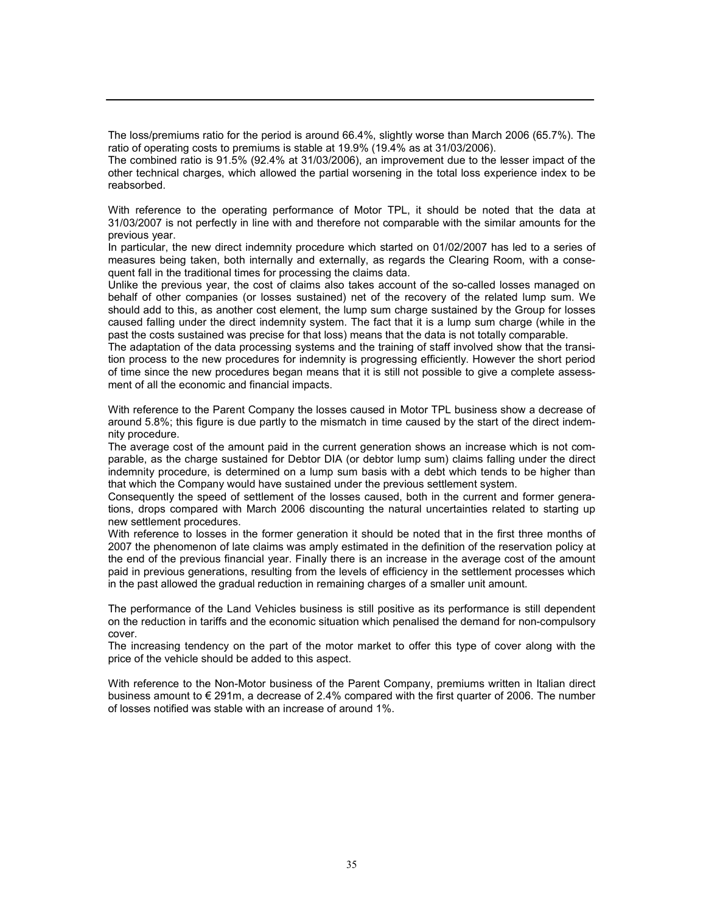The loss/premiums ratio for the period is around 66.4%, slightly worse than March 2006 (65.7%). The ratio of operating costs to premiums is stable at 19.9% (19.4% as at 31/03/2006).
The combined ratio is 91.5% (92.4% at 31/03/2006), an improvement due to the lesser impact of the other technical charges, which allowed the partial worsening in the total loss experience index to be reabsorbed.

With reference to the operating performance of Motor TPL, it should be noted that the data at 31/03/2007 is not perfectly in line with and therefore not comparable with the similar amounts for the previous year.
In particular, the new direct indemnity procedure which started on 01/02/2007 has led to a series of measures being taken, both internally and externally, as regards the Clearing Room, with a consequent fall in the traditional times for processing the claims data.
Unlike the previous year, the cost of claims also takes account of the so-called losses managed on behalf of other companies (or losses sustained) net of the recovery of the related lump sum. We should add to this, as another cost element, the lump sum charge sustained by the Group for losses caused falling under the direct indemnity system. The fact that it is a lump sum charge (while in the past the costs sustained was precise for that loss) means that the data is not totally comparable.
The adaptation of the data processing systems and the training of staff involved show that the transition process to the new procedures for indemnity is progressing efficiently. However the short period of time since the new procedures began means that it is still not possible to give a complete assessment of all the economic and financial impacts.

With reference to the Parent Company the losses caused in Motor TPL business show a decrease of around 5.8%; this figure is due partly to the mismatch in time caused by the start of the direct indemnity procedure.
The average cost of the amount paid in the current generation shows an increase which is not comparable, as the charge sustained for Debtor DIA (or debtor lump sum) claims falling under the direct indemnity procedure, is determined on a lump sum basis with a debt which tends to be higher than that which the Company would have sustained under the previous settlement system.
Consequently the speed of settlement of the losses caused, both in the current and former generations, drops compared with March 2006 discounting the natural uncertainties related to starting up new settlement procedures.
With reference to losses in the former generation it should be noted that in the first three months of 2007 the phenomenon of late claims was amply estimated in the definition of the reservation policy at the end of the previous financial year. Finally there is an increase in the average cost of the amount paid in previous generations, resulting from the levels of efficiency in the settlement processes which in the past allowed the gradual reduction in remaining charges of a smaller unit amount.

The performance of the Land Vehicles business is still positive as its performance is still dependent on the reduction in tariffs and the economic situation which penalised the demand for non-compulsory cover.
The increasing tendency on the part of the motor market to offer this type of cover along with the price of the vehicle should be added to this aspect.

With reference to the Non-Motor business of the Parent Company, premiums written in Italian direct business amount to € 291m, a decrease of 2.4% compared with the first quarter of 2006. The number of losses notified was stable with an increase of around 1%.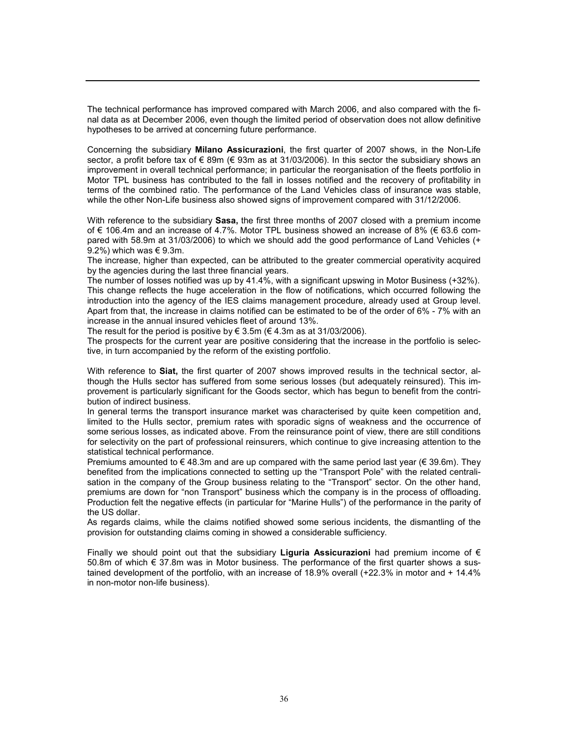The technical performance has improved compared with March 2006, and also compared with the final data as at December 2006, even though the limited period of observation does not allow definitive hypotheses to be arrived at concerning future performance.

Concerning the subsidiary **Milano Assicurazioni**, the first quarter of 2007 shows, in the Non-Life sector, a profit before tax of € 89m (€ 93m as at 31/03/2006). In this sector the subsidiary shows an improvement in overall technical performance; in particular the reorganisation of the fleets portfolio in Motor TPL business has contributed to the fall in losses notified and the recovery of profitability in terms of the combined ratio. The performance of the Land Vehicles class of insurance was stable, while the other Non-Life business also showed signs of improvement compared with 31/12/2006.

With reference to the subsidiary **Sasa,** the first three months of 2007 closed with a premium income of € 106.4m and an increase of 4.7%. Motor TPL business showed an increase of 8% (€ 63.6 compared with 58.9m at 31/03/2006) to which we should add the good performance of Land Vehicles (+ 9.2%) which was € 9.3m.

The increase, higher than expected, can be attributed to the greater commercial operativity acquired by the agencies during the last three financial years.

The number of losses notified was up by 41.4%, with a significant upswing in Motor Business (+32%). This change reflects the huge acceleration in the flow of notifications, which occurred following the introduction into the agency of the IES claims management procedure, already used at Group level. Apart from that, the increase in claims notified can be estimated to be of the order of 6% - 7% with an increase in the annual insured vehicles fleet of around 13%.

The result for the period is positive by € 3.5m (€ 4.3m as at 31/03/2006).

The prospects for the current year are positive considering that the increase in the portfolio is selective, in turn accompanied by the reform of the existing portfolio.

With reference to **Siat,** the first quarter of 2007 shows improved results in the technical sector, although the Hulls sector has suffered from some serious losses (but adequately reinsured). This improvement is particularly significant for the Goods sector, which has begun to benefit from the contribution of indirect business.

In general terms the transport insurance market was characterised by quite keen competition and, limited to the Hulls sector, premium rates with sporadic signs of weakness and the occurrence of some serious losses, as indicated above. From the reinsurance point of view, there are still conditions for selectivity on the part of professional reinsurers, which continue to give increasing attention to the statistical technical performance.

Premiums amounted to € 48.3m and are up compared with the same period last year (€ 39.6m). They benefited from the implications connected to setting up the "Transport Pole" with the related centralisation in the company of the Group business relating to the "Transport" sector. On the other hand, premiums are down for "non Transport" business which the company is in the process of offloading. Production felt the negative effects (in particular for "Marine Hulls") of the performance in the parity of the US dollar.

As regards claims, while the claims notified showed some serious incidents, the dismantling of the provision for outstanding claims coming in showed a considerable sufficiency.

Finally we should point out that the subsidiary **Liguria Assicurazioni** had premium income of € 50.8m of which € 37.8m was in Motor business. The performance of the first quarter shows a sustained development of the portfolio, with an increase of 18.9% overall (+22.3% in motor and + 14.4% in non-motor non-life business).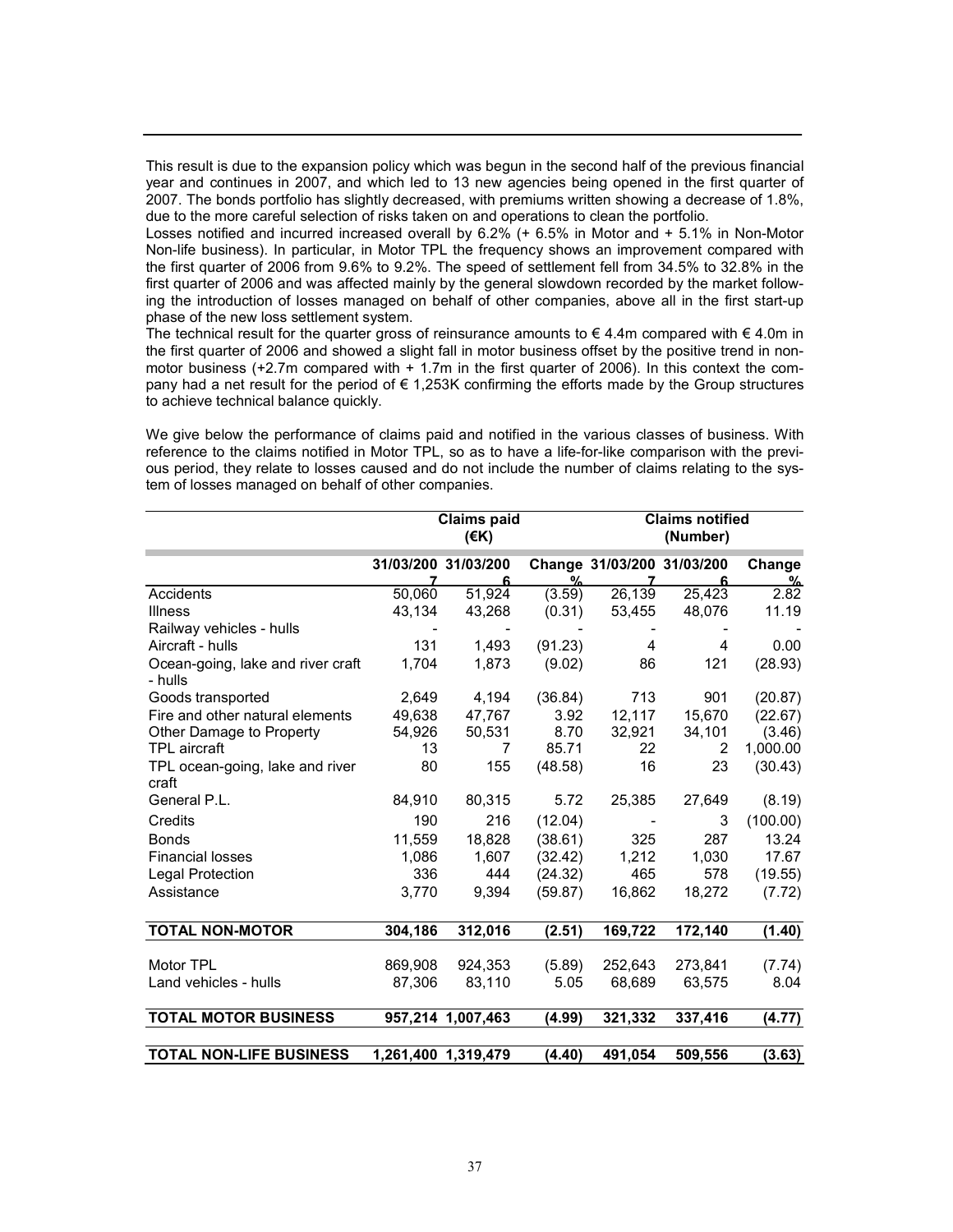This result is due to the expansion policy which was begun in the second half of the previous financial year and continues in 2007, and which led to 13 new agencies being opened in the first quarter of 2007. The bonds portfolio has slightly decreased, with premiums written showing a decrease of 1.8%, due to the more careful selection of risks taken on and operations to clean the portfolio.

Losses notified and incurred increased overall by 6.2% (+ 6.5% in Motor and + 5.1% in Non-Motor Non-life business). In particular, in Motor TPL the frequency shows an improvement compared with the first quarter of 2006 from 9.6% to 9.2%. The speed of settlement fell from 34.5% to 32.8% in the first quarter of 2006 and was affected mainly by the general slowdown recorded by the market following the introduction of losses managed on behalf of other companies, above all in the first start-up phase of the new loss settlement system.

The technical result for the quarter gross of reinsurance amounts to € 4.4m compared with € 4.0m in the first quarter of 2006 and showed a slight fall in motor business offset by the positive trend in non-motor business (+2.7m compared with + 1.7m in the first quarter of 2006). In this context the company had a net result for the period of € 1,253K confirming the efforts made by the Group structures to achieve technical balance quickly.

We give below the performance of claims paid and notified in the various classes of business. With reference to the claims notified in Motor TPL, so as to have a life-for-like comparison with the previous period, they relate to losses caused and do not include the number of claims relating to the system of losses managed on behalf of other companies.

| | Claims paid (€K) | | | Claims notified (Number) | | |
|---|---|---|---|---|---|---|
| | 31/03/2007 | 31/03/2006 | Change % | 31/03/2007 | 31/03/2006 | Change % |
| Accidents | 50,060 | 51,924 | (3.59) | 26,139 | 25,423 | 2.82 |
| Illness | 43,134 | 43,268 | (0.31) | 53,455 | 48,076 | 11.19 |
| Railway vehicles - hulls | - | - | - | - | - | - |
| Aircraft - hulls | 131 | 1,493 | (91.23) | 4 | 4 | 0.00 |
| Ocean-going, lake and river craft - hulls | 1,704 | 1,873 | (9.02) | 86 | 121 | (28.93) |
| Goods transported | 2,649 | 4,194 | (36.84) | 713 | 901 | (20.87) |
| Fire and other natural elements | 49,638 | 47,767 | 3.92 | 12,117 | 15,670 | (22.67) |
| Other Damage to Property | 54,926 | 50,531 | 8.70 | 32,921 | 34,101 | (3.46) |
| TPL aircraft | 13 | 7 | 85.71 | 22 | 2 | 1,000.00 |
| TPL ocean-going, lake and river craft | 80 | 155 | (48.58) | 16 | 23 | (30.43) |
| General P.L. | 84,910 | 80,315 | 5.72 | 25,385 | 27,649 | (8.19) |
| Credits | 190 | 216 | (12.04) | - | 3 | (100.00) |
| Bonds | 11,559 | 18,828 | (38.61) | 325 | 287 | 13.24 |
| Financial losses | 1,086 | 1,607 | (32.42) | 1,212 | 1,030 | 17.67 |
| Legal Protection | 336 | 444 | (24.32) | 465 | 578 | (19.55) |
| Assistance | 3,770 | 9,394 | (59.87) | 16,862 | 18,272 | (7.72) |
| **TOTAL NON-MOTOR** | **304,186** | **312,016** | **(2.51)** | **169,722** | **172,140** | **(1.40)** |
| Motor TPL | 869,908 | 924,353 | (5.89) | 252,643 | 273,841 | (7.74) |
| Land vehicles - hulls | 87,306 | 83,110 | 5.05 | 68,689 | 63,575 | 8.04 |
| **TOTAL MOTOR BUSINESS** | **957,214** | **1,007,463** | **(4.99)** | **321,332** | **337,416** | **(4.77)** |
| **TOTAL NON-LIFE BUSINESS** | **1,261,400** | **1,319,479** | **(4.40)** | **491,054** | **509,556** | **(3.63)** |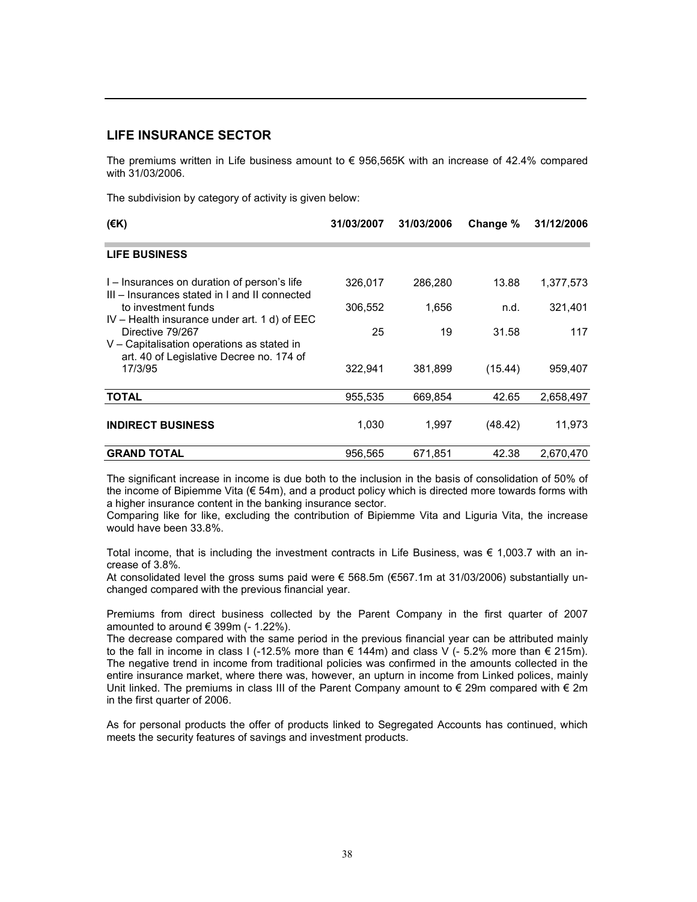## LIFE INSURANCE SECTOR

The premiums written in Life business amount to € 956,565K with an increase of 42.4% compared with 31/03/2006.

The subdivision by category of activity is given below:

| (€K) | 31/03/2007 | 31/03/2006 | Change % | 31/12/2006 |
|---|---|---|---|---|
| **LIFE BUSINESS** | | | | |
| I – Insurances on duration of person's life | 326,017 | 286,280 | 13.88 | 1,377,573 |
| III – Insurances stated in I and II connected to investment funds | 306,552 | 1,656 | n.d. | 321,401 |
| IV – Health insurance under art. 1 d) of EEC Directive 79/267 | 25 | 19 | 31.58 | 117 |
| V – Capitalisation operations as stated in art. 40 of Legislative Decree no. 174 of 17/3/95 | 322,941 | 381,899 | (15.44) | 959,407 |
| **TOTAL** | 955,535 | 669,854 | 42.65 | 2,658,497 |
| **INDIRECT BUSINESS** | 1,030 | 1,997 | (48.42) | 11,973 |
| **GRAND TOTAL** | 956,565 | 671,851 | 42.38 | 2,670,470 |

The significant increase in income is due both to the inclusion in the basis of consolidation of 50% of the income of Bipiemme Vita (€ 54m), and a product policy which is directed more towards forms with a higher insurance content in the banking insurance sector.
Comparing like for like, excluding the contribution of Bipiemme Vita and Liguria Vita, the increase would have been 33.8%.

Total income, that is including the investment contracts in Life Business, was € 1,003.7 with an increase of 3.8%.
At consolidated level the gross sums paid were € 568.5m (€567.1m at 31/03/2006) substantially unchanged compared with the previous financial year.

Premiums from direct business collected by the Parent Company in the first quarter of 2007 amounted to around € 399m (- 1.22%).
The decrease compared with the same period in the previous financial year can be attributed mainly to the fall in income in class I (-12.5% more than € 144m) and class V (- 5.2% more than € 215m). The negative trend in income from traditional policies was confirmed in the amounts collected in the entire insurance market, where there was, however, an upturn in income from Linked polices, mainly Unit linked. The premiums in class III of the Parent Company amount to € 29m compared with € 2m in the first quarter of 2006.

As for personal products the offer of products linked to Segregated Accounts has continued, which meets the security features of savings and investment products.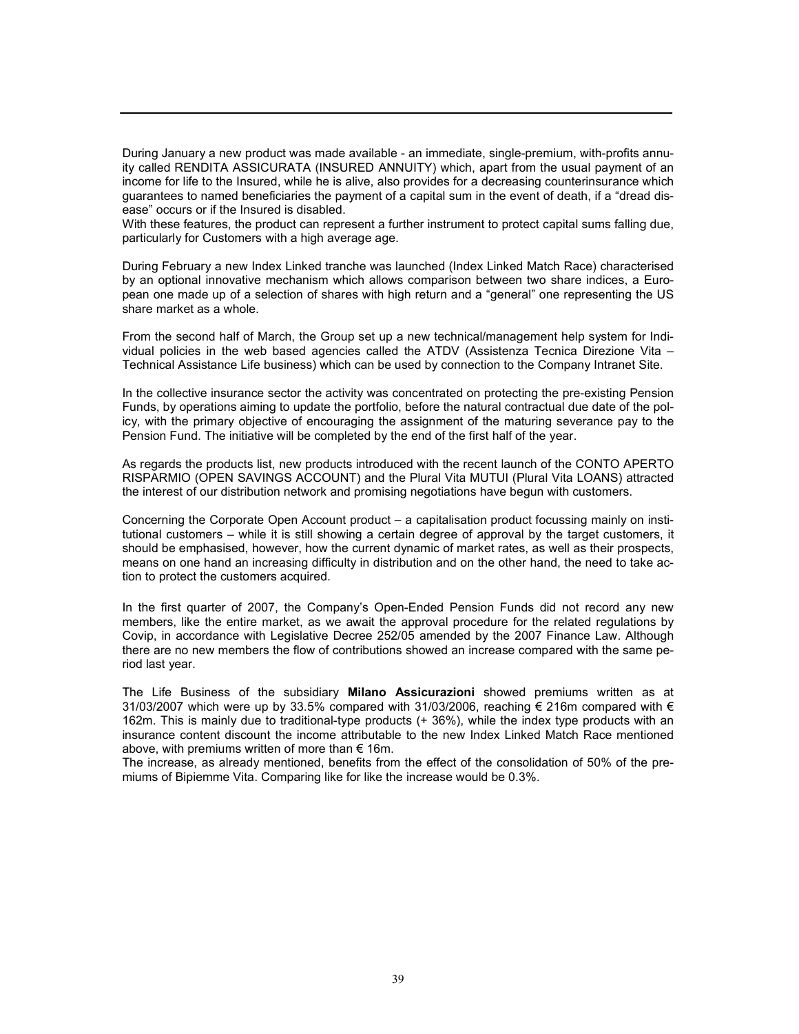During January a new product was made available - an immediate, single-premium, with-profits annuity called RENDITA ASSICURATA (INSURED ANNUITY) which, apart from the usual payment of an income for life to the Insured, while he is alive, also provides for a decreasing counterinsurance which guarantees to named beneficiaries the payment of a capital sum in the event of death, if a "dread disease" occurs or if the Insured is disabled.
With these features, the product can represent a further instrument to protect capital sums falling due, particularly for Customers with a high average age.

During February a new Index Linked tranche was launched (Index Linked Match Race) characterised by an optional innovative mechanism which allows comparison between two share indices, a European one made up of a selection of shares with high return and a "general" one representing the US share market as a whole.

From the second half of March, the Group set up a new technical/management help system for Individual policies in the web based agencies called the ATDV (Assistenza Tecnica Direzione Vita – Technical Assistance Life business) which can be used by connection to the Company Intranet Site.

In the collective insurance sector the activity was concentrated on protecting the pre-existing Pension Funds, by operations aiming to update the portfolio, before the natural contractual due date of the policy, with the primary objective of encouraging the assignment of the maturing severance pay to the Pension Fund. The initiative will be completed by the end of the first half of the year.

As regards the products list, new products introduced with the recent launch of the CONTO APERTO RISPARMIO (OPEN SAVINGS ACCOUNT) and the Plural Vita MUTUI (Plural Vita LOANS) attracted the interest of our distribution network and promising negotiations have begun with customers.

Concerning the Corporate Open Account product – a capitalisation product focussing mainly on institutional customers – while it is still showing a certain degree of approval by the target customers, it should be emphasised, however, how the current dynamic of market rates, as well as their prospects, means on one hand an increasing difficulty in distribution and on the other hand, the need to take action to protect the customers acquired.

In the first quarter of 2007, the Company's Open-Ended Pension Funds did not record any new members, like the entire market, as we await the approval procedure for the related regulations by Covip, in accordance with Legislative Decree 252/05 amended by the 2007 Finance Law. Although there are no new members the flow of contributions showed an increase compared with the same period last year.

The Life Business of the subsidiary **Milano Assicurazioni** showed premiums written as at 31/03/2007 which were up by 33.5% compared with 31/03/2006, reaching € 216m compared with € 162m. This is mainly due to traditional-type products (+ 36%), while the index type products with an insurance content discount the income attributable to the new Index Linked Match Race mentioned above, with premiums written of more than € 16m.
The increase, as already mentioned, benefits from the effect of the consolidation of 50% of the premiums of Bipiemme Vita. Comparing like for like the increase would be 0.3%.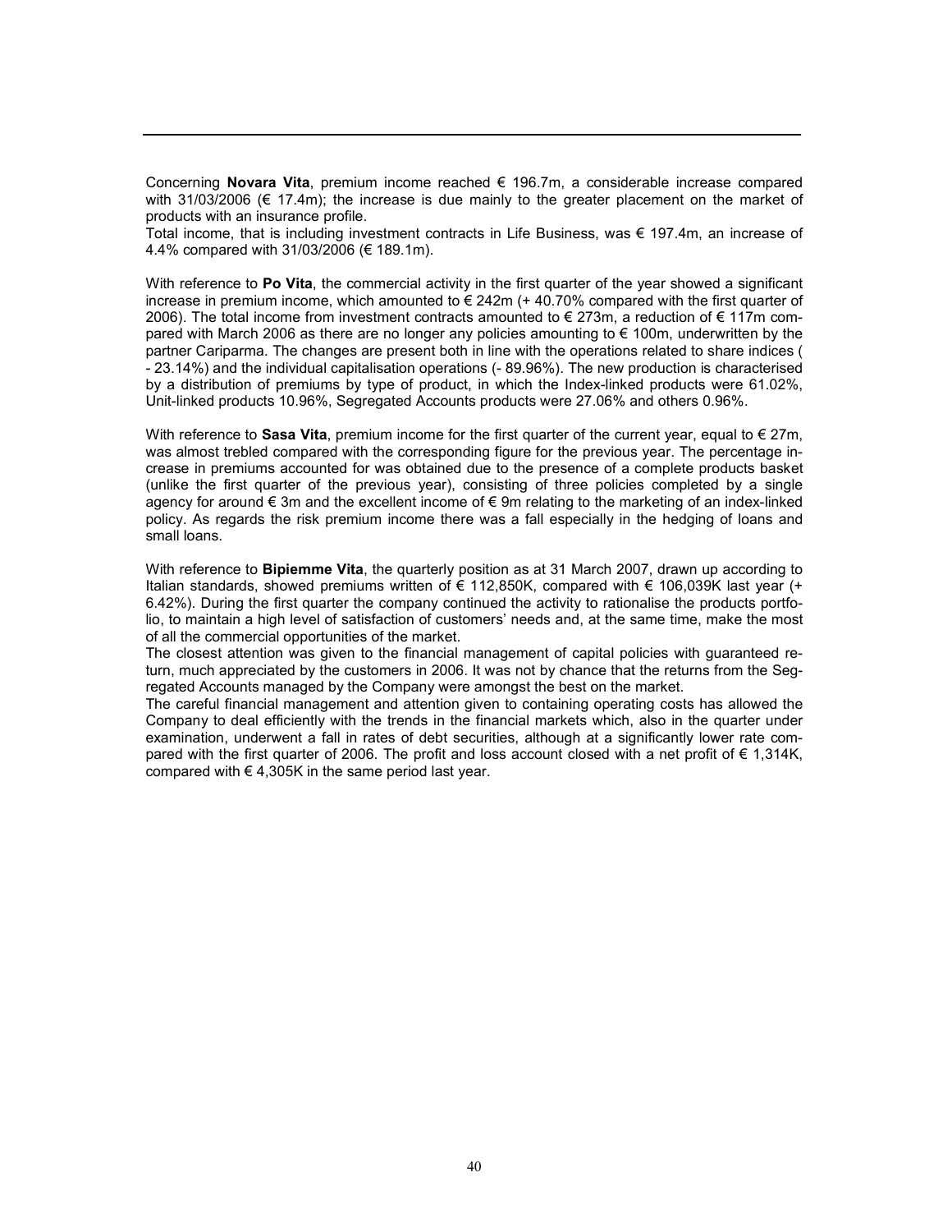Concerning **Novara Vita**, premium income reached € 196.7m, a considerable increase compared with 31/03/2006 (€ 17.4m); the increase is due mainly to the greater placement on the market of products with an insurance profile.
Total income, that is including investment contracts in Life Business, was € 197.4m, an increase of 4.4% compared with 31/03/2006 (€ 189.1m).

With reference to **Po Vita**, the commercial activity in the first quarter of the year showed a significant increase in premium income, which amounted to € 242m (+ 40.70% compared with the first quarter of 2006). The total income from investment contracts amounted to € 273m, a reduction of € 117m compared with March 2006 as there are no longer any policies amounting to € 100m, underwritten by the partner Cariparma. The changes are present both in line with the operations related to share indices ( - 23.14%) and the individual capitalisation operations (- 89.96%). The new production is characterised by a distribution of premiums by type of product, in which the Index-linked products were 61.02%, Unit-linked products 10.96%, Segregated Accounts products were 27.06% and others 0.96%.

With reference to **Sasa Vita**, premium income for the first quarter of the current year, equal to € 27m, was almost trebled compared with the corresponding figure for the previous year. The percentage increase in premiums accounted for was obtained due to the presence of a complete products basket (unlike the first quarter of the previous year), consisting of three policies completed by a single agency for around € 3m and the excellent income of € 9m relating to the marketing of an index-linked policy. As regards the risk premium income there was a fall especially in the hedging of loans and small loans.

With reference to **Bipiemme Vita**, the quarterly position as at 31 March 2007, drawn up according to Italian standards, showed premiums written of € 112,850K, compared with € 106,039K last year (+ 6.42%). During the first quarter the company continued the activity to rationalise the products portfolio, to maintain a high level of satisfaction of customers' needs and, at the same time, make the most of all the commercial opportunities of the market.
The closest attention was given to the financial management of capital policies with guaranteed return, much appreciated by the customers in 2006. It was not by chance that the returns from the Segregated Accounts managed by the Company were amongst the best on the market.
The careful financial management and attention given to containing operating costs has allowed the Company to deal efficiently with the trends in the financial markets which, also in the quarter under examination, underwent a fall in rates of debt securities, although at a significantly lower rate compared with the first quarter of 2006. The profit and loss account closed with a net profit of € 1,314K, compared with € 4,305K in the same period last year.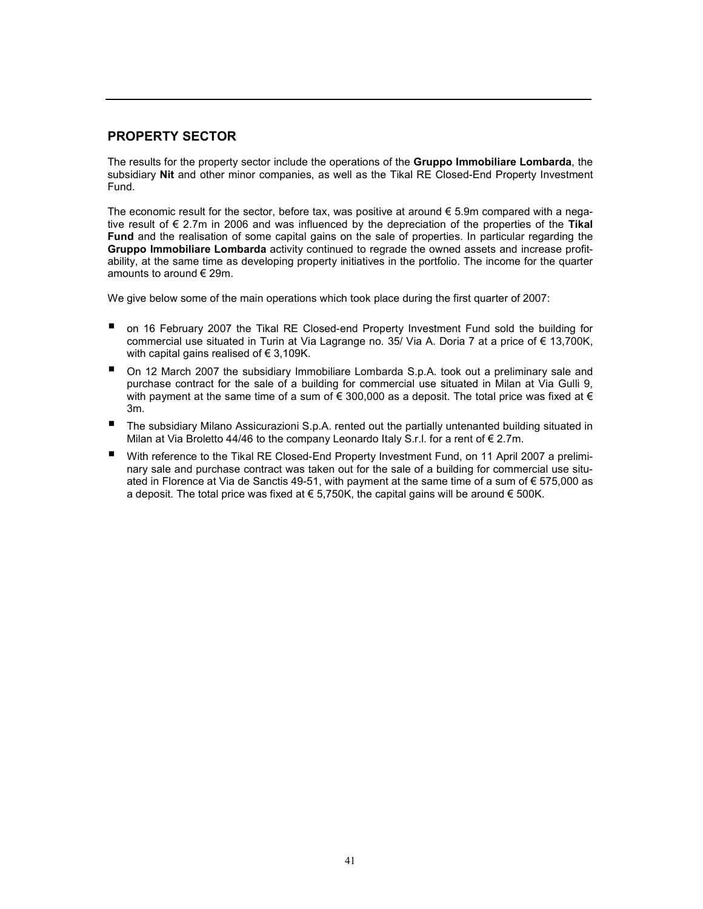## PROPERTY SECTOR

The results for the property sector include the operations of the **Gruppo Immobiliare Lombarda**, the subsidiary **Nit** and other minor companies, as well as the Tikal RE Closed-End Property Investment Fund.

The economic result for the sector, before tax, was positive at around € 5.9m compared with a negative result of € 2.7m in 2006 and was influenced by the depreciation of the properties of the **Tikal Fund** and the realisation of some capital gains on the sale of properties. In particular regarding the **Gruppo Immobiliare Lombarda** activity continued to regrade the owned assets and increase profitability, at the same time as developing property initiatives in the portfolio. The income for the quarter amounts to around € 29m.

We give below some of the main operations which took place during the first quarter of 2007:

- on 16 February 2007 the Tikal RE Closed-end Property Investment Fund sold the building for commercial use situated in Turin at Via Lagrange no. 35/ Via A. Doria 7 at a price of € 13,700K, with capital gains realised of € 3,109K.
- On 12 March 2007 the subsidiary Immobiliare Lombarda S.p.A. took out a preliminary sale and purchase contract for the sale of a building for commercial use situated in Milan at Via Gulli 9, with payment at the same time of a sum of € 300,000 as a deposit. The total price was fixed at € 3m.
- The subsidiary Milano Assicurazioni S.p.A. rented out the partially untenanted building situated in Milan at Via Broletto 44/46 to the company Leonardo Italy S.r.l. for a rent of € 2.7m.
- With reference to the Tikal RE Closed-End Property Investment Fund, on 11 April 2007 a preliminary sale and purchase contract was taken out for the sale of a building for commercial use situated in Florence at Via de Sanctis 49-51, with payment at the same time of a sum of € 575,000 as a deposit. The total price was fixed at € 5,750K, the capital gains will be around € 500K.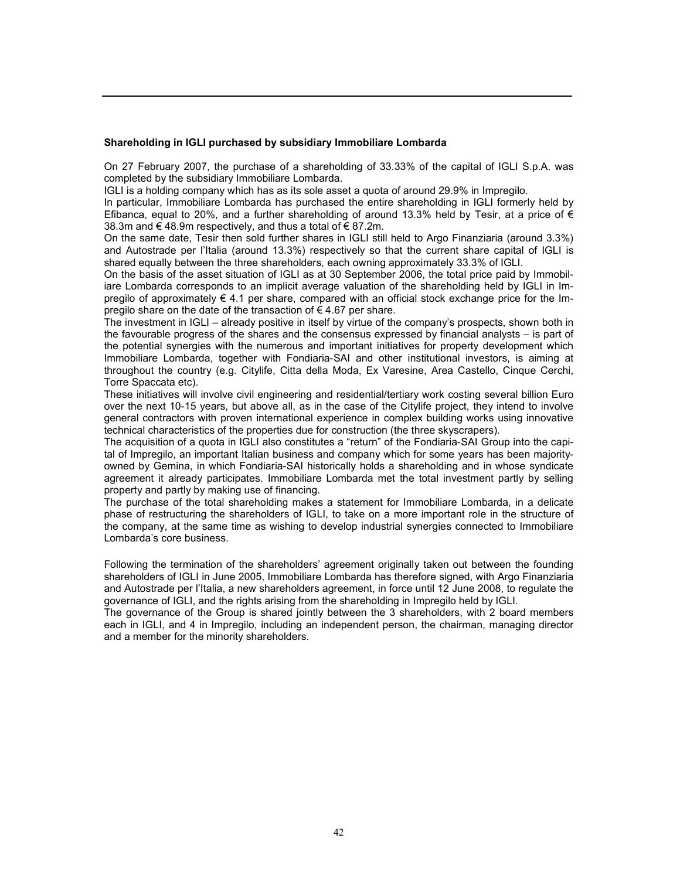**Shareholding in IGLI purchased by subsidiary Immobiliare Lombarda**

On 27 February 2007, the purchase of a shareholding of 33.33% of the capital of IGLI S.p.A. was completed by the subsidiary Immobiliare Lombarda.

IGLI is a holding company which has as its sole asset a quota of around 29.9% in Impregilo.

In particular, Immobiliare Lombarda has purchased the entire shareholding in IGLI formerly held by Efibanca, equal to 20%, and a further shareholding of around 13.3% held by Tesir, at a price of € 38.3m and € 48.9m respectively, and thus a total of € 87.2m.

On the same date, Tesir then sold further shares in IGLI still held to Argo Finanziaria (around 3.3%) and Autostrade per l'Italia (around 13.3%) respectively so that the current share capital of IGLI is shared equally between the three shareholders, each owning approximately 33.3% of IGLI.

On the basis of the asset situation of IGLI as at 30 September 2006, the total price paid by Immobiliare Lombarda corresponds to an implicit average valuation of the shareholding held by IGLI in Impregilo of approximately € 4.1 per share, compared with an official stock exchange price for the Impregilo share on the date of the transaction of € 4.67 per share.

The investment in IGLI – already positive in itself by virtue of the company's prospects, shown both in the favourable progress of the shares and the consensus expressed by financial analysts – is part of the potential synergies with the numerous and important initiatives for property development which Immobiliare Lombarda, together with Fondiaria-SAI and other institutional investors, is aiming at throughout the country (e.g. Citylife, Citta della Moda, Ex Varesine, Area Castello, Cinque Cerchi, Torre Spaccata etc).

These initiatives will involve civil engineering and residential/tertiary work costing several billion Euro over the next 10-15 years, but above all, as in the case of the Citylife project, they intend to involve general contractors with proven international experience in complex building works using innovative technical characteristics of the properties due for construction (the three skyscrapers).

The acquisition of a quota in IGLI also constitutes a "return" of the Fondiaria-SAI Group into the capital of Impregilo, an important Italian business and company which for some years has been majority-owned by Gemina, in which Fondiaria-SAI historically holds a shareholding and in whose syndicate agreement it already participates. Immobiliare Lombarda met the total investment partly by selling property and partly by making use of financing.

The purchase of the total shareholding makes a statement for Immobiliare Lombarda, in a delicate phase of restructuring the shareholders of IGLI, to take on a more important role in the structure of the company, at the same time as wishing to develop industrial synergies connected to Immobiliare Lombarda's core business.

Following the termination of the shareholders' agreement originally taken out between the founding shareholders of IGLI in June 2005, Immobiliare Lombarda has therefore signed, with Argo Finanziaria and Autostrade per l'Italia, a new shareholders agreement, in force until 12 June 2008, to regulate the governance of IGLI, and the rights arising from the shareholding in Impregilo held by IGLI.

The governance of the Group is shared jointly between the 3 shareholders, with 2 board members each in IGLI, and 4 in Impregilo, including an independent person, the chairman, managing director and a member for the minority shareholders.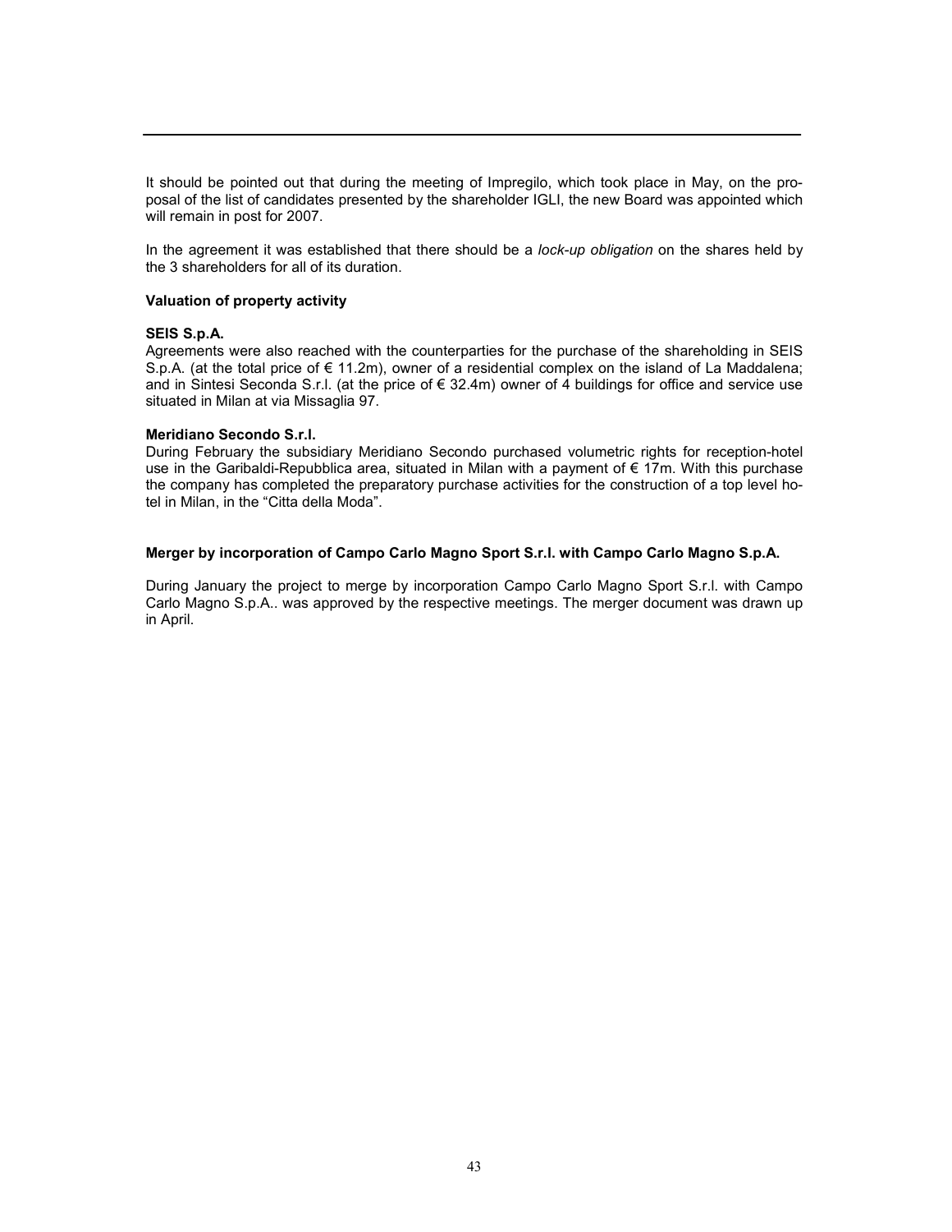It should be pointed out that during the meeting of Impregilo, which took place in May, on the proposal of the list of candidates presented by the shareholder IGLI, the new Board was appointed which will remain in post for 2007.

In the agreement it was established that there should be a *lock-up obligation* on the shares held by the 3 shareholders for all of its duration.

**Valuation of property activity**

**SEIS S.p.A.**

Agreements were also reached with the counterparties for the purchase of the shareholding in SEIS S.p.A. (at the total price of € 11.2m), owner of a residential complex on the island of La Maddalena; and in Sintesi Seconda S.r.l. (at the price of € 32.4m) owner of 4 buildings for office and service use situated in Milan at via Missaglia 97.

**Meridiano Secondo S.r.l.**

During February the subsidiary Meridiano Secondo purchased volumetric rights for reception-hotel use in the Garibaldi-Repubblica area, situated in Milan with a payment of € 17m. With this purchase the company has completed the preparatory purchase activities for the construction of a top level hotel in Milan, in the "Citta della Moda".

**Merger by incorporation of Campo Carlo Magno Sport S.r.l. with Campo Carlo Magno S.p.A.**

During January the project to merge by incorporation Campo Carlo Magno Sport S.r.l. with Campo Carlo Magno S.p.A.. was approved by the respective meetings. The merger document was drawn up in April.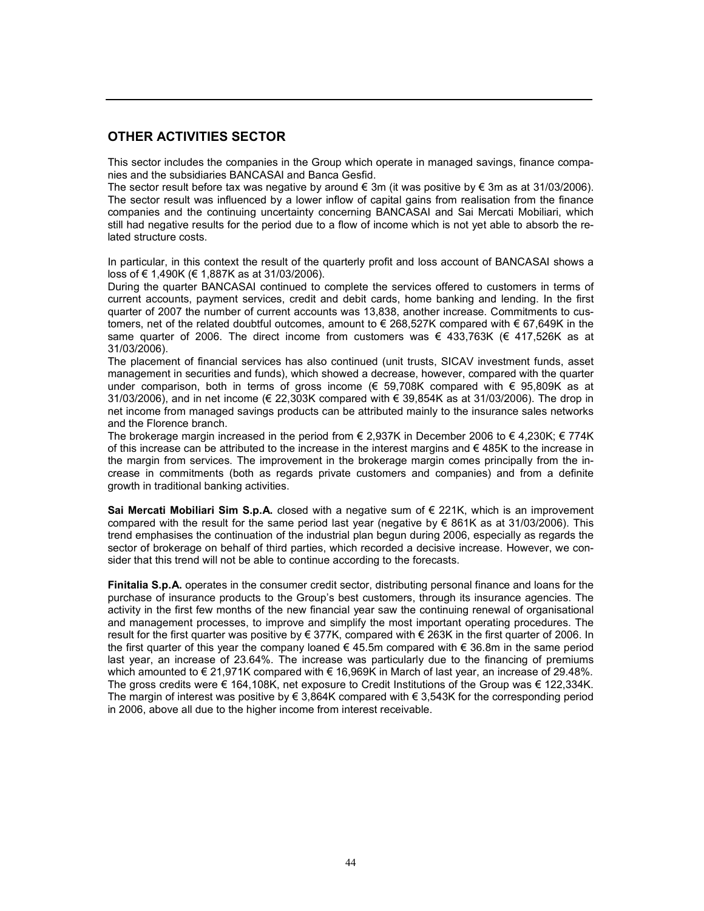## OTHER ACTIVITIES SECTOR

This sector includes the companies in the Group which operate in managed savings, finance companies and the subsidiaries BANCASAI and Banca Gesfid.

The sector result before tax was negative by around € 3m (it was positive by € 3m as at 31/03/2006). The sector result was influenced by a lower inflow of capital gains from realisation from the finance companies and the continuing uncertainty concerning BANCASAI and Sai Mercati Mobiliari, which still had negative results for the period due to a flow of income which is not yet able to absorb the related structure costs.

In particular, in this context the result of the quarterly profit and loss account of BANCASAI shows a loss of € 1,490K (€ 1,887K as at 31/03/2006).

During the quarter BANCASAI continued to complete the services offered to customers in terms of current accounts, payment services, credit and debit cards, home banking and lending. In the first quarter of 2007 the number of current accounts was 13,838, another increase. Commitments to customers, net of the related doubtful outcomes, amount to € 268,527K compared with € 67,649K in the same quarter of 2006. The direct income from customers was € 433,763K (€ 417,526K as at 31/03/2006).

The placement of financial services has also continued (unit trusts, SICAV investment funds, asset management in securities and funds), which showed a decrease, however, compared with the quarter under comparison, both in terms of gross income (€ 59,708K compared with € 95,809K as at 31/03/2006), and in net income (€ 22,303K compared with € 39,854K as at 31/03/2006). The drop in net income from managed savings products can be attributed mainly to the insurance sales networks and the Florence branch.

The brokerage margin increased in the period from € 2,937K in December 2006 to € 4,230K; € 774K of this increase can be attributed to the increase in the interest margins and € 485K to the increase in the margin from services. The improvement in the brokerage margin comes principally from the increase in commitments (both as regards private customers and companies) and from a definite growth in traditional banking activities.

**Sai Mercati Mobiliari Sim S.p.A.** closed with a negative sum of € 221K, which is an improvement compared with the result for the same period last year (negative by € 861K as at 31/03/2006). This trend emphasises the continuation of the industrial plan begun during 2006, especially as regards the sector of brokerage on behalf of third parties, which recorded a decisive increase. However, we consider that this trend will not be able to continue according to the forecasts.

**Finitalia S.p.A.** operates in the consumer credit sector, distributing personal finance and loans for the purchase of insurance products to the Group's best customers, through its insurance agencies. The activity in the first few months of the new financial year saw the continuing renewal of organisational and management processes, to improve and simplify the most important operating procedures. The result for the first quarter was positive by € 377K, compared with € 263K in the first quarter of 2006. In the first quarter of this year the company loaned € 45.5m compared with € 36.8m in the same period last year, an increase of 23.64%. The increase was particularly due to the financing of premiums which amounted to € 21,971K compared with € 16,969K in March of last year, an increase of 29.48%. The gross credits were € 164,108K, net exposure to Credit Institutions of the Group was € 122,334K. The margin of interest was positive by € 3,864K compared with € 3,543K for the corresponding period in 2006, above all due to the higher income from interest receivable.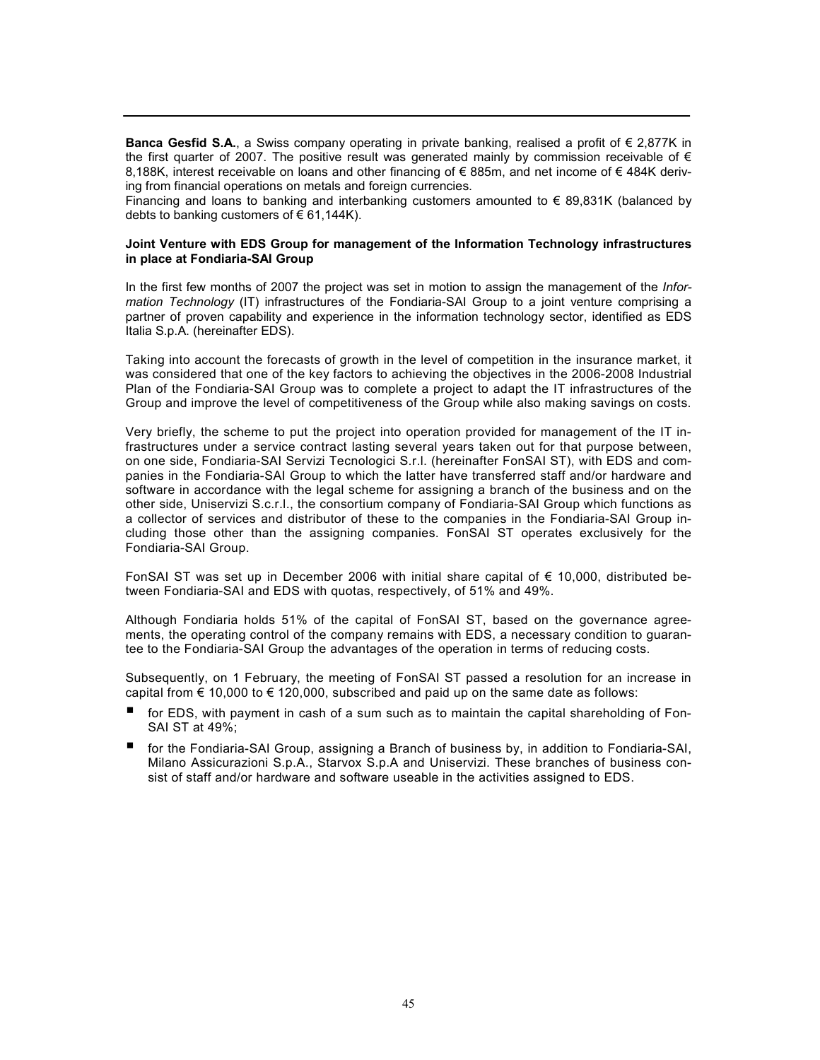**Banca Gesfid S.A.**, a Swiss company operating in private banking, realised a profit of € 2,877K in the first quarter of 2007. The positive result was generated mainly by commission receivable of € 8,188K, interest receivable on loans and other financing of € 885m, and net income of € 484K deriving from financial operations on metals and foreign currencies.

Financing and loans to banking and interbanking customers amounted to € 89,831K (balanced by debts to banking customers of € 61,144K).

**Joint Venture with EDS Group for management of the Information Technology infrastructures in place at Fondiaria-SAI Group**

In the first few months of 2007 the project was set in motion to assign the management of the *Information Technology* (IT) infrastructures of the Fondiaria-SAI Group to a joint venture comprising a partner of proven capability and experience in the information technology sector, identified as EDS Italia S.p.A. (hereinafter EDS).

Taking into account the forecasts of growth in the level of competition in the insurance market, it was considered that one of the key factors to achieving the objectives in the 2006-2008 Industrial Plan of the Fondiaria-SAI Group was to complete a project to adapt the IT infrastructures of the Group and improve the level of competitiveness of the Group while also making savings on costs.

Very briefly, the scheme to put the project into operation provided for management of the IT infrastructures under a service contract lasting several years taken out for that purpose between, on one side, Fondiaria-SAI Servizi Tecnologici S.r.l. (hereinafter FonSAI ST), with EDS and companies in the Fondiaria-SAI Group to which the latter have transferred staff and/or hardware and software in accordance with the legal scheme for assigning a branch of the business and on the other side, Uniservizi S.c.r.l., the consortium company of Fondiaria-SAI Group which functions as a collector of services and distributor of these to the companies in the Fondiaria-SAI Group including those other than the assigning companies. FonSAI ST operates exclusively for the Fondiaria-SAI Group.

FonSAI ST was set up in December 2006 with initial share capital of € 10,000, distributed between Fondiaria-SAI and EDS with quotas, respectively, of 51% and 49%.

Although Fondiaria holds 51% of the capital of FonSAI ST, based on the governance agreements, the operating control of the company remains with EDS, a necessary condition to guarantee to the Fondiaria-SAI Group the advantages of the operation in terms of reducing costs.

Subsequently, on 1 February, the meeting of FonSAI ST passed a resolution for an increase in capital from € 10,000 to € 120,000, subscribed and paid up on the same date as follows:

- for EDS, with payment in cash of a sum such as to maintain the capital shareholding of FonSAI ST at 49%;
- for the Fondiaria-SAI Group, assigning a Branch of business by, in addition to Fondiaria-SAI, Milano Assicurazioni S.p.A., Starvox S.p.A and Uniservizi. These branches of business consist of staff and/or hardware and software useable in the activities assigned to EDS.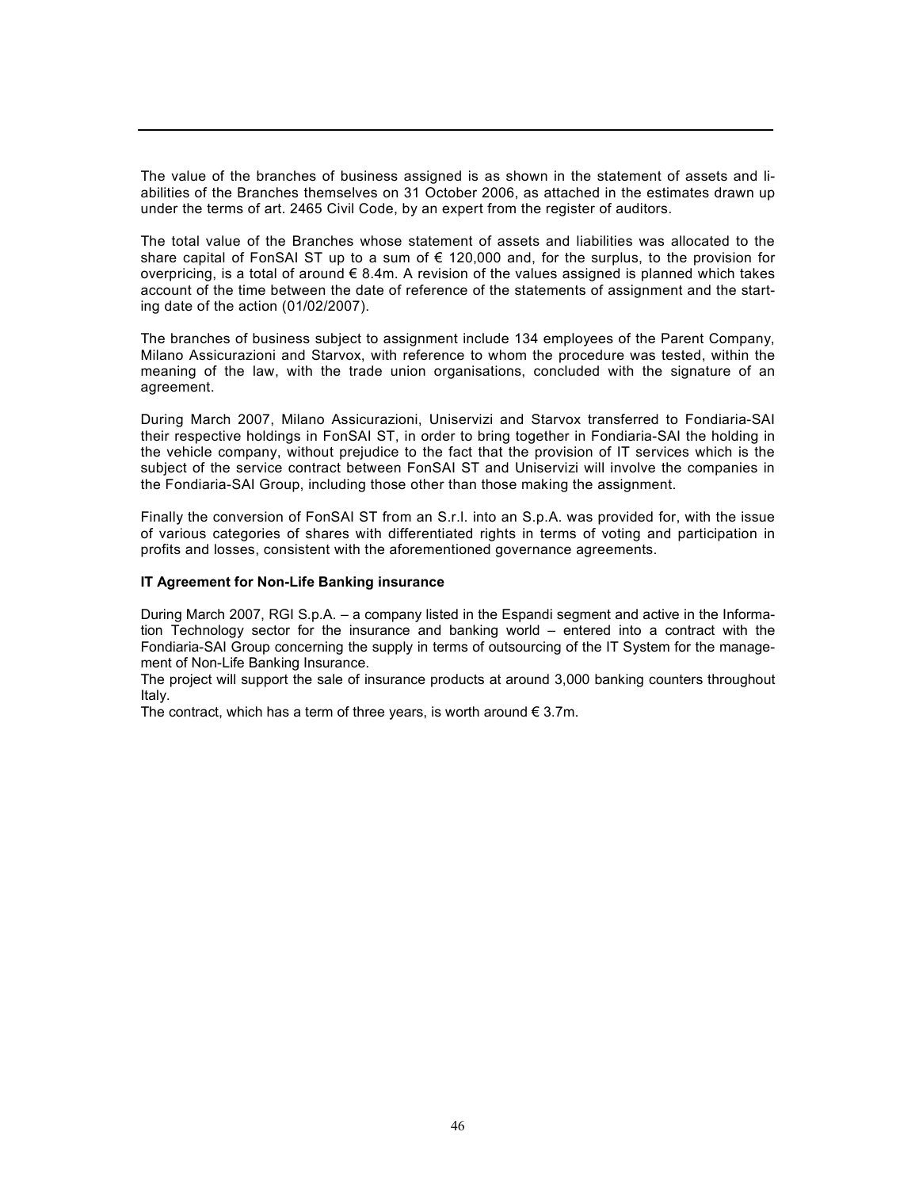The value of the branches of business assigned is as shown in the statement of assets and liabilities of the Branches themselves on 31 October 2006, as attached in the estimates drawn up under the terms of art. 2465 Civil Code, by an expert from the register of auditors.

The total value of the Branches whose statement of assets and liabilities was allocated to the share capital of FonSAI ST up to a sum of € 120,000 and, for the surplus, to the provision for overpricing, is a total of around € 8.4m. A revision of the values assigned is planned which takes account of the time between the date of reference of the statements of assignment and the starting date of the action (01/02/2007).

The branches of business subject to assignment include 134 employees of the Parent Company, Milano Assicurazioni and Starvox, with reference to whom the procedure was tested, within the meaning of the law, with the trade union organisations, concluded with the signature of an agreement.

During March 2007, Milano Assicurazioni, Uniservizi and Starvox transferred to Fondiaria-SAI their respective holdings in FonSAI ST, in order to bring together in Fondiaria-SAI the holding in the vehicle company, without prejudice to the fact that the provision of IT services which is the subject of the service contract between FonSAI ST and Uniservizi will involve the companies in the Fondiaria-SAI Group, including those other than those making the assignment.

Finally the conversion of FonSAI ST from an S.r.l. into an S.p.A. was provided for, with the issue of various categories of shares with differentiated rights in terms of voting and participation in profits and losses, consistent with the aforementioned governance agreements.

**IT Agreement for Non-Life Banking insurance**

During March 2007, RGI S.p.A. – a company listed in the Espandi segment and active in the Information Technology sector for the insurance and banking world – entered into a contract with the Fondiaria-SAI Group concerning the supply in terms of outsourcing of the IT System for the management of Non-Life Banking Insurance.
The project will support the sale of insurance products at around 3,000 banking counters throughout Italy.
The contract, which has a term of three years, is worth around € 3.7m.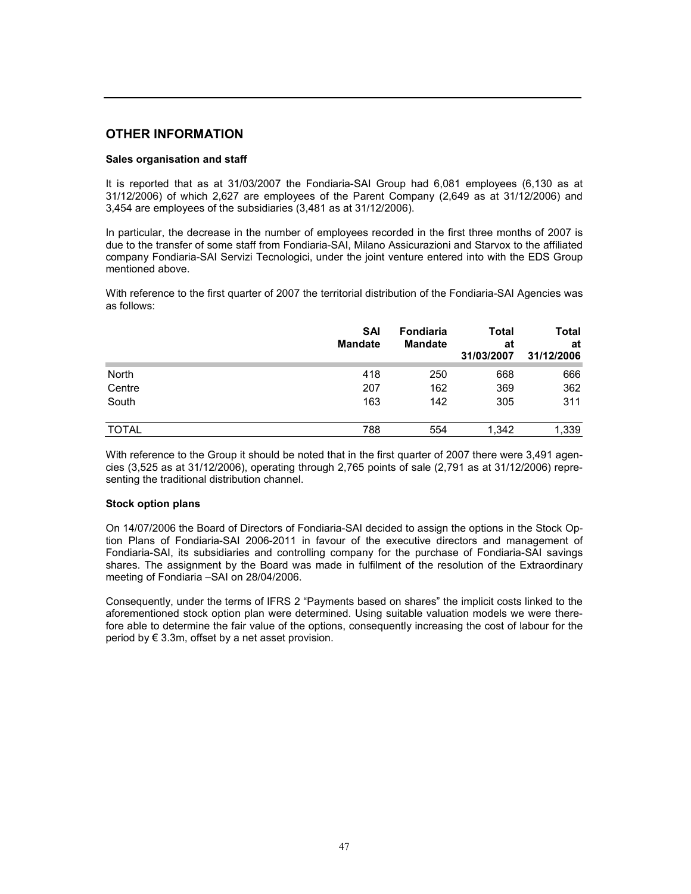## OTHER INFORMATION

**Sales organisation and staff**

It is reported that as at 31/03/2007 the Fondiaria-SAI Group had 6,081 employees (6,130 as at 31/12/2006) of which 2,627 are employees of the Parent Company (2,649 as at 31/12/2006) and 3,454 are employees of the subsidiaries (3,481 as at 31/12/2006).

In particular, the decrease in the number of employees recorded in the first three months of 2007 is due to the transfer of some staff from Fondiaria-SAI, Milano Assicurazioni and Starvox to the affiliated company Fondiaria-SAI Servizi Tecnologici, under the joint venture entered into with the EDS Group mentioned above.

With reference to the first quarter of 2007 the territorial distribution of the Fondiaria-SAI Agencies was as follows:

| | SAI Mandate | Fondiaria Mandate | Total at 31/03/2007 | Total at 31/12/2006 |
|---|---|---|---|---|
| North | 418 | 250 | 668 | 666 |
| Centre | 207 | 162 | 369 | 362 |
| South | 163 | 142 | 305 | 311 |
| TOTAL | 788 | 554 | 1,342 | 1,339 |

With reference to the Group it should be noted that in the first quarter of 2007 there were 3,491 agencies (3,525 as at 31/12/2006), operating through 2,765 points of sale (2,791 as at 31/12/2006) representing the traditional distribution channel.

**Stock option plans**

On 14/07/2006 the Board of Directors of Fondiaria-SAI decided to assign the options in the Stock Option Plans of Fondiaria-SAI 2006-2011 in favour of the executive directors and management of Fondiaria-SAI, its subsidiaries and controlling company for the purchase of Fondiaria-SAI savings shares. The assignment by the Board was made in fulfilment of the resolution of the Extraordinary meeting of Fondiaria –SAI on 28/04/2006.

Consequently, under the terms of IFRS 2 "Payments based on shares" the implicit costs linked to the aforementioned stock option plan were determined. Using suitable valuation models we were therefore able to determine the fair value of the options, consequently increasing the cost of labour for the period by € 3.3m, offset by a net asset provision.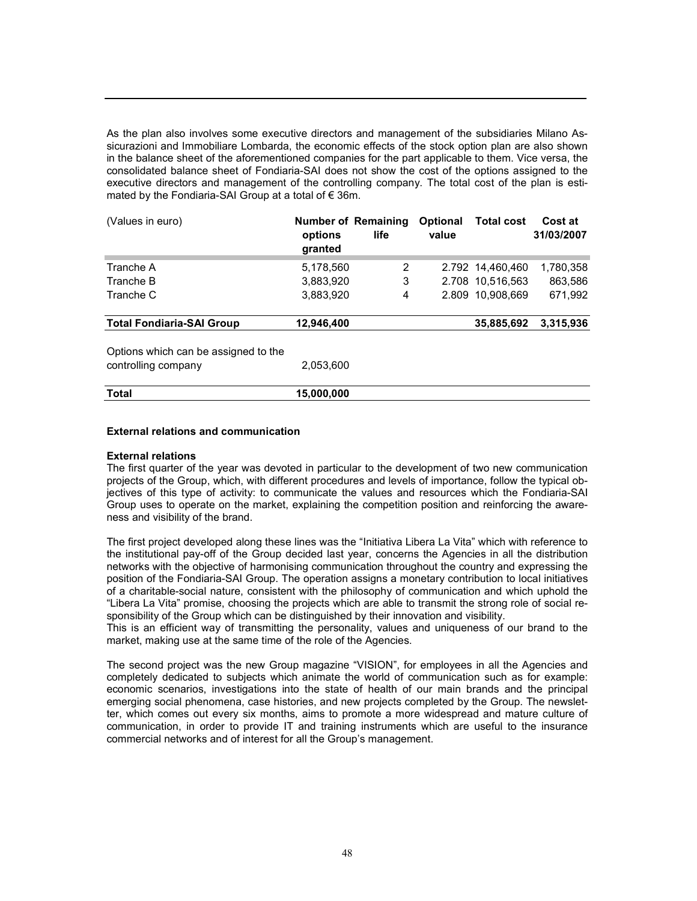As the plan also involves some executive directors and management of the subsidiaries Milano Assicurazioni and Immobiliare Lombarda, the economic effects of the stock option plan are also shown in the balance sheet of the aforementioned companies for the part applicable to them. Vice versa, the consolidated balance sheet of Fondiaria-SAI does not show the cost of the options assigned to the executive directors and management of the controlling company. The total cost of the plan is estimated by the Fondiaria-SAI Group at a total of € 36m.

| (Values in euro) | Number of options granted | Remaining life | Optional value | Total cost | Cost at 31/03/2007 |
|---|---|---|---|---|---|
| Tranche A | 5,178,560 | 2 | 2.792 | 14,460,460 | 1,780,358 |
| Tranche B | 3,883,920 | 3 | 2.708 | 10,516,563 | 863,586 |
| Tranche C | 3,883,920 | 4 | 2.809 | 10,908,669 | 671,992 |
| **Total Fondiaria-SAI Group** | **12,946,400** | | | **35,885,692** | **3,315,936** |
| Options which can be assigned to the controlling company | 2,053,600 | | | | |
| **Total** | **15,000,000** | | | | |

**External relations and communication**

**External relations**

The first quarter of the year was devoted in particular to the development of two new communication projects of the Group, which, with different procedures and levels of importance, follow the typical objectives of this type of activity: to communicate the values and resources which the Fondiaria-SAI Group uses to operate on the market, explaining the competition position and reinforcing the awareness and visibility of the brand.

The first project developed along these lines was the "Initiativa Libera La Vita" which with reference to the institutional pay-off of the Group decided last year, concerns the Agencies in all the distribution networks with the objective of harmonising communication throughout the country and expressing the position of the Fondiaria-SAI Group. The operation assigns a monetary contribution to local initiatives of a charitable-social nature, consistent with the philosophy of communication and which uphold the "Libera La Vita" promise, choosing the projects which are able to transmit the strong role of social responsibility of the Group which can be distinguished by their innovation and visibility.
This is an efficient way of transmitting the personality, values and uniqueness of our brand to the market, making use at the same time of the role of the Agencies.

The second project was the new Group magazine "VISION", for employees in all the Agencies and completely dedicated to subjects which animate the world of communication such as for example: economic scenarios, investigations into the state of health of our main brands and the principal emerging social phenomena, case histories, and new projects completed by the Group. The newsletter, which comes out every six months, aims to promote a more widespread and mature culture of communication, in order to provide IT and training instruments which are useful to the insurance commercial networks and of interest for all the Group's management.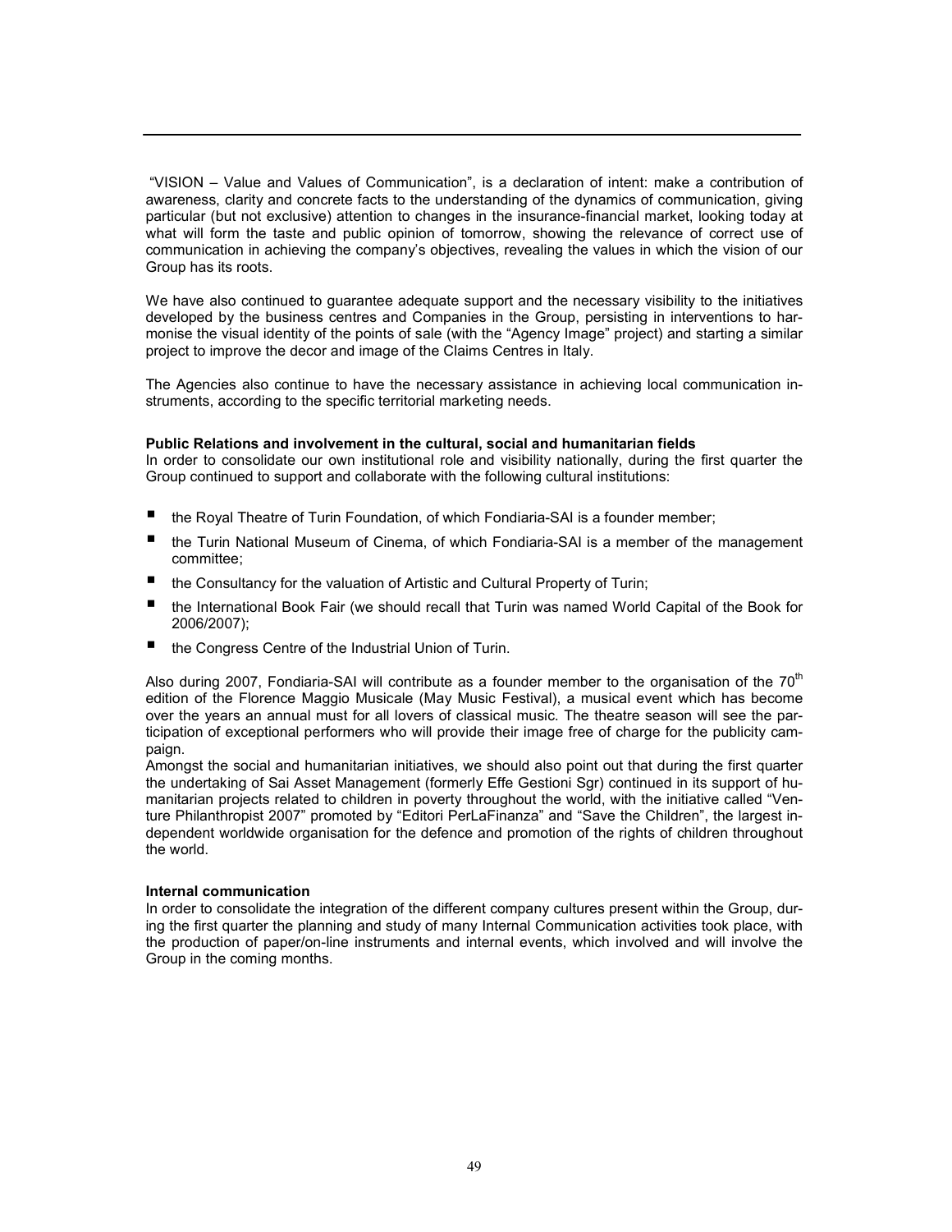"VISION – Value and Values of Communication", is a declaration of intent: make a contribution of awareness, clarity and concrete facts to the understanding of the dynamics of communication, giving particular (but not exclusive) attention to changes in the insurance-financial market, looking today at what will form the taste and public opinion of tomorrow, showing the relevance of correct use of communication in achieving the company's objectives, revealing the values in which the vision of our Group has its roots.

We have also continued to guarantee adequate support and the necessary visibility to the initiatives developed by the business centres and Companies in the Group, persisting in interventions to harmonise the visual identity of the points of sale (with the "Agency Image" project) and starting a similar project to improve the decor and image of the Claims Centres in Italy.

The Agencies also continue to have the necessary assistance in achieving local communication instruments, according to the specific territorial marketing needs.

**Public Relations and involvement in the cultural, social and humanitarian fields**
In order to consolidate our own institutional role and visibility nationally, during the first quarter the Group continued to support and collaborate with the following cultural institutions:

- the Royal Theatre of Turin Foundation, of which Fondiaria-SAI is a founder member;
- the Turin National Museum of Cinema, of which Fondiaria-SAI is a member of the management committee;
- the Consultancy for the valuation of Artistic and Cultural Property of Turin;
- the International Book Fair (we should recall that Turin was named World Capital of the Book for 2006/2007);
- the Congress Centre of the Industrial Union of Turin.

Also during 2007, Fondiaria-SAI will contribute as a founder member to the organisation of the 70th edition of the Florence Maggio Musicale (May Music Festival), a musical event which has become over the years an annual must for all lovers of classical music. The theatre season will see the participation of exceptional performers who will provide their image free of charge for the publicity campaign.
Amongst the social and humanitarian initiatives, we should also point out that during the first quarter the undertaking of Sai Asset Management (formerly Effe Gestioni Sgr) continued in its support of humanitarian projects related to children in poverty throughout the world, with the initiative called "Venture Philanthropist 2007" promoted by "Editori PerLaFinanza" and "Save the Children", the largest independent worldwide organisation for the defence and promotion of the rights of children throughout the world.

**Internal communication**
In order to consolidate the integration of the different company cultures present within the Group, during the first quarter the planning and study of many Internal Communication activities took place, with the production of paper/on-line instruments and internal events, which involved and will involve the Group in the coming months.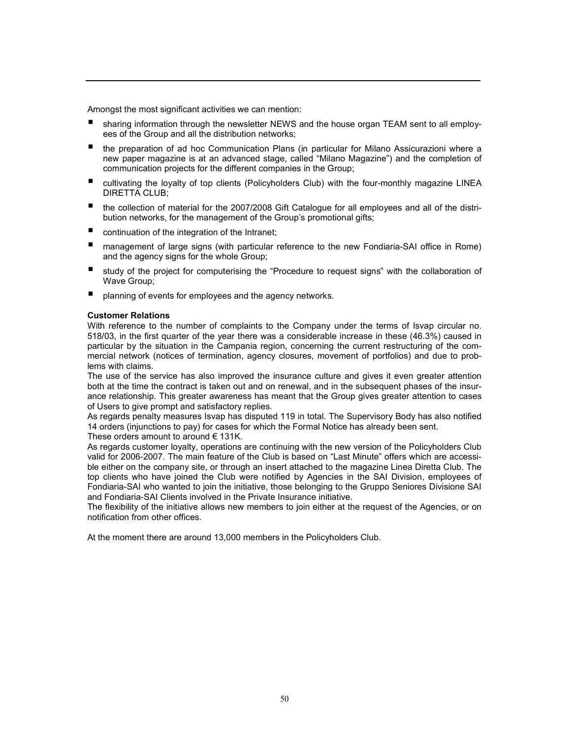Amongst the most significant activities we can mention:

- sharing information through the newsletter NEWS and the house organ TEAM sent to all employees of the Group and all the distribution networks;
- the preparation of ad hoc Communication Plans (in particular for Milano Assicurazioni where a new paper magazine is at an advanced stage, called "Milano Magazine") and the completion of communication projects for the different companies in the Group;
- cultivating the loyalty of top clients (Policyholders Club) with the four-monthly magazine LINEA DIRETTA CLUB;
- the collection of material for the 2007/2008 Gift Catalogue for all employees and all of the distribution networks, for the management of the Group's promotional gifts;
- continuation of the integration of the Intranet;
- management of large signs (with particular reference to the new Fondiaria-SAI office in Rome) and the agency signs for the whole Group;
- study of the project for computerising the "Procedure to request signs" with the collaboration of Wave Group;
- planning of events for employees and the agency networks.

**Customer Relations**

With reference to the number of complaints to the Company under the terms of Isvap circular no. 518/03, in the first quarter of the year there was a considerable increase in these (46.3%) caused in particular by the situation in the Campania region, concerning the current restructuring of the commercial network (notices of termination, agency closures, movement of portfolios) and due to problems with claims.

The use of the service has also improved the insurance culture and gives it even greater attention both at the time the contract is taken out and on renewal, and in the subsequent phases of the insurance relationship. This greater awareness has meant that the Group gives greater attention to cases of Users to give prompt and satisfactory replies.

As regards penalty measures Isvap has disputed 119 in total. The Supervisory Body has also notified 14 orders (injunctions to pay) for cases for which the Formal Notice has already been sent.

These orders amount to around € 131K.

As regards customer loyalty, operations are continuing with the new version of the Policyholders Club valid for 2006-2007. The main feature of the Club is based on "Last Minute" offers which are accessible either on the company site, or through an insert attached to the magazine Linea Diretta Club. The top clients who have joined the Club were notified by Agencies in the SAI Division, employees of Fondiaria-SAI who wanted to join the initiative, those belonging to the Gruppo Seniores Divisione SAI and Fondiaria-SAI Clients involved in the Private Insurance initiative.

The flexibility of the initiative allows new members to join either at the request of the Agencies, or on notification from other offices.

At the moment there are around 13,000 members in the Policyholders Club.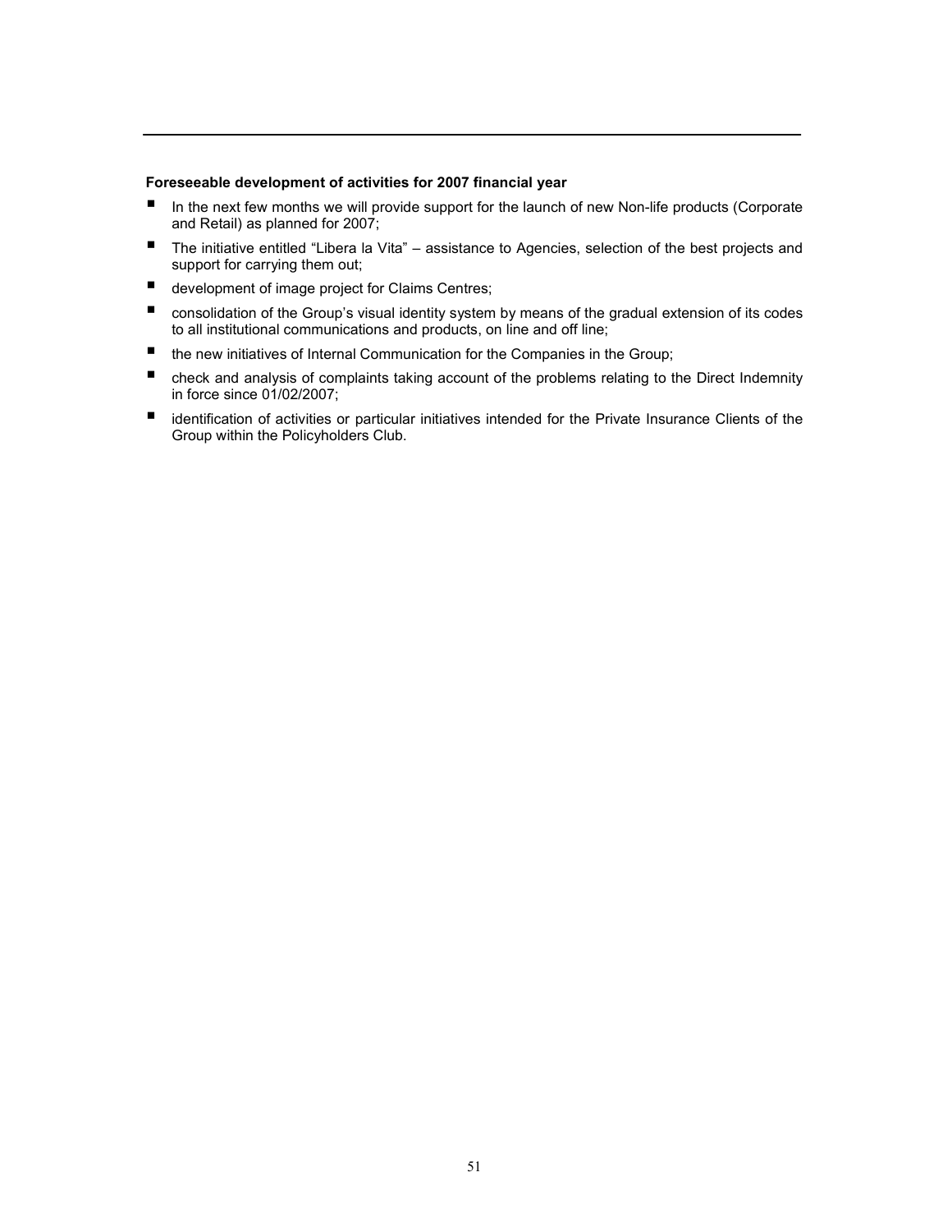**Foreseeable development of activities for 2007 financial year**

- In the next few months we will provide support for the launch of new Non-life products (Corporate and Retail) as planned for 2007;
- The initiative entitled “Libera la Vita” – assistance to Agencies, selection of the best projects and support for carrying them out;
- development of image project for Claims Centres;
- consolidation of the Group’s visual identity system by means of the gradual extension of its codes to all institutional communications and products, on line and off line;
- the new initiatives of Internal Communication for the Companies in the Group;
- check and analysis of complaints taking account of the problems relating to the Direct Indemnity in force since 01/02/2007;
- identification of activities or particular initiatives intended for the Private Insurance Clients of the Group within the Policyholders Club.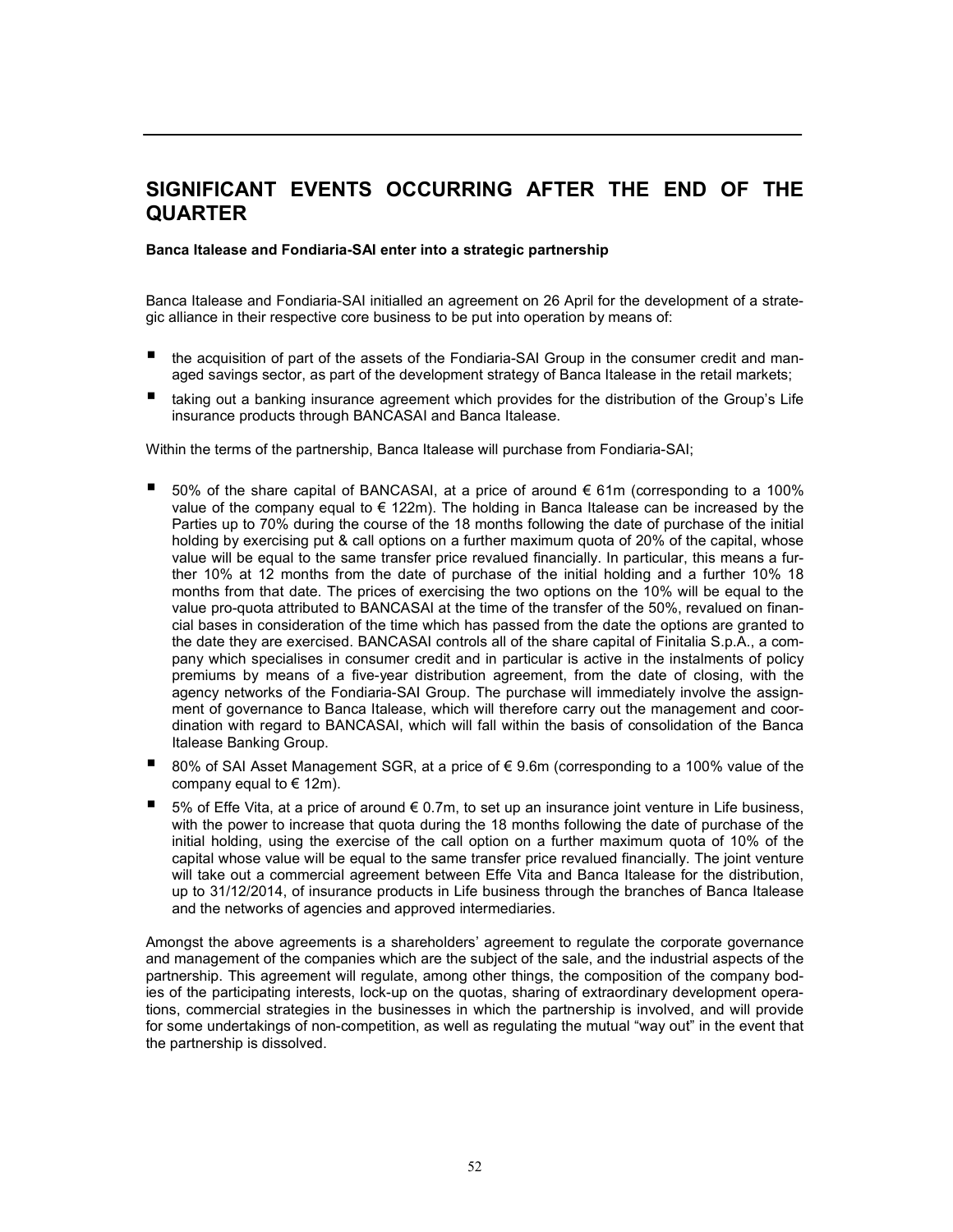# SIGNIFICANT EVENTS OCCURRING AFTER THE END OF THE QUARTER

**Banca Italease and Fondiaria-SAI enter into a strategic partnership**

Banca Italease and Fondiaria-SAI initialled an agreement on 26 April for the development of a strategic alliance in their respective core business to be put into operation by means of:

- the acquisition of part of the assets of the Fondiaria-SAI Group in the consumer credit and managed savings sector, as part of the development strategy of Banca Italease in the retail markets;
- taking out a banking insurance agreement which provides for the distribution of the Group's Life insurance products through BANCASAI and Banca Italease.

Within the terms of the partnership, Banca Italease will purchase from Fondiaria-SAI;

- 50% of the share capital of BANCASAI, at a price of around € 61m (corresponding to a 100% value of the company equal to € 122m). The holding in Banca Italease can be increased by the Parties up to 70% during the course of the 18 months following the date of purchase of the initial holding by exercising put & call options on a further maximum quota of 20% of the capital, whose value will be equal to the same transfer price revalued financially. In particular, this means a further 10% at 12 months from the date of purchase of the initial holding and a further 10% 18 months from that date. The prices of exercising the two options on the 10% will be equal to the value pro-quota attributed to BANCASAI at the time of the transfer of the 50%, revalued on financial bases in consideration of the time which has passed from the date the options are granted to the date they are exercised. BANCASAI controls all of the share capital of Finitalia S.p.A., a company which specialises in consumer credit and in particular is active in the instalments of policy premiums by means of a five-year distribution agreement, from the date of closing, with the agency networks of the Fondiaria-SAI Group. The purchase will immediately involve the assignment of governance to Banca Italease, which will therefore carry out the management and coordination with regard to BANCASAI, which will fall within the basis of consolidation of the Banca Italease Banking Group.
- 80% of SAI Asset Management SGR, at a price of € 9.6m (corresponding to a 100% value of the company equal to € 12m).
- 5% of Effe Vita, at a price of around € 0.7m, to set up an insurance joint venture in Life business, with the power to increase that quota during the 18 months following the date of purchase of the initial holding, using the exercise of the call option on a further maximum quota of 10% of the capital whose value will be equal to the same transfer price revalued financially. The joint venture will take out a commercial agreement between Effe Vita and Banca Italease for the distribution, up to 31/12/2014, of insurance products in Life business through the branches of Banca Italease and the networks of agencies and approved intermediaries.

Amongst the above agreements is a shareholders' agreement to regulate the corporate governance and management of the companies which are the subject of the sale, and the industrial aspects of the partnership. This agreement will regulate, among other things, the composition of the company bodies of the participating interests, lock-up on the quotas, sharing of extraordinary development operations, commercial strategies in the businesses in which the partnership is involved, and will provide for some undertakings of non-competition, as well as regulating the mutual "way out" in the event that the partnership is dissolved.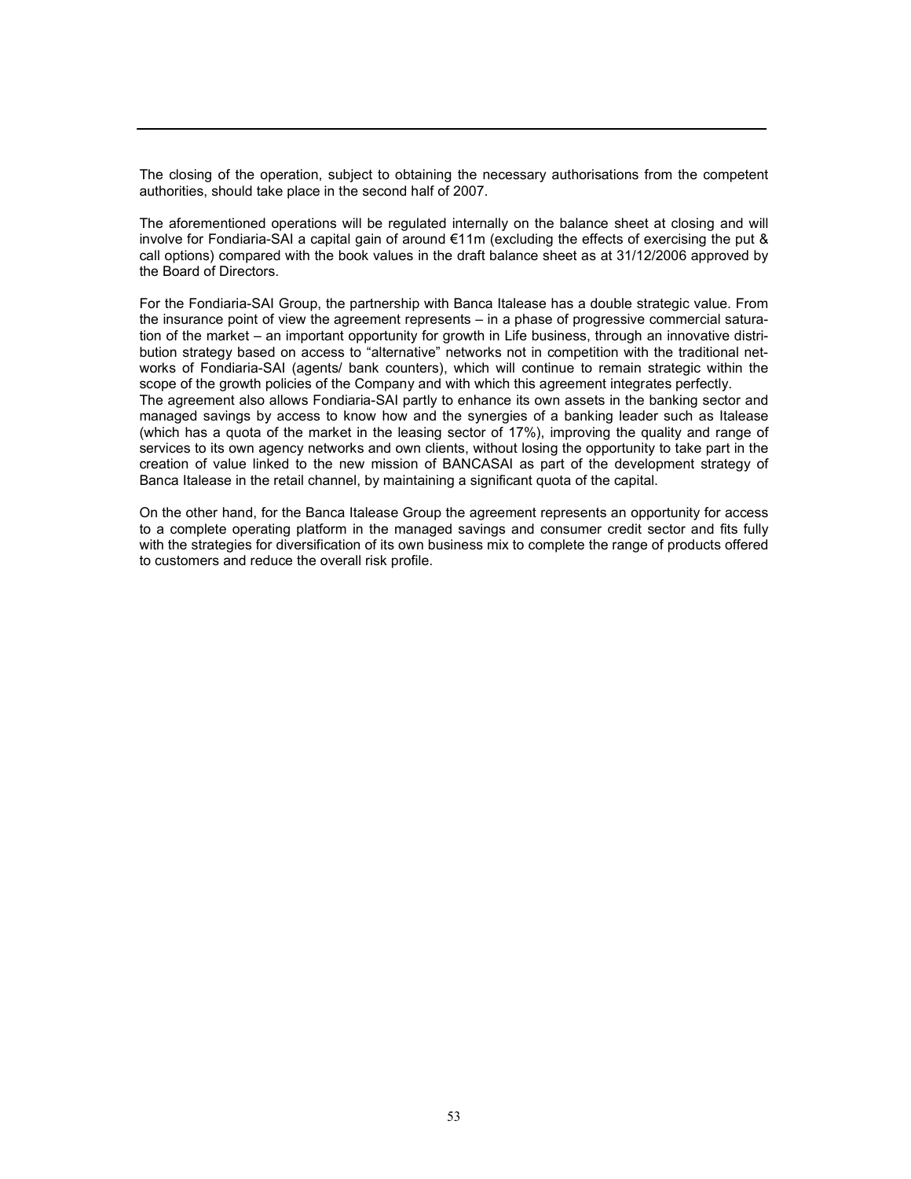The closing of the operation, subject to obtaining the necessary authorisations from the competent authorities, should take place in the second half of 2007.

The aforementioned operations will be regulated internally on the balance sheet at closing and will involve for Fondiaria-SAI a capital gain of around €11m (excluding the effects of exercising the put & call options) compared with the book values in the draft balance sheet as at 31/12/2006 approved by the Board of Directors.

For the Fondiaria-SAI Group, the partnership with Banca Italease has a double strategic value. From the insurance point of view the agreement represents – in a phase of progressive commercial saturation of the market – an important opportunity for growth in Life business, through an innovative distribution strategy based on access to "alternative" networks not in competition with the traditional networks of Fondiaria-SAI (agents/ bank counters), which will continue to remain strategic within the scope of the growth policies of the Company and with which this agreement integrates perfectly.
The agreement also allows Fondiaria-SAI partly to enhance its own assets in the banking sector and managed savings by access to know how and the synergies of a banking leader such as Italease (which has a quota of the market in the leasing sector of 17%), improving the quality and range of services to its own agency networks and own clients, without losing the opportunity to take part in the creation of value linked to the new mission of BANCASAI as part of the development strategy of Banca Italease in the retail channel, by maintaining a significant quota of the capital.

On the other hand, for the Banca Italease Group the agreement represents an opportunity for access to a complete operating platform in the managed savings and consumer credit sector and fits fully with the strategies for diversification of its own business mix to complete the range of products offered to customers and reduce the overall risk profile.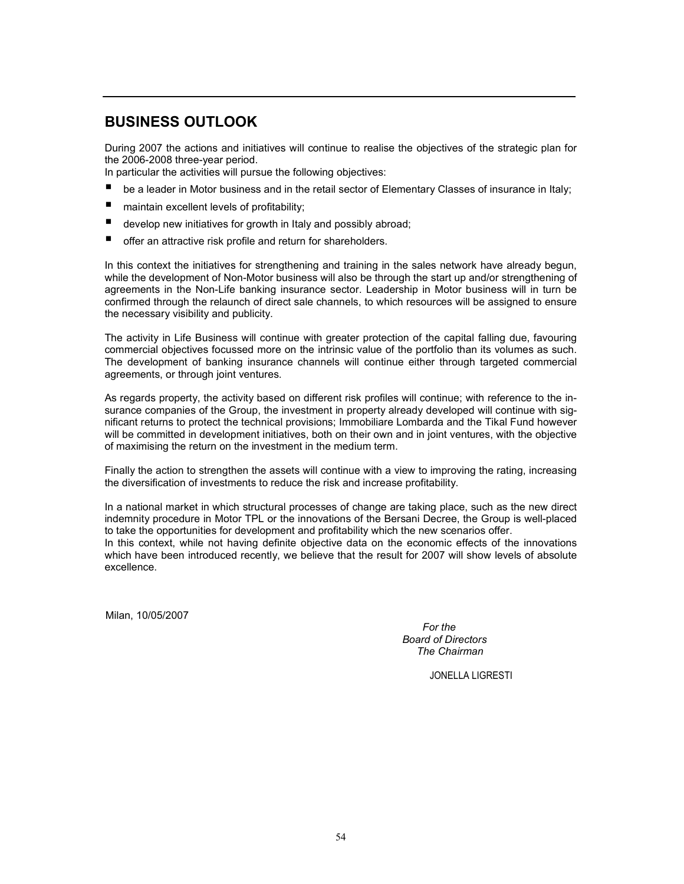## BUSINESS OUTLOOK

During 2007 the actions and initiatives will continue to realise the objectives of the strategic plan for the 2006-2008 three-year period.
In particular the activities will pursue the following objectives:

- be a leader in Motor business and in the retail sector of Elementary Classes of insurance in Italy;
- maintain excellent levels of profitability;
- develop new initiatives for growth in Italy and possibly abroad;
- offer an attractive risk profile and return for shareholders.

In this context the initiatives for strengthening and training in the sales network have already begun, while the development of Non-Motor business will also be through the start up and/or strengthening of agreements in the Non-Life banking insurance sector. Leadership in Motor business will in turn be confirmed through the relaunch of direct sale channels, to which resources will be assigned to ensure the necessary visibility and publicity.

The activity in Life Business will continue with greater protection of the capital falling due, favouring commercial objectives focussed more on the intrinsic value of the portfolio than its volumes as such. The development of banking insurance channels will continue either through targeted commercial agreements, or through joint ventures.

As regards property, the activity based on different risk profiles will continue; with reference to the insurance companies of the Group, the investment in property already developed will continue with significant returns to protect the technical provisions; Immobiliare Lombarda and the Tikal Fund however will be committed in development initiatives, both on their own and in joint ventures, with the objective of maximising the return on the investment in the medium term.

Finally the action to strengthen the assets will continue with a view to improving the rating, increasing the diversification of investments to reduce the risk and increase profitability.

In a national market in which structural processes of change are taking place, such as the new direct indemnity procedure in Motor TPL or the innovations of the Bersani Decree, the Group is well-placed to take the opportunities for development and profitability which the new scenarios offer.
In this context, while not having definite objective data on the economic effects of the innovations which have been introduced recently, we believe that the result for 2007 will show levels of absolute excellence.

Milan, 10/05/2007

*For the*
*Board of Directors*
*The Chairman*

JONELLA LIGRESTI